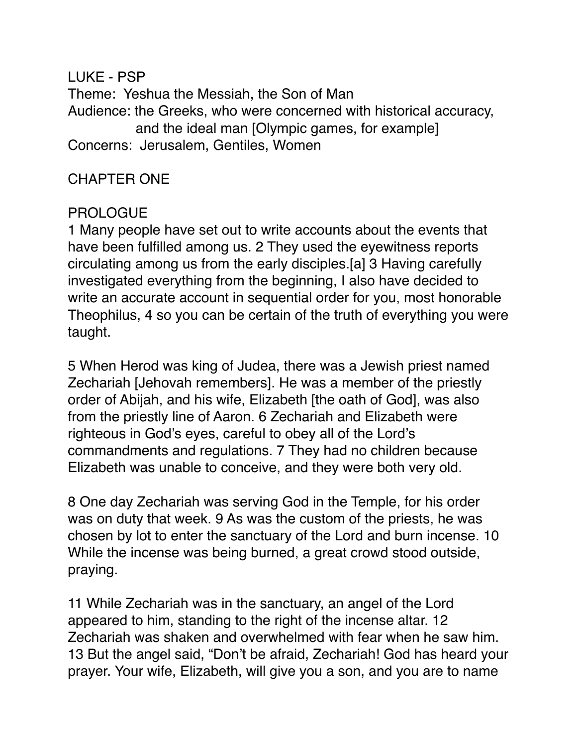LUKE - PSP

Theme: Yeshua the Messiah, the Son of Man

Audience: the Greeks, who were concerned with historical accuracy, and the ideal man [Olympic games, for example]

Concerns: Jerusalem, Gentiles, Women

## CHAPTER ONE

### PROLOGUE

1 Many people have set out to write accounts about the events that have been fulfilled among us. 2 They used the eyewitness reports circulating among us from the early disciples.[a] 3 Having carefully investigated everything from the beginning, I also have decided to write an accurate account in sequential order for you, most honorable Theophilus, 4 so you can be certain of the truth of everything you were taught.

5 When Herod was king of Judea, there was a Jewish priest named Zechariah [Jehovah remembers]. He was a member of the priestly order of Abijah, and his wife, Elizabeth [the oath of God], was also from the priestly line of Aaron. 6 Zechariah and Elizabeth were righteous in God's eyes, careful to obey all of the Lord's commandments and regulations. 7 They had no children because Elizabeth was unable to conceive, and they were both very old.

8 One day Zechariah was serving God in the Temple, for his order was on duty that week. 9 As was the custom of the priests, he was chosen by lot to enter the sanctuary of the Lord and burn incense. 10 While the incense was being burned, a great crowd stood outside, praying.

11 While Zechariah was in the sanctuary, an angel of the Lord appeared to him, standing to the right of the incense altar. 12 Zechariah was shaken and overwhelmed with fear when he saw him. 13 But the angel said, "Don't be afraid, Zechariah! God has heard your prayer. Your wife, Elizabeth, will give you a son, and you are to name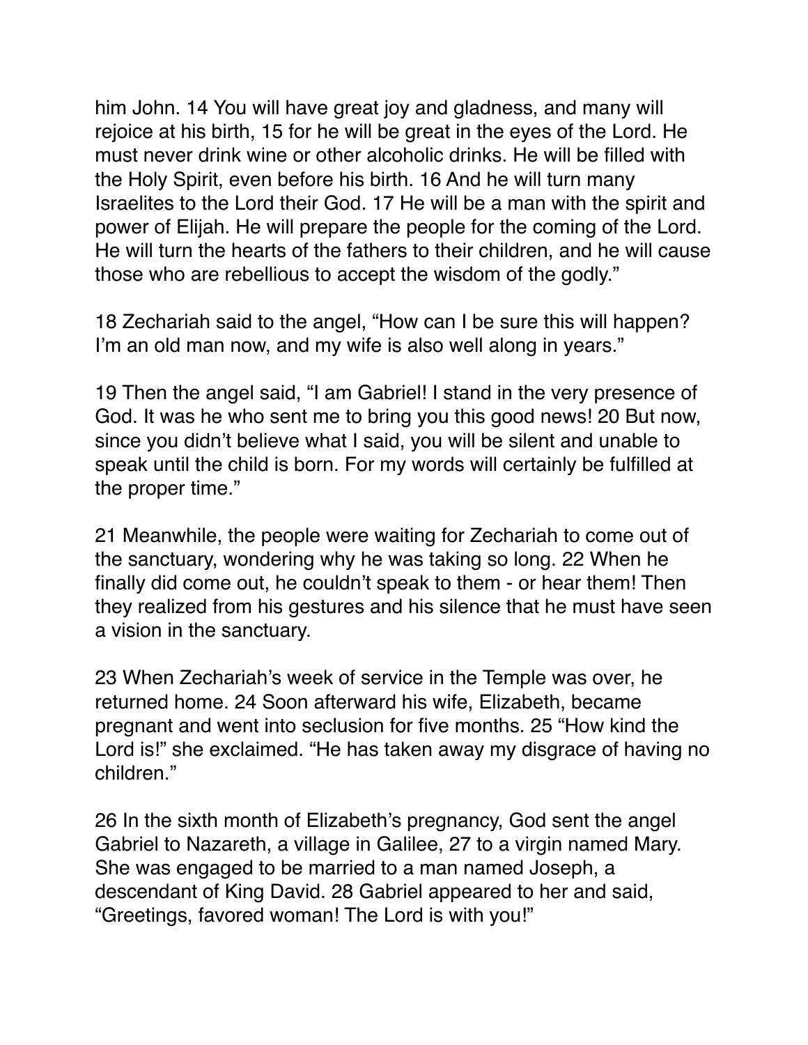him John. 14 You will have great joy and gladness, and many will rejoice at his birth, 15 for he will be great in the eyes of the Lord. He must never drink wine or other alcoholic drinks. He will be filled with the Holy Spirit, even before his birth. 16 And he will turn many Israelites to the Lord their God. 17 He will be a man with the spirit and power of Elijah. He will prepare the people for the coming of the Lord. He will turn the hearts of the fathers to their children, and he will cause those who are rebellious to accept the wisdom of the godly."

18 Zechariah said to the angel, "How can I be sure this will happen? I'm an old man now, and my wife is also well along in years."

19 Then the angel said, "I am Gabriel! I stand in the very presence of God. It was he who sent me to bring you this good news! 20 But now, since you didn't believe what I said, you will be silent and unable to speak until the child is born. For my words will certainly be fulfilled at the proper time."

21 Meanwhile, the people were waiting for Zechariah to come out of the sanctuary, wondering why he was taking so long. 22 When he finally did come out, he couldn't speak to them - or hear them! Then they realized from his gestures and his silence that he must have seen a vision in the sanctuary.

23 When Zechariah's week of service in the Temple was over, he returned home. 24 Soon afterward his wife, Elizabeth, became pregnant and went into seclusion for five months. 25 "How kind the Lord is!" she exclaimed. "He has taken away my disgrace of having no children."

26 In the sixth month of Elizabeth's pregnancy, God sent the angel Gabriel to Nazareth, a village in Galilee, 27 to a virgin named Mary. She was engaged to be married to a man named Joseph, a descendant of King David. 28 Gabriel appeared to her and said, "Greetings, favored woman! The Lord is with you!"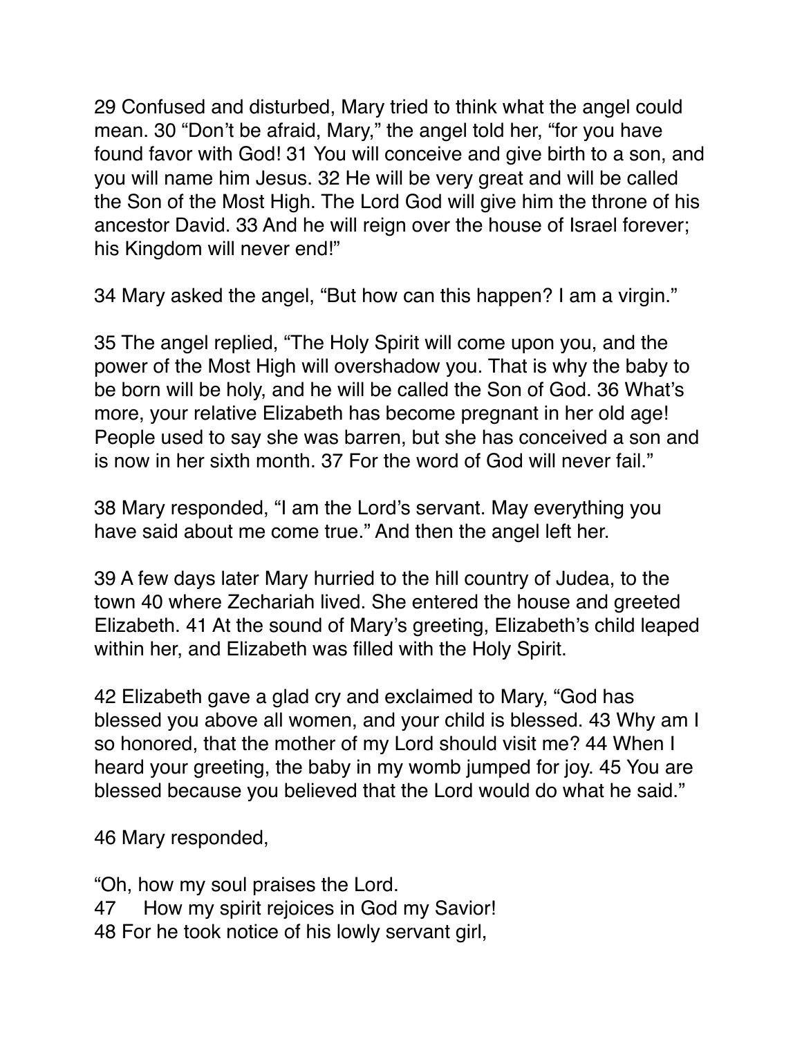29 Confused and disturbed, Mary tried to think what the angel could mean. 30 "Don't be afraid, Mary," the angel told her, "for you have found favor with God! 31 You will conceive and give birth to a son, and you will name him Jesus. 32 He will be very great and will be called the Son of the Most High. The Lord God will give him the throne of his ancestor David. 33 And he will reign over the house of Israel forever; his Kingdom will never end!"

34 Mary asked the angel, "But how can this happen? I am a virgin."

35 The angel replied, "The Holy Spirit will come upon you, and the power of the Most High will overshadow you. That is why the baby to be born will be holy, and he will be called the Son of God. 36 What's more, your relative Elizabeth has become pregnant in her old age! People used to say she was barren, but she has conceived a son and is now in her sixth month. 37 For the word of God will never fail."

38 Mary responded, "I am the Lord's servant. May everything you have said about me come true." And then the angel left her.

39 A few days later Mary hurried to the hill country of Judea, to the town 40 where Zechariah lived. She entered the house and greeted Elizabeth. 41 At the sound of Mary's greeting, Elizabeth's child leaped within her, and Elizabeth was filled with the Holy Spirit.

42 Elizabeth gave a glad cry and exclaimed to Mary, "God has blessed you above all women, and your child is blessed. 43 Why am I so honored, that the mother of my Lord should visit me? 44 When I heard your greeting, the baby in my womb jumped for joy. 45 You are blessed because you believed that the Lord would do what he said."

46 Mary responded,

"Oh, how my soul praises the Lord.
47 How my spirit rejoices in God my Savior!
48 For he took notice of his lowly servant girl,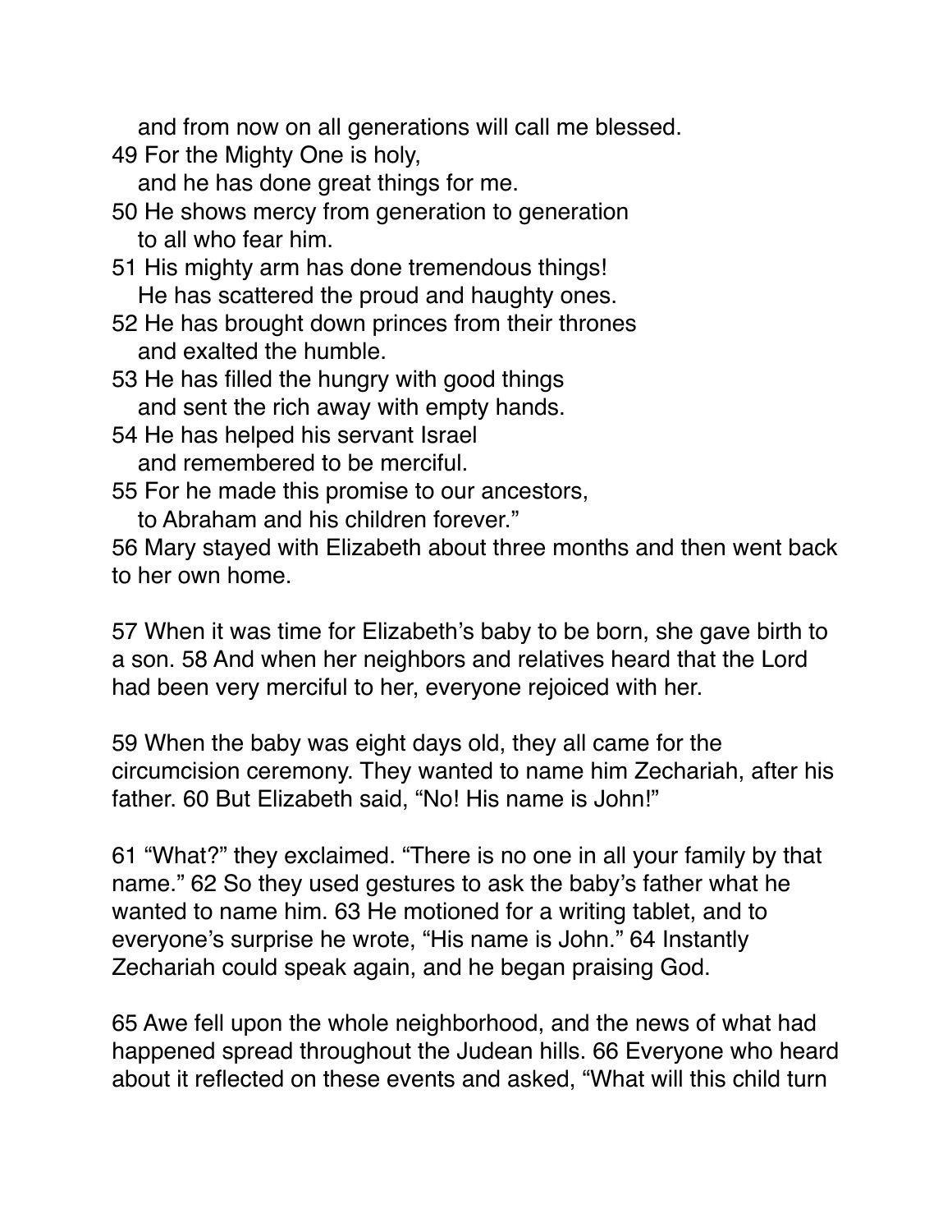and from now on all generations will call me blessed.
49 For the Mighty One is holy,
and he has done great things for me.
50 He shows mercy from generation to generation
to all who fear him.
51 His mighty arm has done tremendous things!
He has scattered the proud and haughty ones.
52 He has brought down princes from their thrones
and exalted the humble.
53 He has filled the hungry with good things
and sent the rich away with empty hands.
54 He has helped his servant Israel
and remembered to be merciful.
55 For he made this promise to our ancestors,
to Abraham and his children forever."
56 Mary stayed with Elizabeth about three months and then went back to her own home.

57 When it was time for Elizabeth's baby to be born, she gave birth to a son. 58 And when her neighbors and relatives heard that the Lord had been very merciful to her, everyone rejoiced with her.

59 When the baby was eight days old, they all came for the circumcision ceremony. They wanted to name him Zechariah, after his father. 60 But Elizabeth said, "No! His name is John!"

61 "What?" they exclaimed. "There is no one in all your family by that name." 62 So they used gestures to ask the baby's father what he wanted to name him. 63 He motioned for a writing tablet, and to everyone's surprise he wrote, "His name is John." 64 Instantly Zechariah could speak again, and he began praising God.

65 Awe fell upon the whole neighborhood, and the news of what had happened spread throughout the Judean hills. 66 Everyone who heard about it reflected on these events and asked, "What will this child turn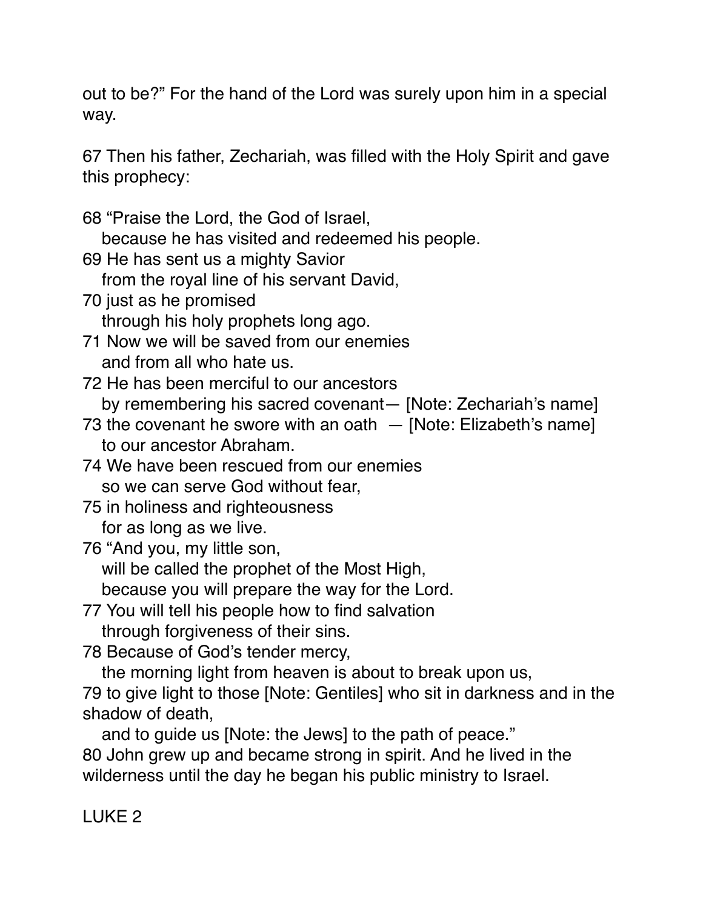out to be?” For the hand of the Lord was surely upon him in a special way.

67 Then his father, Zechariah, was filled with the Holy Spirit and gave this prophecy:

68 “Praise the Lord, the God of Israel,
   because he has visited and redeemed his people.
69 He has sent us a mighty Savior
   from the royal line of his servant David,
70 just as he promised
   through his holy prophets long ago.
71 Now we will be saved from our enemies
   and from all who hate us.
72 He has been merciful to our ancestors
   by remembering his sacred covenant— [Note: Zechariah’s name]
73 the covenant he swore with an oath — [Note: Elizabeth’s name]
   to our ancestor Abraham.
74 We have been rescued from our enemies
   so we can serve God without fear,
75 in holiness and righteousness
   for as long as we live.
76 “And you, my little son,
   will be called the prophet of the Most High,
   because you will prepare the way for the Lord.
77 You will tell his people how to find salvation
   through forgiveness of their sins.
78 Because of God’s tender mercy,
   the morning light from heaven is about to break upon us,
79 to give light to those [Note: Gentiles] who sit in darkness and in the shadow of death,
   and to guide us [Note: the Jews] to the path of peace.”
80 John grew up and became strong in spirit. And he lived in the wilderness until the day he began his public ministry to Israel.

LUKE 2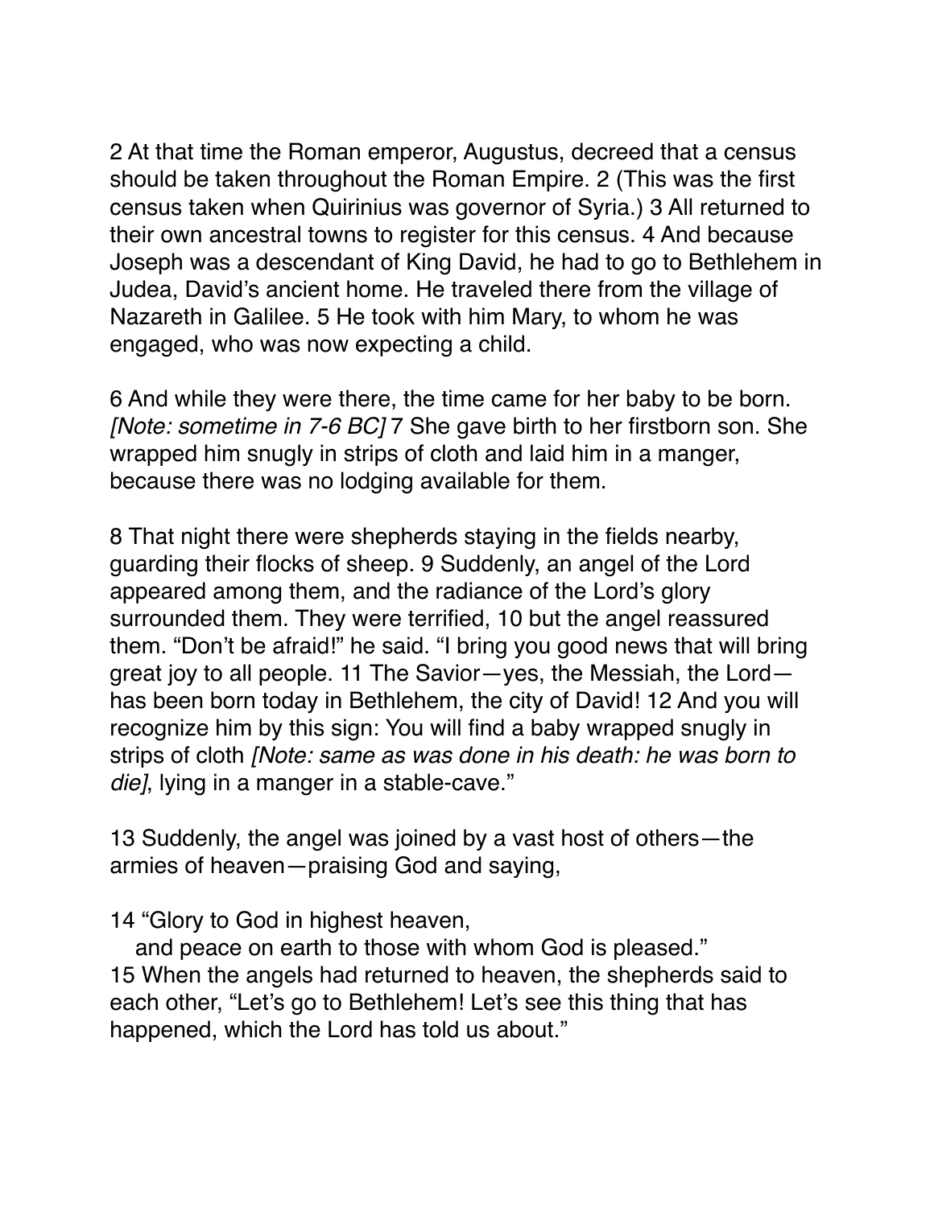2 At that time the Roman emperor, Augustus, decreed that a census should be taken throughout the Roman Empire. 2 (This was the first census taken when Quirinius was governor of Syria.) 3 All returned to their own ancestral towns to register for this census. 4 And because Joseph was a descendant of King David, he had to go to Bethlehem in Judea, David's ancient home. He traveled there from the village of Nazareth in Galilee. 5 He took with him Mary, to whom he was engaged, who was now expecting a child.

6 And while they were there, the time came for her baby to be born. *[Note: sometime in 7-6 BC]* 7 She gave birth to her firstborn son. She wrapped him snugly in strips of cloth and laid him in a manger, because there was no lodging available for them.

8 That night there were shepherds staying in the fields nearby, guarding their flocks of sheep. 9 Suddenly, an angel of the Lord appeared among them, and the radiance of the Lord's glory surrounded them. They were terrified, 10 but the angel reassured them. "Don't be afraid!" he said. "I bring you good news that will bring great joy to all people. 11 The Savior—yes, the Messiah, the Lord—has been born today in Bethlehem, the city of David! 12 And you will recognize him by this sign: You will find a baby wrapped snugly in strips of cloth *[Note: same as was done in his death: he was born to die]*, lying in a manger in a stable-cave."

13 Suddenly, the angel was joined by a vast host of others—the armies of heaven—praising God and saying,

14 "Glory to God in highest heaven,
and peace on earth to those with whom God is pleased."
15 When the angels had returned to heaven, the shepherds said to each other, "Let's go to Bethlehem! Let's see this thing that has happened, which the Lord has told us about."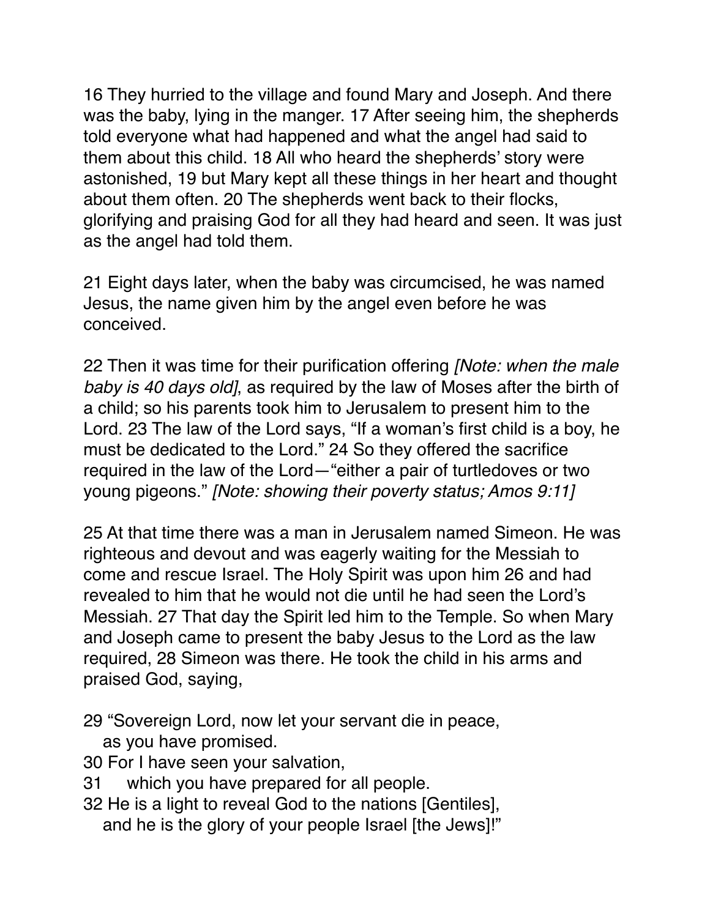16 They hurried to the village and found Mary and Joseph. And there was the baby, lying in the manger. 17 After seeing him, the shepherds told everyone what had happened and what the angel had said to them about this child. 18 All who heard the shepherds' story were astonished, 19 but Mary kept all these things in her heart and thought about them often. 20 The shepherds went back to their flocks, glorifying and praising God for all they had heard and seen. It was just as the angel had told them.

21 Eight days later, when the baby was circumcised, he was named Jesus, the name given him by the angel even before he was conceived.

22 Then it was time for their purification offering *[Note: when the male baby is 40 days old]*, as required by the law of Moses after the birth of a child; so his parents took him to Jerusalem to present him to the Lord. 23 The law of the Lord says, "If a woman's first child is a boy, he must be dedicated to the Lord." 24 So they offered the sacrifice required in the law of the Lord—"either a pair of turtledoves or two young pigeons." *[Note: showing their poverty status; Amos 9:11]*

25 At that time there was a man in Jerusalem named Simeon. He was righteous and devout and was eagerly waiting for the Messiah to come and rescue Israel. The Holy Spirit was upon him 26 and had revealed to him that he would not die until he had seen the Lord's Messiah. 27 That day the Spirit led him to the Temple. So when Mary and Joseph came to present the baby Jesus to the Lord as the law required, 28 Simeon was there. He took the child in his arms and praised God, saying,

29 "Sovereign Lord, now let your servant die in peace,
as you have promised.
30 For I have seen your salvation,
31 which you have prepared for all people.
32 He is a light to reveal God to the nations [Gentiles],
and he is the glory of your people Israel [the Jews]!"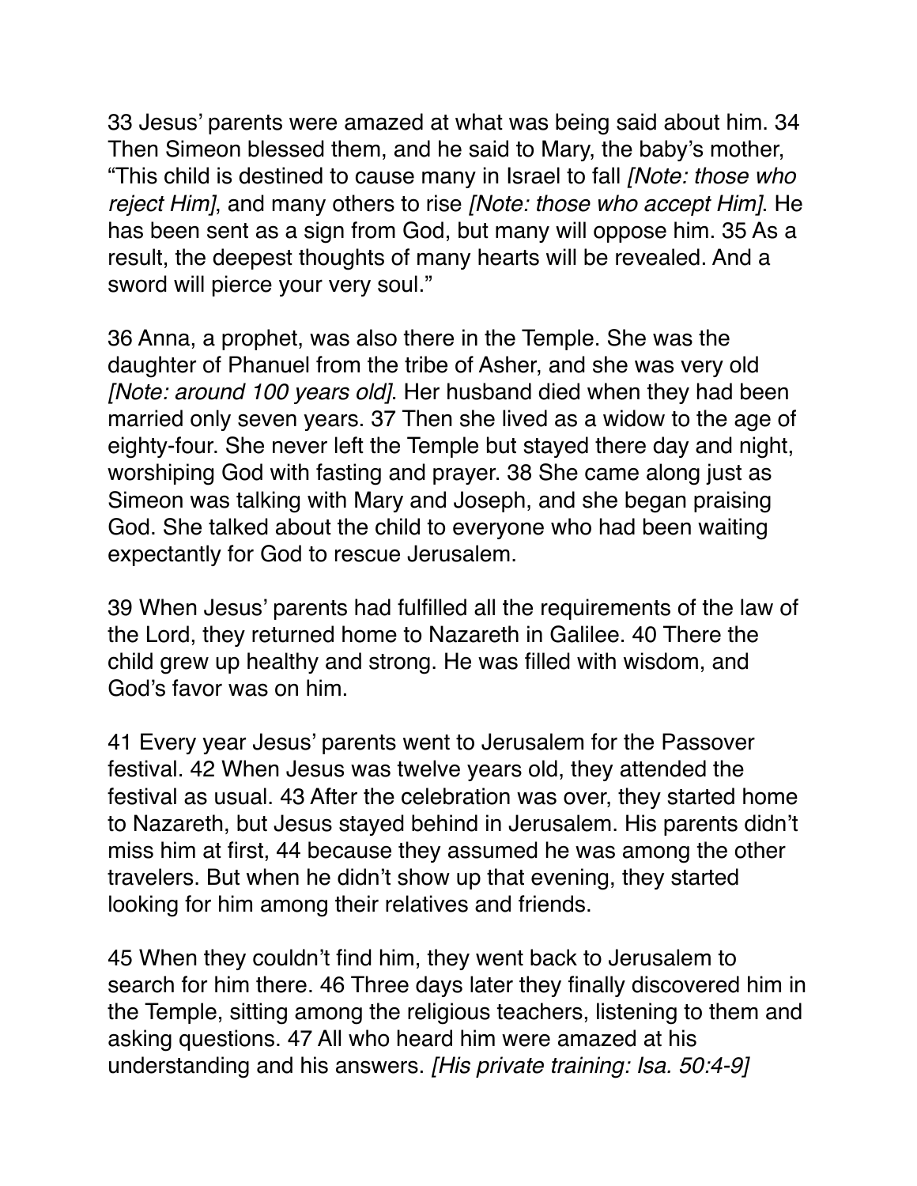33 Jesus' parents were amazed at what was being said about him. 34 Then Simeon blessed them, and he said to Mary, the baby's mother, "This child is destined to cause many in Israel to fall *[Note: those who reject Him]*, and many others to rise *[Note: those who accept Him]*. He has been sent as a sign from God, but many will oppose him. 35 As a result, the deepest thoughts of many hearts will be revealed. And a sword will pierce your very soul."

36 Anna, a prophet, was also there in the Temple. She was the daughter of Phanuel from the tribe of Asher, and she was very old *[Note: around 100 years old]*. Her husband died when they had been married only seven years. 37 Then she lived as a widow to the age of eighty-four. She never left the Temple but stayed there day and night, worshiping God with fasting and prayer. 38 She came along just as Simeon was talking with Mary and Joseph, and she began praising God. She talked about the child to everyone who had been waiting expectantly for God to rescue Jerusalem.

39 When Jesus' parents had fulfilled all the requirements of the law of the Lord, they returned home to Nazareth in Galilee. 40 There the child grew up healthy and strong. He was filled with wisdom, and God's favor was on him.

41 Every year Jesus' parents went to Jerusalem for the Passover festival. 42 When Jesus was twelve years old, they attended the festival as usual. 43 After the celebration was over, they started home to Nazareth, but Jesus stayed behind in Jerusalem. His parents didn't miss him at first, 44 because they assumed he was among the other travelers. But when he didn't show up that evening, they started looking for him among their relatives and friends.

45 When they couldn't find him, they went back to Jerusalem to search for him there. 46 Three days later they finally discovered him in the Temple, sitting among the religious teachers, listening to them and asking questions. 47 All who heard him were amazed at his understanding and his answers. *[His private training: Isa. 50:4-9]*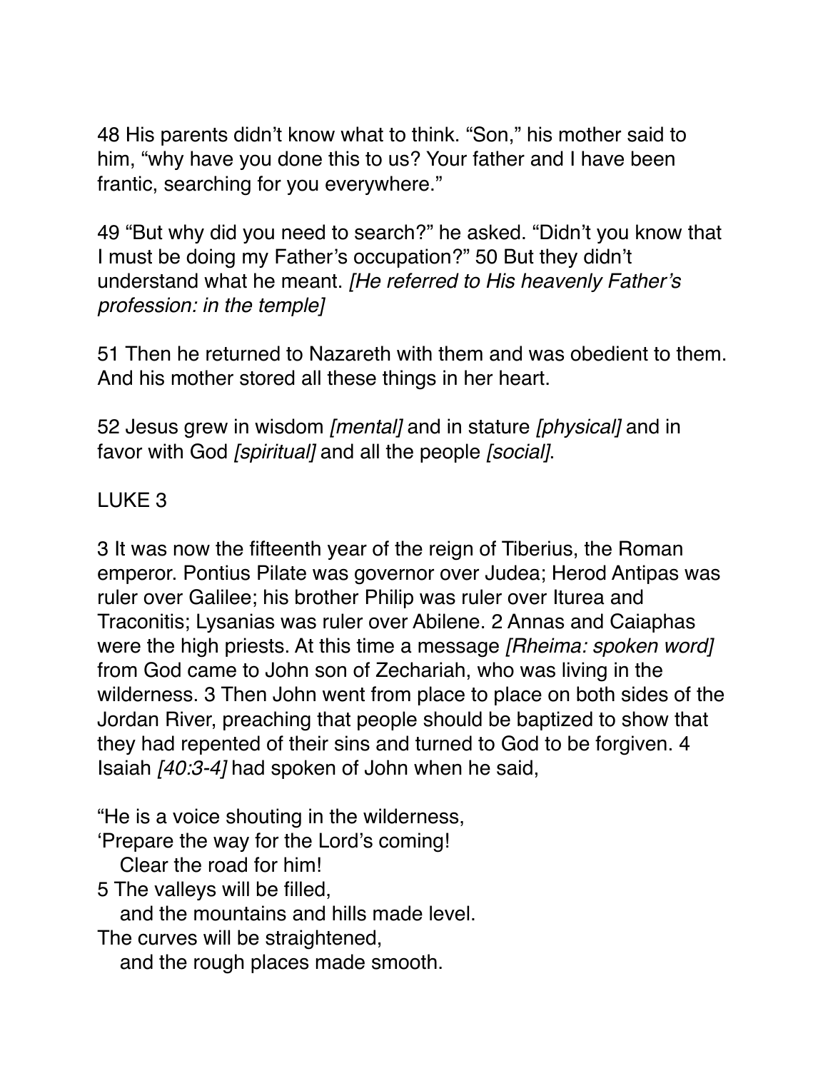48 His parents didn't know what to think. "Son," his mother said to him, "why have you done this to us? Your father and I have been frantic, searching for you everywhere."

49 "But why did you need to search?" he asked. "Didn't you know that I must be doing my Father's occupation?" 50 But they didn't understand what he meant. *[He referred to His heavenly Father's profession: in the temple]*

51 Then he returned to Nazareth with them and was obedient to them. And his mother stored all these things in her heart.

52 Jesus grew in wisdom *[mental]* and in stature *[physical]* and in favor with God *[spiritual]* and all the people *[social]*.

## LUKE 3

3 It was now the fifteenth year of the reign of Tiberius, the Roman emperor. Pontius Pilate was governor over Judea; Herod Antipas was ruler over Galilee; his brother Philip was ruler over Iturea and Traconitis; Lysanias was ruler over Abilene. 2 Annas and Caiaphas were the high priests. At this time a message *[Rheima: spoken word]* from God came to John son of Zechariah, who was living in the wilderness. 3 Then John went from place to place on both sides of the Jordan River, preaching that people should be baptized to show that they had repented of their sins and turned to God to be forgiven. 4 Isaiah *[40:3-4]* had spoken of John when he said,

"He is a voice shouting in the wilderness,
'Prepare the way for the Lord's coming!
  Clear the road for him!
5 The valleys will be filled,
  and the mountains and hills made level.
The curves will be straightened,
  and the rough places made smooth.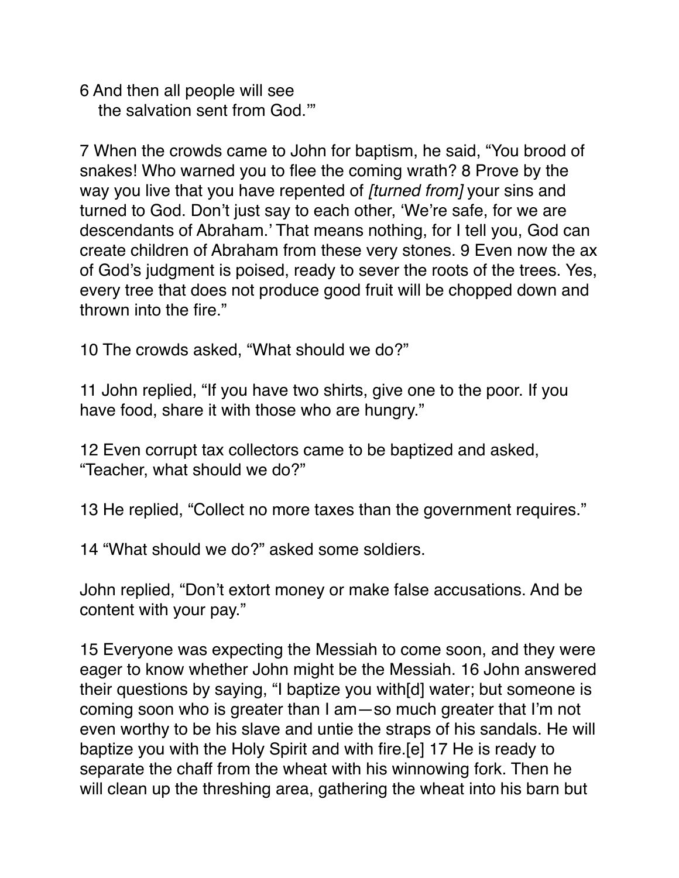6 And then all people will see
   the salvation sent from God.'"

7 When the crowds came to John for baptism, he said, "You brood of snakes! Who warned you to flee the coming wrath? 8 Prove by the way you live that you have repented of *[turned from]* your sins and turned to God. Don't just say to each other, 'We're safe, for we are descendants of Abraham.' That means nothing, for I tell you, God can create children of Abraham from these very stones. 9 Even now the ax of God's judgment is poised, ready to sever the roots of the trees. Yes, every tree that does not produce good fruit will be chopped down and thrown into the fire."

10 The crowds asked, "What should we do?"

11 John replied, "If you have two shirts, give one to the poor. If you have food, share it with those who are hungry."

12 Even corrupt tax collectors came to be baptized and asked, "Teacher, what should we do?"

13 He replied, "Collect no more taxes than the government requires."

14 "What should we do?" asked some soldiers.

John replied, "Don't extort money or make false accusations. And be content with your pay."

15 Everyone was expecting the Messiah to come soon, and they were eager to know whether John might be the Messiah. 16 John answered their questions by saying, "I baptize you with[d] water; but someone is coming soon who is greater than I am—so much greater that I'm not even worthy to be his slave and untie the straps of his sandals. He will baptize you with the Holy Spirit and with fire.[e] 17 He is ready to separate the chaff from the wheat with his winnowing fork. Then he will clean up the threshing area, gathering the wheat into his barn but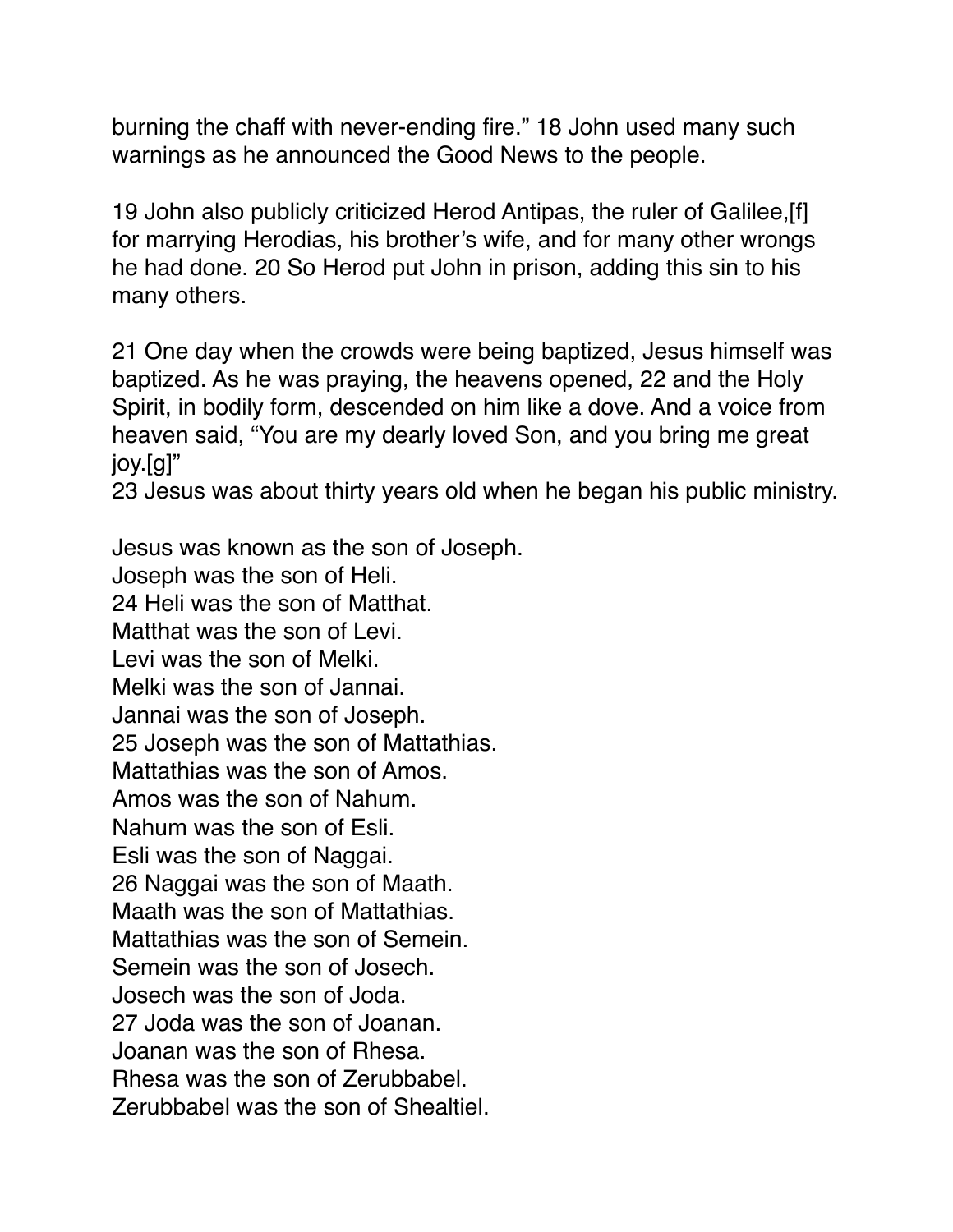burning the chaff with never-ending fire." 18 John used many such warnings as he announced the Good News to the people.

19 John also publicly criticized Herod Antipas, the ruler of Galilee,[f] for marrying Herodias, his brother's wife, and for many other wrongs he had done. 20 So Herod put John in prison, adding this sin to his many others.

21 One day when the crowds were being baptized, Jesus himself was baptized. As he was praying, the heavens opened, 22 and the Holy Spirit, in bodily form, descended on him like a dove. And a voice from heaven said, "You are my dearly loved Son, and you bring me great joy.[g]"
23 Jesus was about thirty years old when he began his public ministry.

Jesus was known as the son of Joseph.
Joseph was the son of Heli.
24 Heli was the son of Matthat.
Matthat was the son of Levi.
Levi was the son of Melki.
Melki was the son of Jannai.
Jannai was the son of Joseph.
25 Joseph was the son of Mattathias.
Mattathias was the son of Amos.
Amos was the son of Nahum.
Nahum was the son of Esli.
Esli was the son of Naggai.
26 Naggai was the son of Maath.
Maath was the son of Mattathias.
Mattathias was the son of Semein.
Semein was the son of Josech.
Josech was the son of Joda.
27 Joda was the son of Joanan.
Joanan was the son of Rhesa.
Rhesa was the son of Zerubbabel.
Zerubbabel was the son of Shealtiel.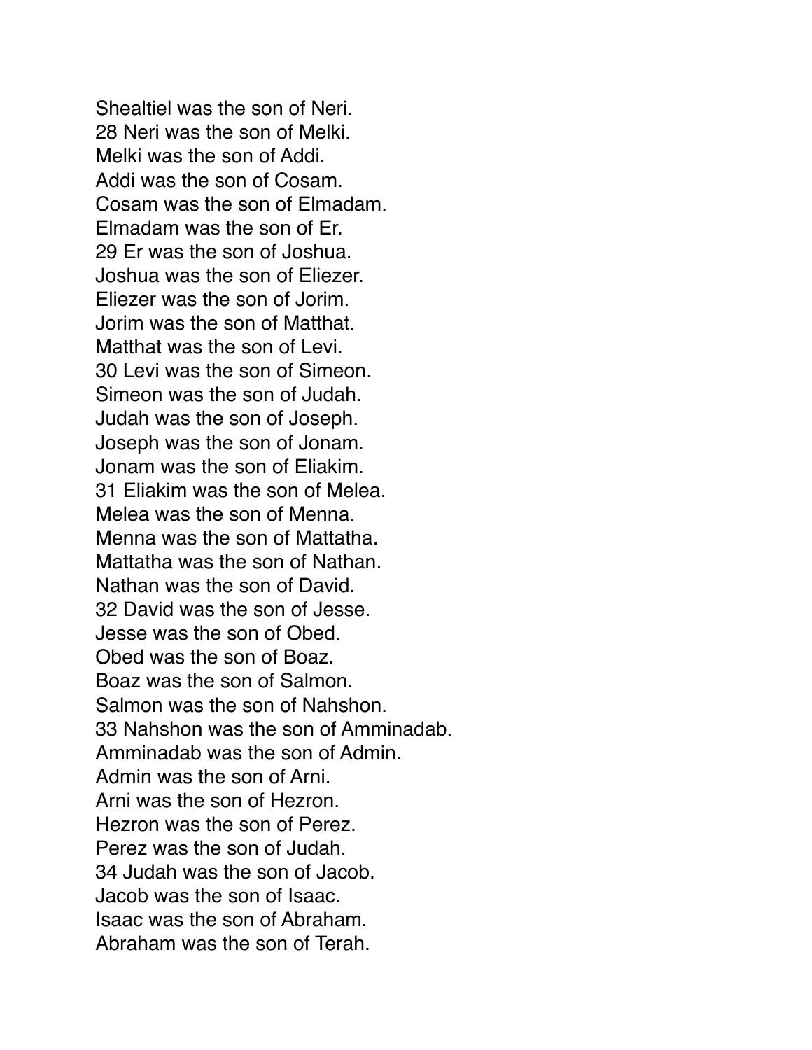Shealtiel was the son of Neri.
28 Neri was the son of Melki.
Melki was the son of Addi.
Addi was the son of Cosam.
Cosam was the son of Elmadam.
Elmadam was the son of Er.
29 Er was the son of Joshua.
Joshua was the son of Eliezer.
Eliezer was the son of Jorim.
Jorim was the son of Matthat.
Matthat was the son of Levi.
30 Levi was the son of Simeon.
Simeon was the son of Judah.
Judah was the son of Joseph.
Joseph was the son of Jonam.
Jonam was the son of Eliakim.
31 Eliakim was the son of Melea.
Melea was the son of Menna.
Menna was the son of Mattatha.
Mattatha was the son of Nathan.
Nathan was the son of David.
32 David was the son of Jesse.
Jesse was the son of Obed.
Obed was the son of Boaz.
Boaz was the son of Salmon.
Salmon was the son of Nahshon.
33 Nahshon was the son of Amminadab.
Amminadab was the son of Admin.
Admin was the son of Arni.
Arni was the son of Hezron.
Hezron was the son of Perez.
Perez was the son of Judah.
34 Judah was the son of Jacob.
Jacob was the son of Isaac.
Isaac was the son of Abraham.
Abraham was the son of Terah.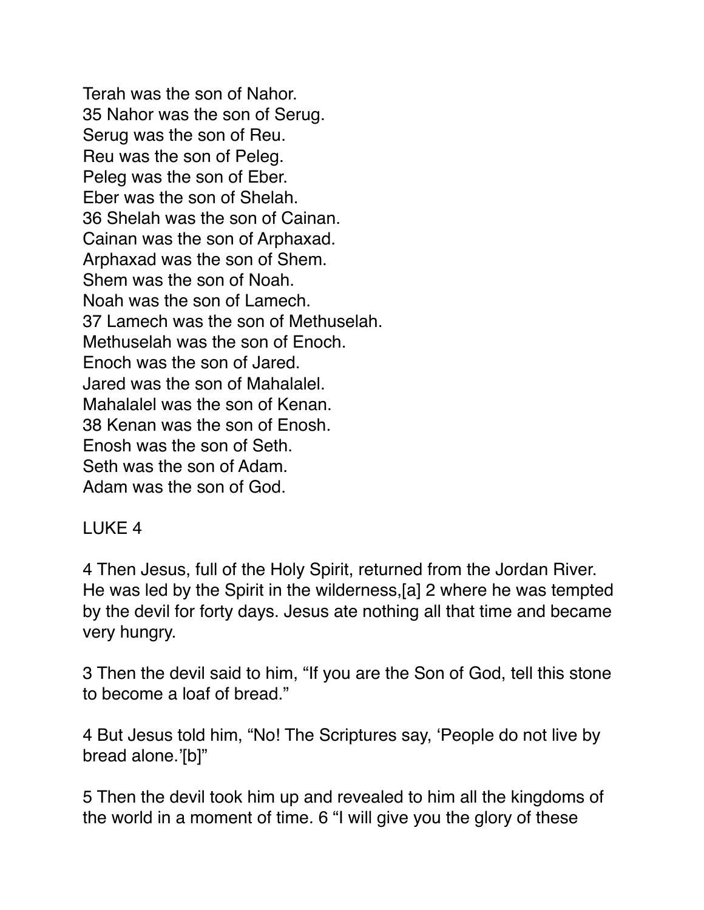Terah was the son of Nahor.
35 Nahor was the son of Serug.
Serug was the son of Reu.
Reu was the son of Peleg.
Peleg was the son of Eber.
Eber was the son of Shelah.
36 Shelah was the son of Cainan.
Cainan was the son of Arphaxad.
Arphaxad was the son of Shem.
Shem was the son of Noah.
Noah was the son of Lamech.
37 Lamech was the son of Methuselah.
Methuselah was the son of Enoch.
Enoch was the son of Jared.
Jared was the son of Mahalalel.
Mahalalel was the son of Kenan.
38 Kenan was the son of Enosh.
Enosh was the son of Seth.
Seth was the son of Adam.
Adam was the son of God.

## LUKE 4

4 Then Jesus, full of the Holy Spirit, returned from the Jordan River. He was led by the Spirit in the wilderness,[a] 2 where he was tempted by the devil for forty days. Jesus ate nothing all that time and became very hungry.

3 Then the devil said to him, “If you are the Son of God, tell this stone to become a loaf of bread.”

4 But Jesus told him, “No! The Scriptures say, ‘People do not live by bread alone.’[b]”

5 Then the devil took him up and revealed to him all the kingdoms of the world in a moment of time. 6 “I will give you the glory of these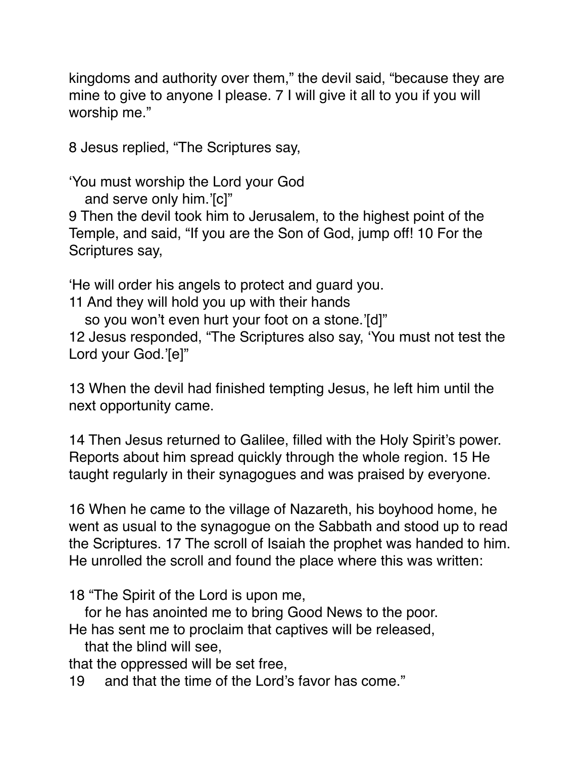kingdoms and authority over them," the devil said, "because they are mine to give to anyone I please. 7 I will give it all to you if you will worship me."

8 Jesus replied, "The Scriptures say,

'You must worship the Lord your God
   and serve only him.'[c]"
9 Then the devil took him to Jerusalem, to the highest point of the Temple, and said, "If you are the Son of God, jump off! 10 For the Scriptures say,

'He will order his angels to protect and guard you.
11 And they will hold you up with their hands
   so you won't even hurt your foot on a stone.'[d]"
12 Jesus responded, "The Scriptures also say, 'You must not test the Lord your God.'[e]"

13 When the devil had finished tempting Jesus, he left him until the next opportunity came.

14 Then Jesus returned to Galilee, filled with the Holy Spirit's power. Reports about him spread quickly through the whole region. 15 He taught regularly in their synagogues and was praised by everyone.

16 When he came to the village of Nazareth, his boyhood home, he went as usual to the synagogue on the Sabbath and stood up to read the Scriptures. 17 The scroll of Isaiah the prophet was handed to him. He unrolled the scroll and found the place where this was written:

18 "The Spirit of the Lord is upon me,
   for he has anointed me to bring Good News to the poor.
He has sent me to proclaim that captives will be released,
   that the blind will see,
that the oppressed will be set free,
19    and that the time of the Lord's favor has come."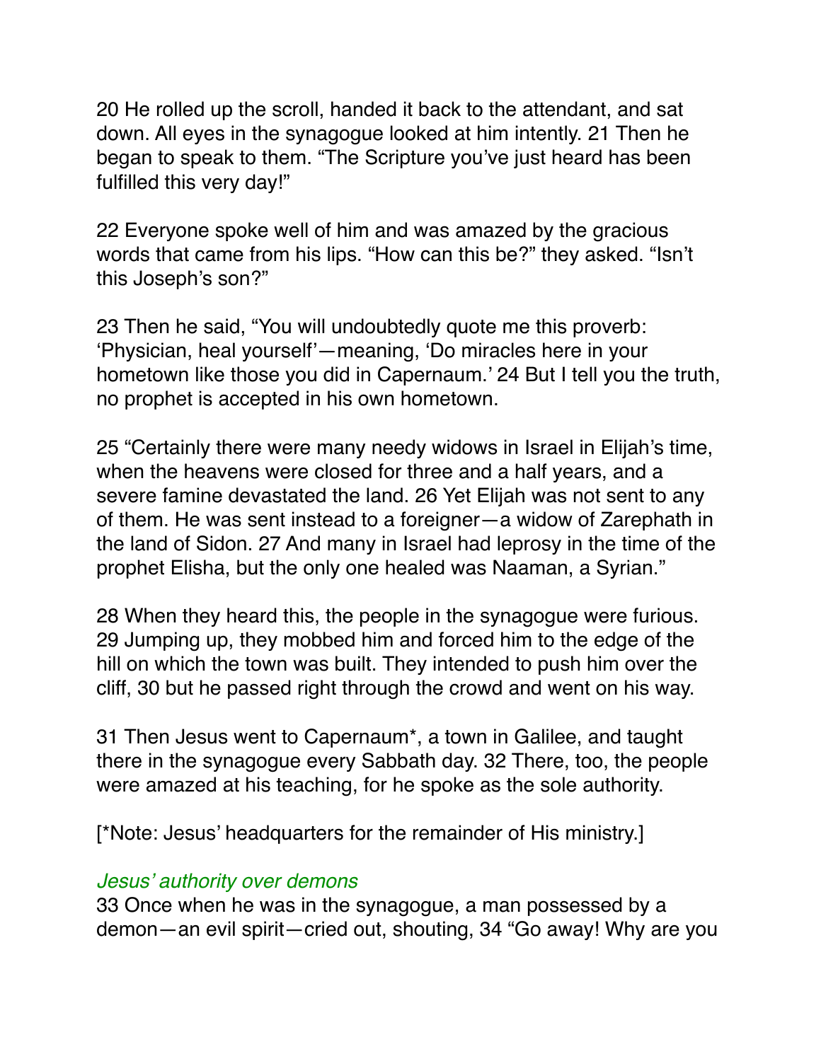20 He rolled up the scroll, handed it back to the attendant, and sat down. All eyes in the synagogue looked at him intently. 21 Then he began to speak to them. “The Scripture you’ve just heard has been fulfilled this very day!”

22 Everyone spoke well of him and was amazed by the gracious words that came from his lips. “How can this be?” they asked. “Isn’t this Joseph’s son?”

23 Then he said, “You will undoubtedly quote me this proverb: ‘Physician, heal yourself’—meaning, ‘Do miracles here in your hometown like those you did in Capernaum.’ 24 But I tell you the truth, no prophet is accepted in his own hometown.

25 “Certainly there were many needy widows in Israel in Elijah’s time, when the heavens were closed for three and a half years, and a severe famine devastated the land. 26 Yet Elijah was not sent to any of them. He was sent instead to a foreigner—a widow of Zarephath in the land of Sidon. 27 And many in Israel had leprosy in the time of the prophet Elisha, but the only one healed was Naaman, a Syrian.”

28 When they heard this, the people in the synagogue were furious. 29 Jumping up, they mobbed him and forced him to the edge of the hill on which the town was built. They intended to push him over the cliff, 30 but he passed right through the crowd and went on his way.

31 Then Jesus went to Capernaum*, a town in Galilee, and taught there in the synagogue every Sabbath day. 32 There, too, the people were amazed at his teaching, for he spoke as the sole authority.

[*Note: Jesus’ headquarters for the remainder of His ministry.]

*Jesus’ authority over demons*

33 Once when he was in the synagogue, a man possessed by a demon—an evil spirit—cried out, shouting, 34 “Go away! Why are you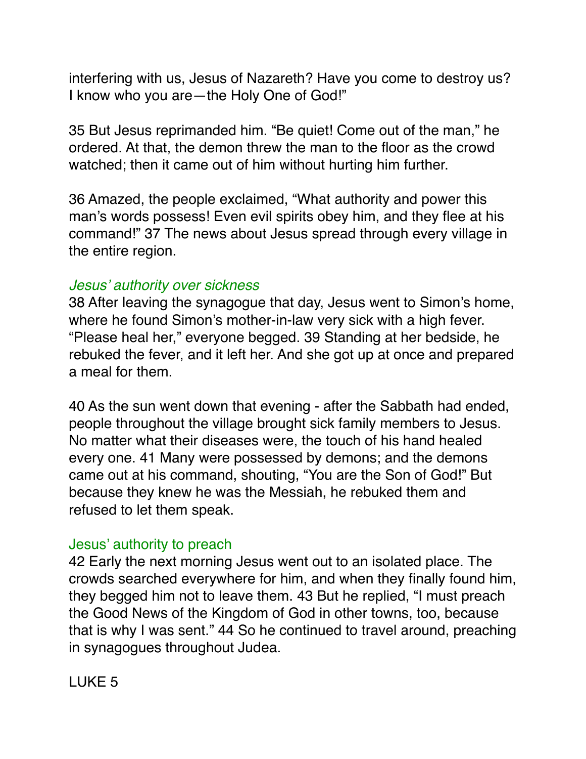interfering with us, Jesus of Nazareth? Have you come to destroy us? I know who you are—the Holy One of God!"

35 But Jesus reprimanded him. "Be quiet! Come out of the man," he ordered. At that, the demon threw the man to the floor as the crowd watched; then it came out of him without hurting him further.

36 Amazed, the people exclaimed, "What authority and power this man's words possess! Even evil spirits obey him, and they flee at his command!" 37 The news about Jesus spread through every village in the entire region.

### *Jesus' authority over sickness*

38 After leaving the synagogue that day, Jesus went to Simon's home, where he found Simon's mother-in-law very sick with a high fever. "Please heal her," everyone begged. 39 Standing at her bedside, he rebuked the fever, and it left her. And she got up at once and prepared a meal for them.

40 As the sun went down that evening - after the Sabbath had ended, people throughout the village brought sick family members to Jesus. No matter what their diseases were, the touch of his hand healed every one. 41 Many were possessed by demons; and the demons came out at his command, shouting, "You are the Son of God!" But because they knew he was the Messiah, he rebuked them and refused to let them speak.

### Jesus' authority to preach

42 Early the next morning Jesus went out to an isolated place. The crowds searched everywhere for him, and when they finally found him, they begged him not to leave them. 43 But he replied, "I must preach the Good News of the Kingdom of God in other towns, too, because that is why I was sent." 44 So he continued to travel around, preaching in synagogues throughout Judea.

## LUKE 5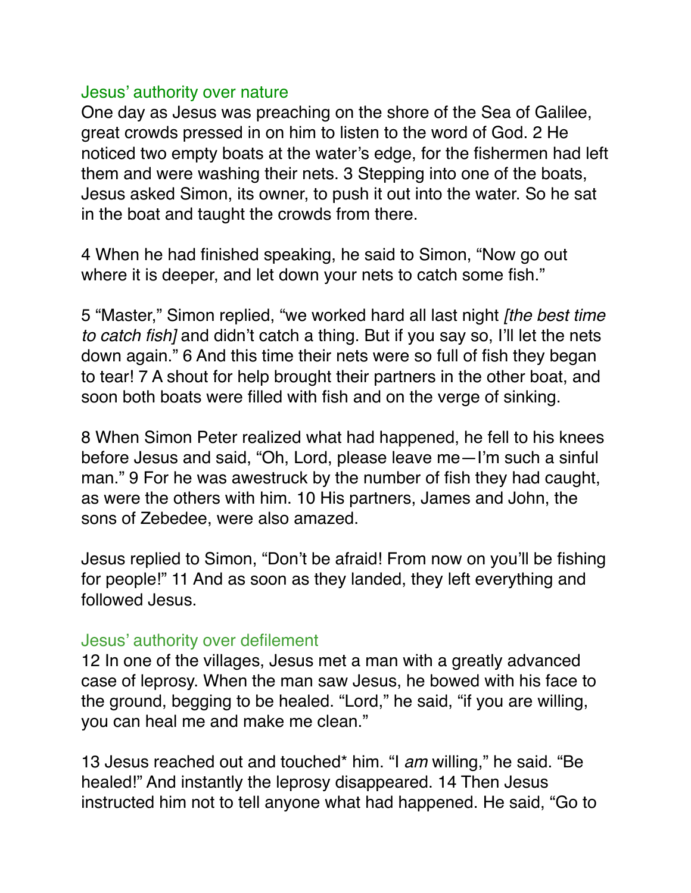### Jesus' authority over nature

One day as Jesus was preaching on the shore of the Sea of Galilee, great crowds pressed in on him to listen to the word of God. 2 He noticed two empty boats at the water's edge, for the fishermen had left them and were washing their nets. 3 Stepping into one of the boats, Jesus asked Simon, its owner, to push it out into the water. So he sat in the boat and taught the crowds from there.

4 When he had finished speaking, he said to Simon, "Now go out where it is deeper, and let down your nets to catch some fish."

5 "Master," Simon replied, "we worked hard all last night *[the best time to catch fish]* and didn't catch a thing. But if you say so, I'll let the nets down again." 6 And this time their nets were so full of fish they began to tear! 7 A shout for help brought their partners in the other boat, and soon both boats were filled with fish and on the verge of sinking.

8 When Simon Peter realized what had happened, he fell to his knees before Jesus and said, "Oh, Lord, please leave me—I'm such a sinful man." 9 For he was awestruck by the number of fish they had caught, as were the others with him. 10 His partners, James and John, the sons of Zebedee, were also amazed.

Jesus replied to Simon, "Don't be afraid! From now on you'll be fishing for people!" 11 And as soon as they landed, they left everything and followed Jesus.

### Jesus' authority over defilement

12 In one of the villages, Jesus met a man with a greatly advanced case of leprosy. When the man saw Jesus, he bowed with his face to the ground, begging to be healed. "Lord," he said, "if you are willing, you can heal me and make me clean."

13 Jesus reached out and touched* him. "I *am* willing," he said. "Be healed!" And instantly the leprosy disappeared. 14 Then Jesus instructed him not to tell anyone what had happened. He said, "Go to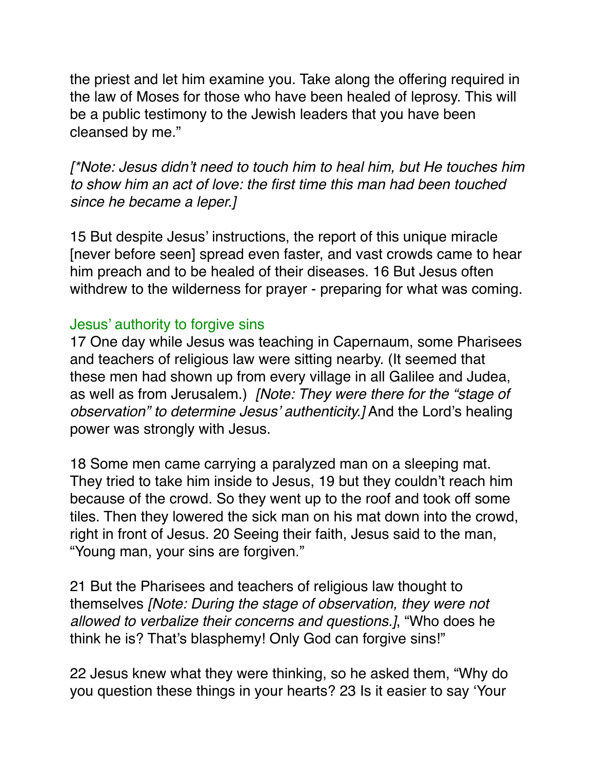the priest and let him examine you. Take along the offering required in the law of Moses for those who have been healed of leprosy. This will be a public testimony to the Jewish leaders that you have been cleansed by me."

*[*Note: Jesus didn't need to touch him to heal him, but He touches him to show him an act of love: the first time this man had been touched since he became a leper.]*

15 But despite Jesus' instructions, the report of this unique miracle [never before seen] spread even faster, and vast crowds came to hear him preach and to be healed of their diseases. 16 But Jesus often withdrew to the wilderness for prayer - preparing for what was coming.

### Jesus' authority to forgive sins

17 One day while Jesus was teaching in Capernaum, some Pharisees and teachers of religious law were sitting nearby. (It seemed that these men had shown up from every village in all Galilee and Judea, as well as from Jerusalem.) *[Note: They were there for the "stage of observation" to determine Jesus' authenticity.]* And the Lord's healing power was strongly with Jesus.

18 Some men came carrying a paralyzed man on a sleeping mat. They tried to take him inside to Jesus, 19 but they couldn't reach him because of the crowd. So they went up to the roof and took off some tiles. Then they lowered the sick man on his mat down into the crowd, right in front of Jesus. 20 Seeing their faith, Jesus said to the man, "Young man, your sins are forgiven."

21 But the Pharisees and teachers of religious law thought to themselves *[Note: During the stage of observation, they were not allowed to verbalize their concerns and questions.]*, "Who does he think he is? That's blasphemy! Only God can forgive sins!"

22 Jesus knew what they were thinking, so he asked them, "Why do you question these things in your hearts? 23 Is it easier to say 'Your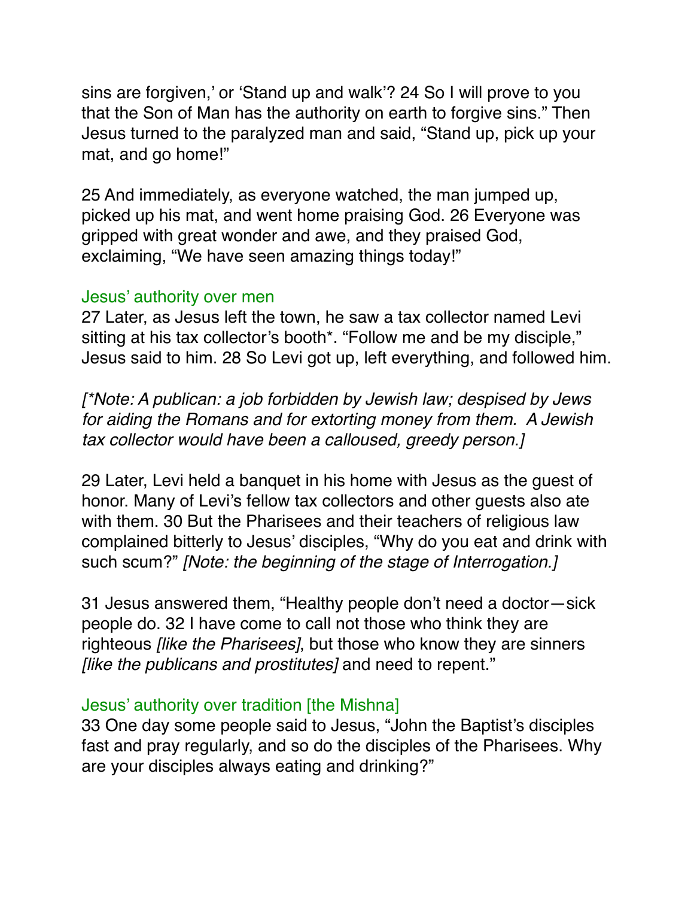sins are forgiven,' or 'Stand up and walk'? 24 So I will prove to you that the Son of Man has the authority on earth to forgive sins." Then Jesus turned to the paralyzed man and said, "Stand up, pick up your mat, and go home!"

25 And immediately, as everyone watched, the man jumped up, picked up his mat, and went home praising God. 26 Everyone was gripped with great wonder and awe, and they praised God, exclaiming, "We have seen amazing things today!"

### Jesus' authority over men

27 Later, as Jesus left the town, he saw a tax collector named Levi sitting at his tax collector's booth*. "Follow me and be my disciple," Jesus said to him. 28 So Levi got up, left everything, and followed him.

*[*Note: A publican: a job forbidden by Jewish law; despised by Jews for aiding the Romans and for extorting money from them. A Jewish tax collector would have been a calloused, greedy person.]*

29 Later, Levi held a banquet in his home with Jesus as the guest of honor. Many of Levi's fellow tax collectors and other guests also ate with them. 30 But the Pharisees and their teachers of religious law complained bitterly to Jesus' disciples, "Why do you eat and drink with such scum?" *[Note: the beginning of the stage of Interrogation.]*

31 Jesus answered them, "Healthy people don't need a doctor—sick people do. 32 I have come to call not those who think they are righteous *[like the Pharisees]*, but those who know they are sinners *[like the publicans and prostitutes]* and need to repent."

### Jesus' authority over tradition [the Mishna]

33 One day some people said to Jesus, "John the Baptist's disciples fast and pray regularly, and so do the disciples of the Pharisees. Why are your disciples always eating and drinking?"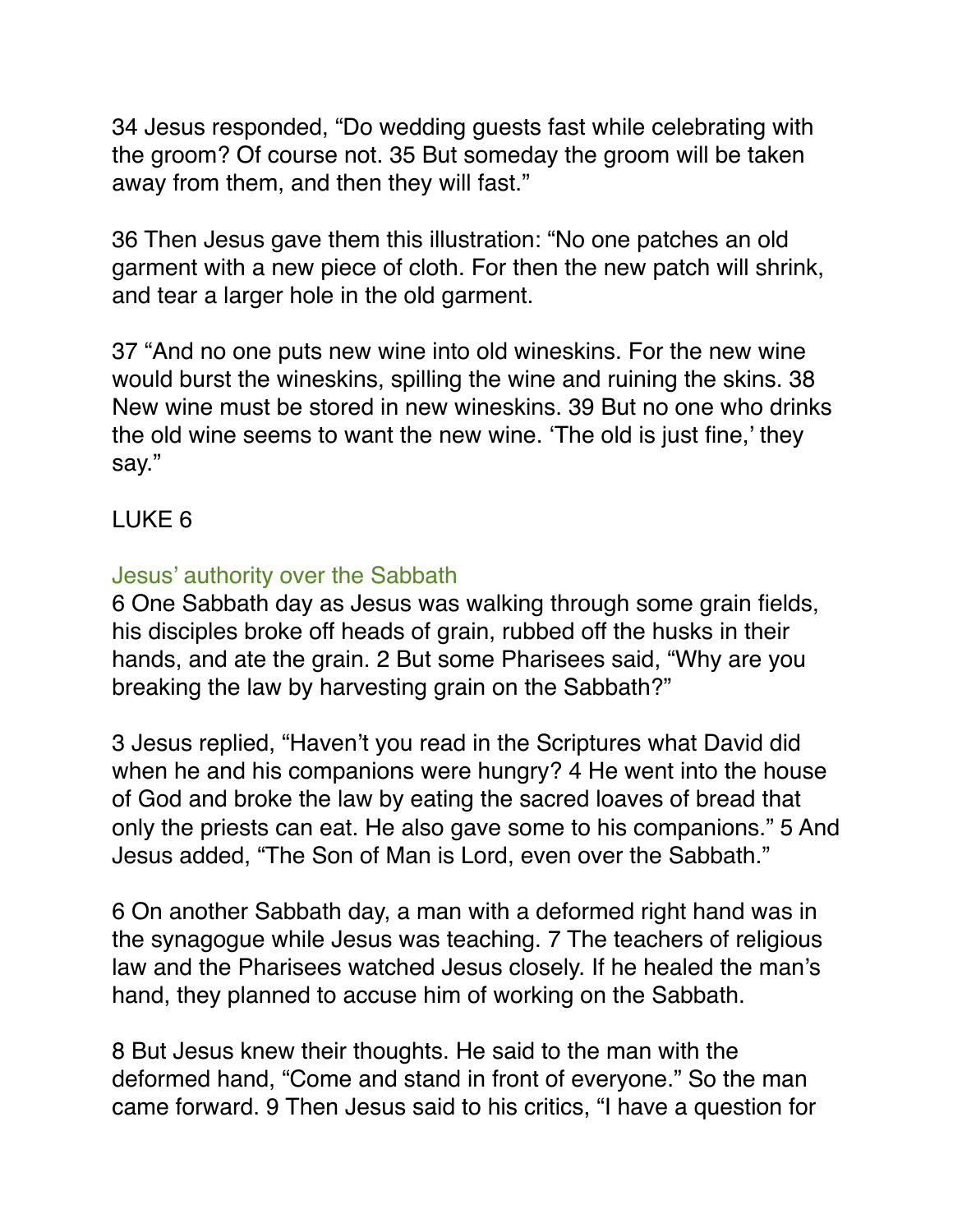34 Jesus responded, “Do wedding guests fast while celebrating with the groom? Of course not. 35 But someday the groom will be taken away from them, and then they will fast.”

36 Then Jesus gave them this illustration: “No one patches an old garment with a new piece of cloth. For then the new patch will shrink, and tear a larger hole in the old garment.

37 “And no one puts new wine into old wineskins. For the new wine would burst the wineskins, spilling the wine and ruining the skins. 38 New wine must be stored in new wineskins. 39 But no one who drinks the old wine seems to want the new wine. ‘The old is just fine,’ they say.”

LUKE 6

### Jesus’ authority over the Sabbath

6 One Sabbath day as Jesus was walking through some grain fields, his disciples broke off heads of grain, rubbed off the husks in their hands, and ate the grain. 2 But some Pharisees said, “Why are you breaking the law by harvesting grain on the Sabbath?”

3 Jesus replied, “Haven’t you read in the Scriptures what David did when he and his companions were hungry? 4 He went into the house of God and broke the law by eating the sacred loaves of bread that only the priests can eat. He also gave some to his companions.” 5 And Jesus added, “The Son of Man is Lord, even over the Sabbath.”

6 On another Sabbath day, a man with a deformed right hand was in the synagogue while Jesus was teaching. 7 The teachers of religious law and the Pharisees watched Jesus closely. If he healed the man’s hand, they planned to accuse him of working on the Sabbath.

8 But Jesus knew their thoughts. He said to the man with the deformed hand, “Come and stand in front of everyone.” So the man came forward. 9 Then Jesus said to his critics, “I have a question for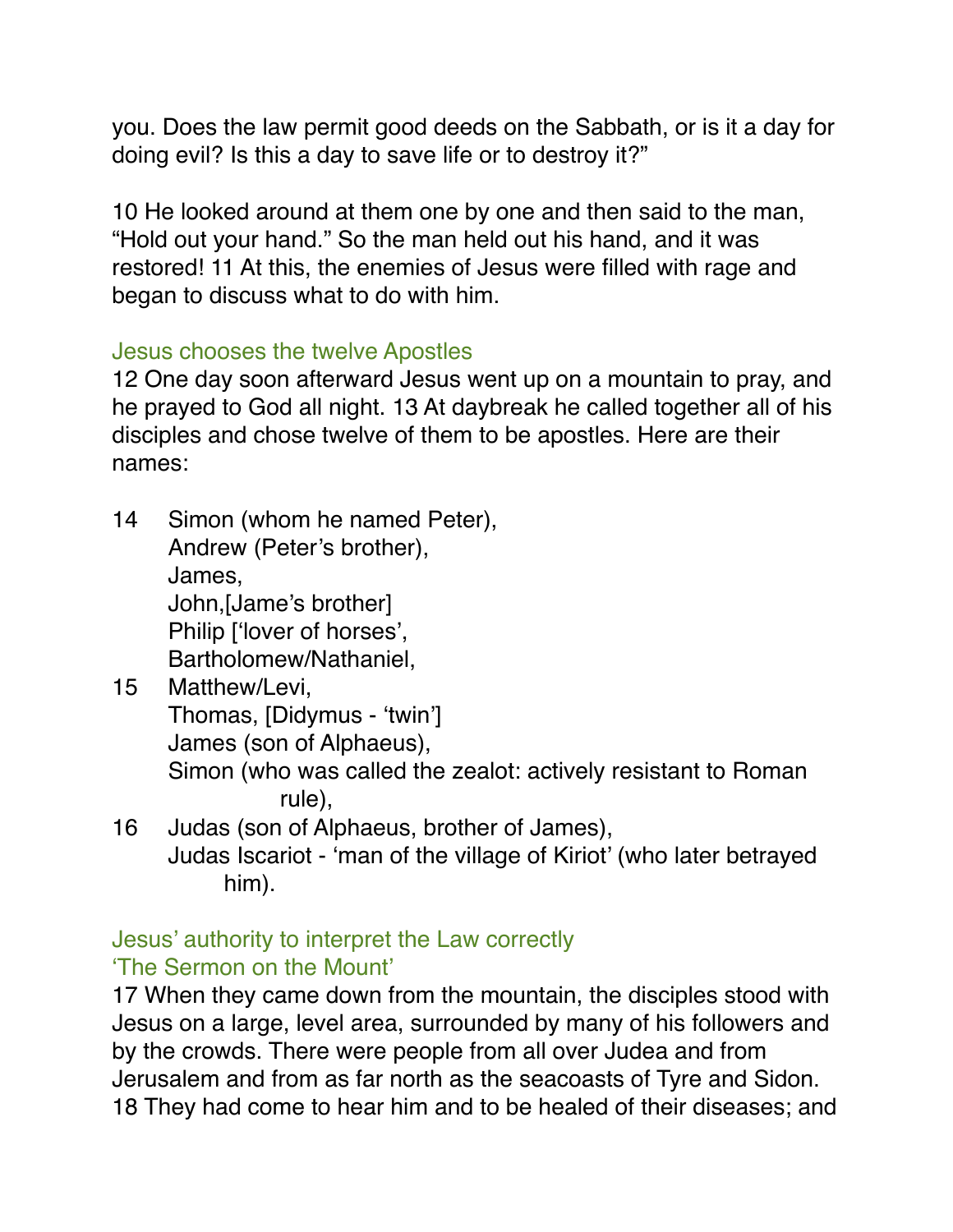you. Does the law permit good deeds on the Sabbath, or is it a day for doing evil? Is this a day to save life or to destroy it?"

10 He looked around at them one by one and then said to the man, "Hold out your hand." So the man held out his hand, and it was restored! 11 At this, the enemies of Jesus were filled with rage and began to discuss what to do with him.

### Jesus chooses the twelve Apostles

12 One day soon afterward Jesus went up on a mountain to pray, and he prayed to God all night. 13 At daybreak he called together all of his disciples and chose twelve of them to be apostles. Here are their names:

14 Simon (whom he named Peter),
Andrew (Peter's brother),
James,
John,[Jame's brother]
Philip ['lover of horses',
Bartholomew/Nathaniel,

15 Matthew/Levi,
Thomas, [Didymus - 'twin']
James (son of Alphaeus),
Simon (who was called the zealot: actively resistant to Roman rule),

16 Judas (son of Alphaeus, brother of James),
Judas Iscariot - 'man of the village of Kiriot' (who later betrayed him).

### Jesus' authority to interpret the Law correctly
### 'The Sermon on the Mount'

17 When they came down from the mountain, the disciples stood with Jesus on a large, level area, surrounded by many of his followers and by the crowds. There were people from all over Judea and from Jerusalem and from as far north as the seacoasts of Tyre and Sidon. 18 They had come to hear him and to be healed of their diseases; and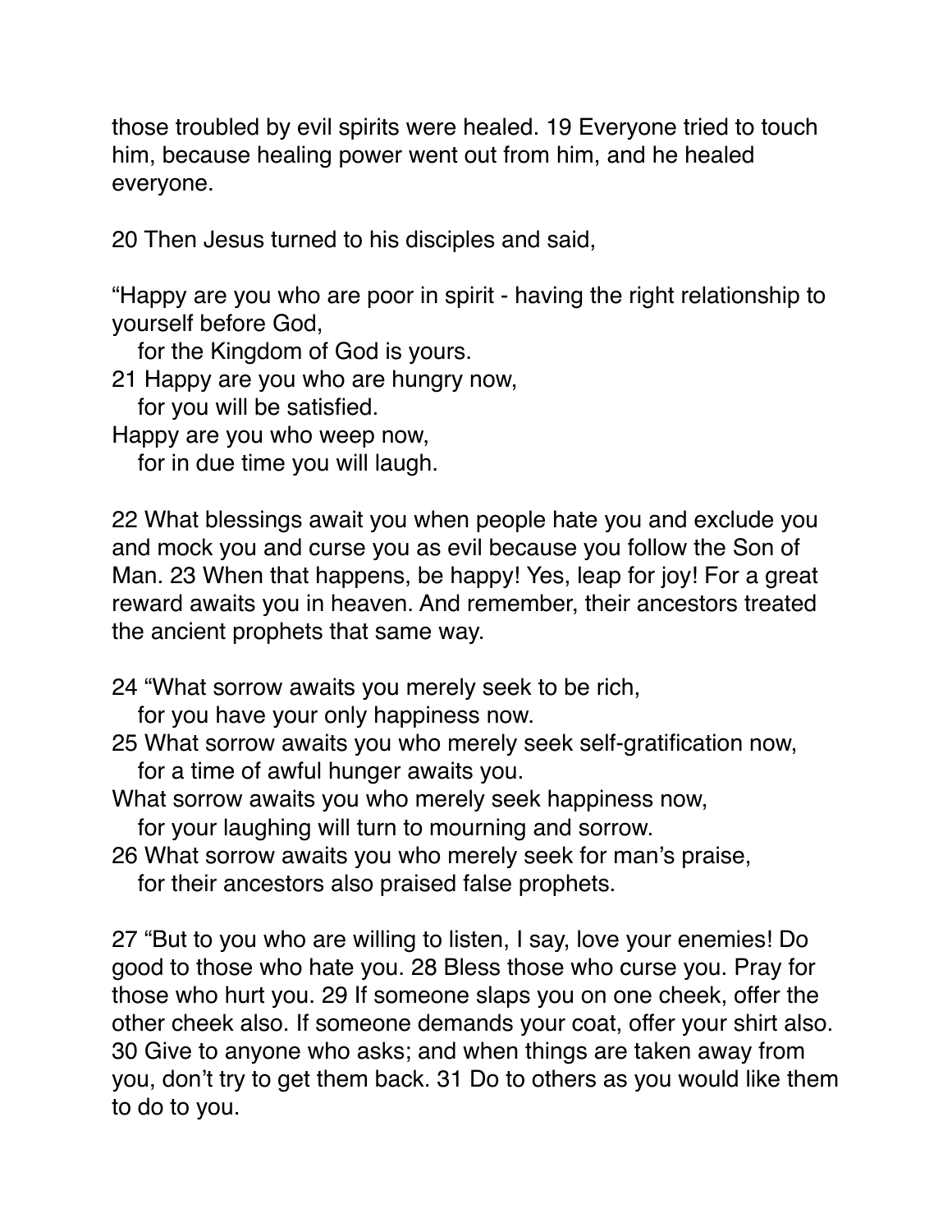those troubled by evil spirits were healed. 19 Everyone tried to touch him, because healing power went out from him, and he healed everyone.

20 Then Jesus turned to his disciples and said,

“Happy are you who are poor in spirit - having the right relationship to yourself before God,
   for the Kingdom of God is yours.
21 Happy are you who are hungry now,
   for you will be satisfied.
Happy are you who weep now,
   for in due time you will laugh.

22 What blessings await you when people hate you and exclude you and mock you and curse you as evil because you follow the Son of Man. 23 When that happens, be happy! Yes, leap for joy! For a great reward awaits you in heaven. And remember, their ancestors treated the ancient prophets that same way.

24 “What sorrow awaits you merely seek to be rich,
   for you have your only happiness now.
25 What sorrow awaits you who merely seek self-gratification now,
   for a time of awful hunger awaits you.
What sorrow awaits you who merely seek happiness now,
   for your laughing will turn to mourning and sorrow.
26 What sorrow awaits you who merely seek for man’s praise,
   for their ancestors also praised false prophets.

27 “But to you who are willing to listen, I say, love your enemies! Do good to those who hate you. 28 Bless those who curse you. Pray for those who hurt you. 29 If someone slaps you on one cheek, offer the other cheek also. If someone demands your coat, offer your shirt also. 30 Give to anyone who asks; and when things are taken away from you, don’t try to get them back. 31 Do to others as you would like them to do to you.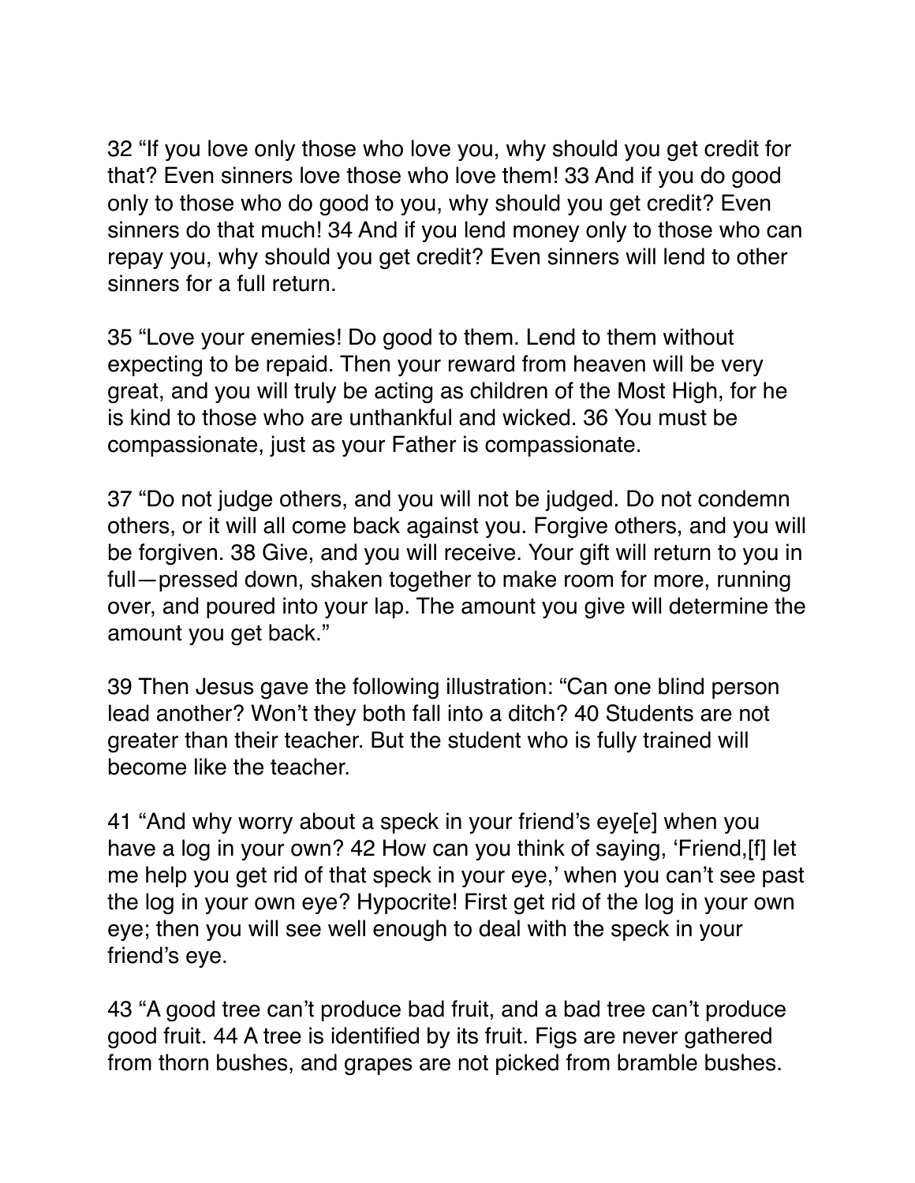32 “If you love only those who love you, why should you get credit for that? Even sinners love those who love them! 33 And if you do good only to those who do good to you, why should you get credit? Even sinners do that much! 34 And if you lend money only to those who can repay you, why should you get credit? Even sinners will lend to other sinners for a full return.

35 “Love your enemies! Do good to them. Lend to them without expecting to be repaid. Then your reward from heaven will be very great, and you will truly be acting as children of the Most High, for he is kind to those who are unthankful and wicked. 36 You must be compassionate, just as your Father is compassionate.

37 “Do not judge others, and you will not be judged. Do not condemn others, or it will all come back against you. Forgive others, and you will be forgiven. 38 Give, and you will receive. Your gift will return to you in full—pressed down, shaken together to make room for more, running over, and poured into your lap. The amount you give will determine the amount you get back.”

39 Then Jesus gave the following illustration: “Can one blind person lead another? Won’t they both fall into a ditch? 40 Students are not greater than their teacher. But the student who is fully trained will become like the teacher.

41 “And why worry about a speck in your friend’s eye[e] when you have a log in your own? 42 How can you think of saying, ‘Friend,[f] let me help you get rid of that speck in your eye,’ when you can’t see past the log in your own eye? Hypocrite! First get rid of the log in your own eye; then you will see well enough to deal with the speck in your friend’s eye.

43 “A good tree can’t produce bad fruit, and a bad tree can’t produce good fruit. 44 A tree is identified by its fruit. Figs are never gathered from thorn bushes, and grapes are not picked from bramble bushes.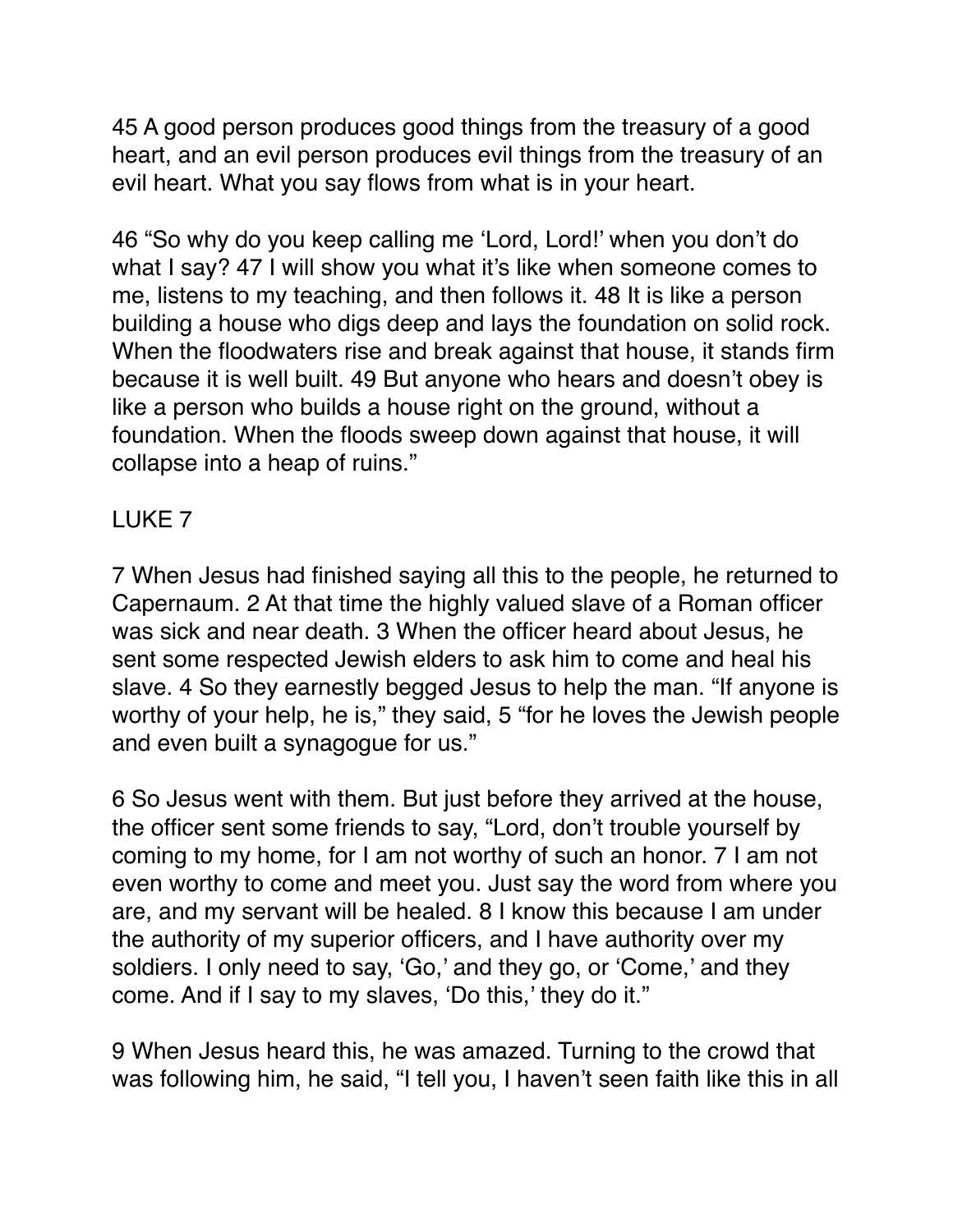45 A good person produces good things from the treasury of a good heart, and an evil person produces evil things from the treasury of an evil heart. What you say flows from what is in your heart.

46 “So why do you keep calling me ‘Lord, Lord!’ when you don’t do what I say? 47 I will show you what it’s like when someone comes to me, listens to my teaching, and then follows it. 48 It is like a person building a house who digs deep and lays the foundation on solid rock. When the floodwaters rise and break against that house, it stands firm because it is well built. 49 But anyone who hears and doesn’t obey is like a person who builds a house right on the ground, without a foundation. When the floods sweep down against that house, it will collapse into a heap of ruins.”

## LUKE 7

7 When Jesus had finished saying all this to the people, he returned to Capernaum. 2 At that time the highly valued slave of a Roman officer was sick and near death. 3 When the officer heard about Jesus, he sent some respected Jewish elders to ask him to come and heal his slave. 4 So they earnestly begged Jesus to help the man. “If anyone is worthy of your help, he is,” they said, 5 “for he loves the Jewish people and even built a synagogue for us.”

6 So Jesus went with them. But just before they arrived at the house, the officer sent some friends to say, “Lord, don’t trouble yourself by coming to my home, for I am not worthy of such an honor. 7 I am not even worthy to come and meet you. Just say the word from where you are, and my servant will be healed. 8 I know this because I am under the authority of my superior officers, and I have authority over my soldiers. I only need to say, ‘Go,’ and they go, or ‘Come,’ and they come. And if I say to my slaves, ‘Do this,’ they do it.”

9 When Jesus heard this, he was amazed. Turning to the crowd that was following him, he said, “I tell you, I haven’t seen faith like this in all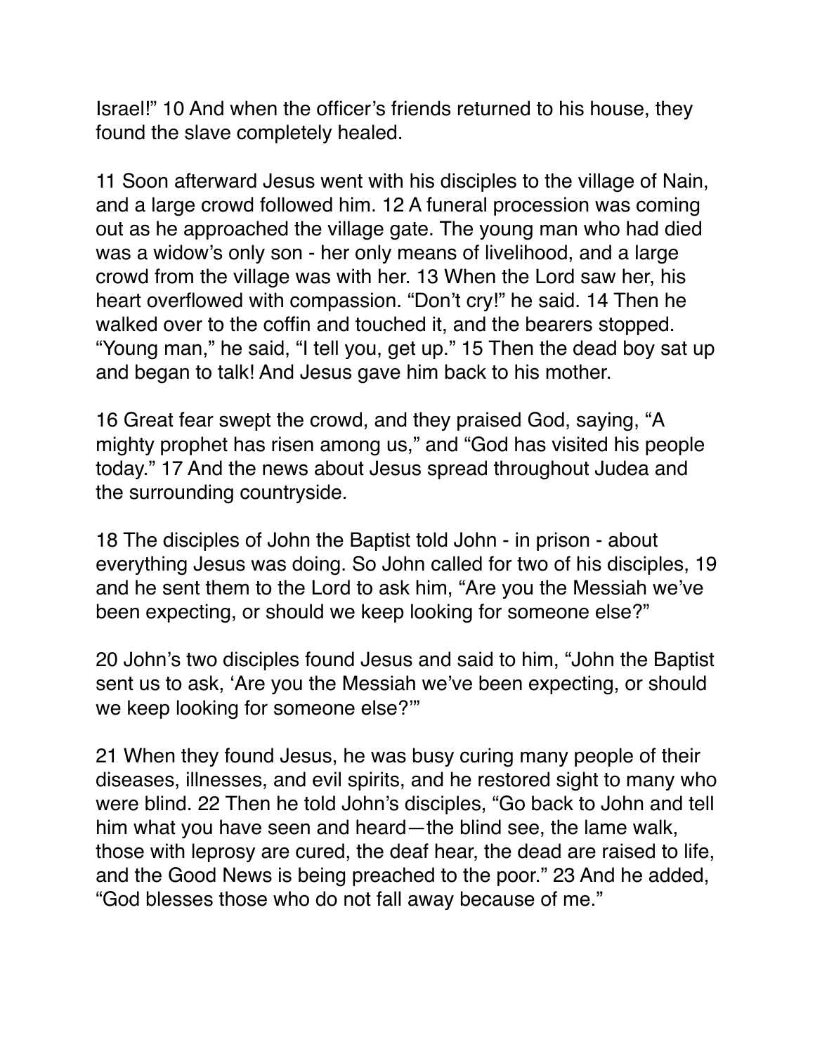Israel!" 10 And when the officer's friends returned to his house, they found the slave completely healed.

11 Soon afterward Jesus went with his disciples to the village of Nain, and a large crowd followed him. 12 A funeral procession was coming out as he approached the village gate. The young man who had died was a widow's only son - her only means of livelihood, and a large crowd from the village was with her. 13 When the Lord saw her, his heart overflowed with compassion. "Don't cry!" he said. 14 Then he walked over to the coffin and touched it, and the bearers stopped. "Young man," he said, "I tell you, get up." 15 Then the dead boy sat up and began to talk! And Jesus gave him back to his mother.

16 Great fear swept the crowd, and they praised God, saying, "A mighty prophet has risen among us," and "God has visited his people today." 17 And the news about Jesus spread throughout Judea and the surrounding countryside.

18 The disciples of John the Baptist told John - in prison - about everything Jesus was doing. So John called for two of his disciples, 19 and he sent them to the Lord to ask him, "Are you the Messiah we've been expecting, or should we keep looking for someone else?"

20 John's two disciples found Jesus and said to him, "John the Baptist sent us to ask, 'Are you the Messiah we've been expecting, or should we keep looking for someone else?'"

21 When they found Jesus, he was busy curing many people of their diseases, illnesses, and evil spirits, and he restored sight to many who were blind. 22 Then he told John's disciples, "Go back to John and tell him what you have seen and heard—the blind see, the lame walk, those with leprosy are cured, the deaf hear, the dead are raised to life, and the Good News is being preached to the poor." 23 And he added, "God blesses those who do not fall away because of me."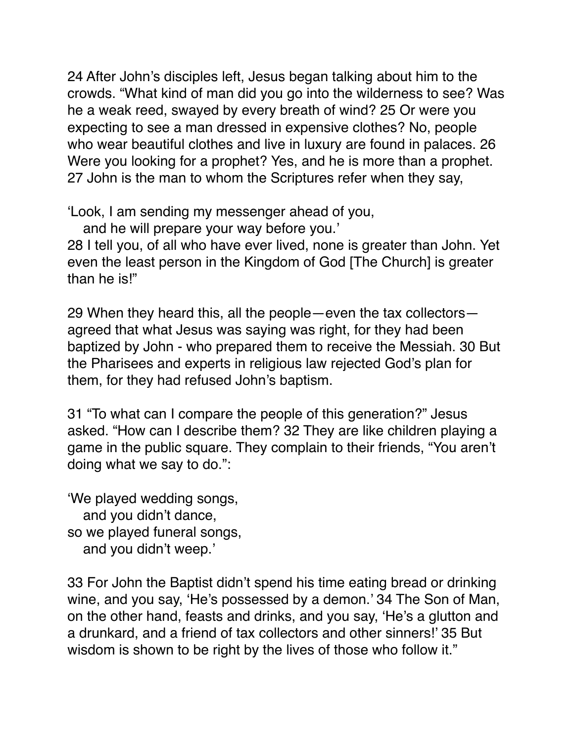24 After John's disciples left, Jesus began talking about him to the crowds. "What kind of man did you go into the wilderness to see? Was he a weak reed, swayed by every breath of wind? 25 Or were you expecting to see a man dressed in expensive clothes? No, people who wear beautiful clothes and live in luxury are found in palaces. 26 Were you looking for a prophet? Yes, and he is more than a prophet. 27 John is the man to whom the Scriptures refer when they say,

'Look, I am sending my messenger ahead of you,
   and he will prepare your way before you.'

28 I tell you, of all who have ever lived, none is greater than John. Yet even the least person in the Kingdom of God [The Church] is greater than he is!"

29 When they heard this, all the people—even the tax collectors—agreed that what Jesus was saying was right, for they had been baptized by John - who prepared them to receive the Messiah. 30 But the Pharisees and experts in religious law rejected God's plan for them, for they had refused John's baptism.

31 "To what can I compare the people of this generation?" Jesus asked. "How can I describe them? 32 They are like children playing a game in the public square. They complain to their friends, "You aren't doing what we say to do.":

'We played wedding songs,
   and you didn't dance,
so we played funeral songs,
   and you didn't weep.'

33 For John the Baptist didn't spend his time eating bread or drinking wine, and you say, 'He's possessed by a demon.' 34 The Son of Man, on the other hand, feasts and drinks, and you say, 'He's a glutton and a drunkard, and a friend of tax collectors and other sinners!' 35 But wisdom is shown to be right by the lives of those who follow it."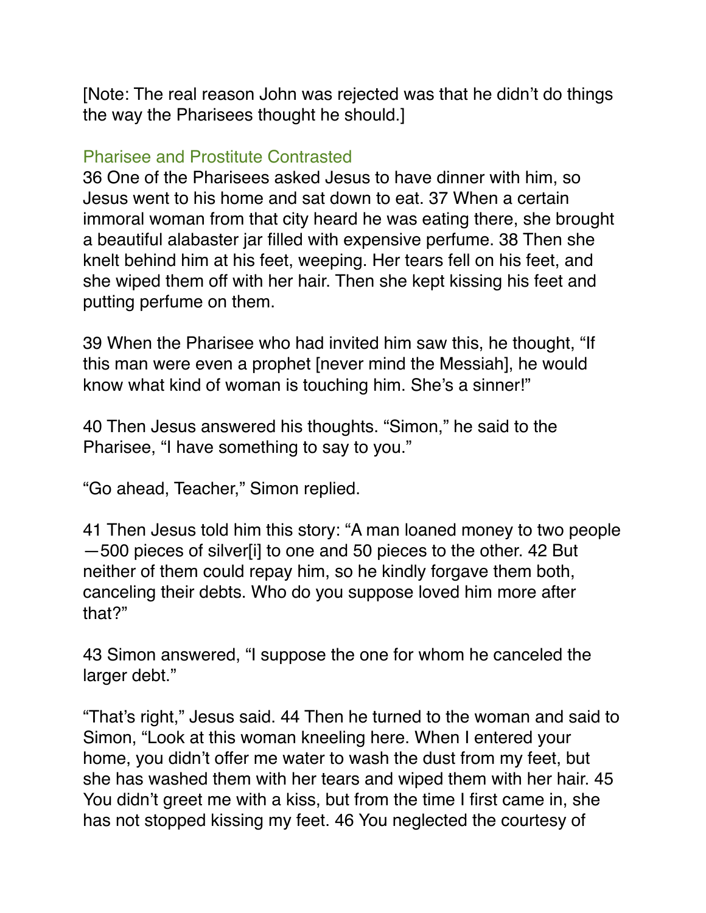[Note: The real reason John was rejected was that he didn't do things the way the Pharisees thought he should.]

## Pharisee and Prostitute Contrasted

36 One of the Pharisees asked Jesus to have dinner with him, so Jesus went to his home and sat down to eat. 37 When a certain immoral woman from that city heard he was eating there, she brought a beautiful alabaster jar filled with expensive perfume. 38 Then she knelt behind him at his feet, weeping. Her tears fell on his feet, and she wiped them off with her hair. Then she kept kissing his feet and putting perfume on them.

39 When the Pharisee who had invited him saw this, he thought, "If this man were even a prophet [never mind the Messiah], he would know what kind of woman is touching him. She's a sinner!"

40 Then Jesus answered his thoughts. "Simon," he said to the Pharisee, "I have something to say to you."

"Go ahead, Teacher," Simon replied.

41 Then Jesus told him this story: "A man loaned money to two people—500 pieces of silver[i] to one and 50 pieces to the other. 42 But neither of them could repay him, so he kindly forgave them both, canceling their debts. Who do you suppose loved him more after that?"

43 Simon answered, "I suppose the one for whom he canceled the larger debt."

"That's right," Jesus said. 44 Then he turned to the woman and said to Simon, "Look at this woman kneeling here. When I entered your home, you didn't offer me water to wash the dust from my feet, but she has washed them with her tears and wiped them with her hair. 45 You didn't greet me with a kiss, but from the time I first came in, she has not stopped kissing my feet. 46 You neglected the courtesy of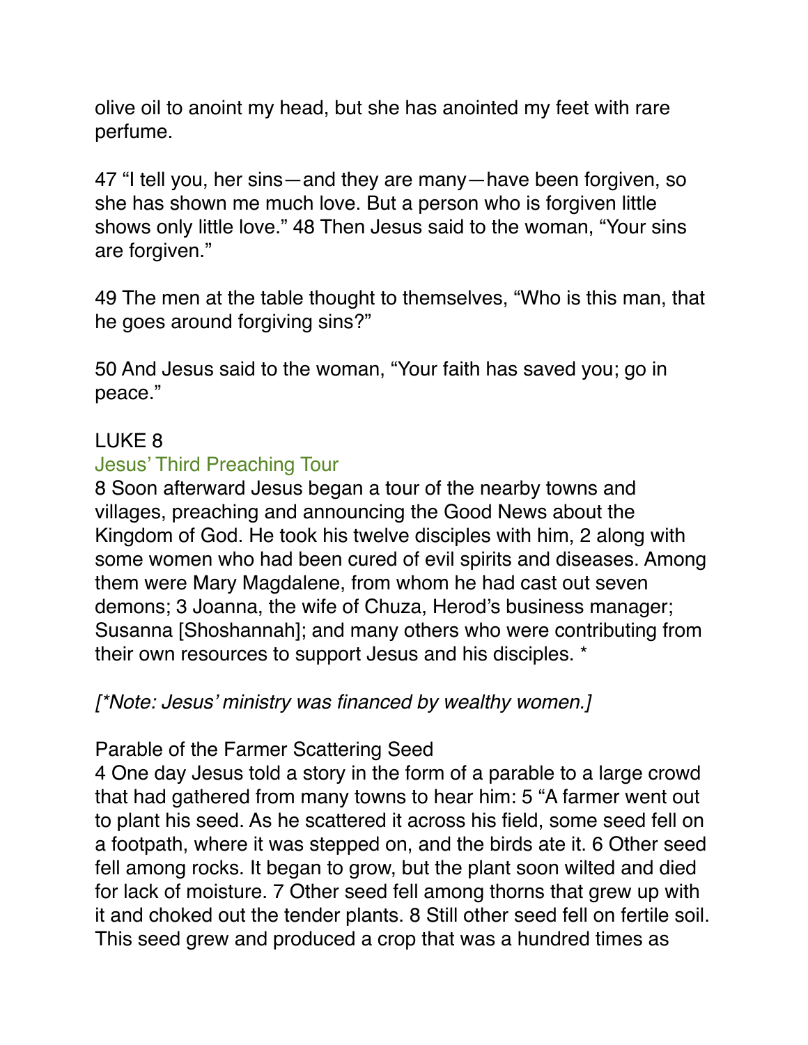olive oil to anoint my head, but she has anointed my feet with rare perfume.

47 “I tell you, her sins—and they are many—have been forgiven, so she has shown me much love. But a person who is forgiven little shows only little love.” 48 Then Jesus said to the woman, “Your sins are forgiven.”

49 The men at the table thought to themselves, “Who is this man, that he goes around forgiving sins?”

50 And Jesus said to the woman, “Your faith has saved you; go in peace.”

## LUKE 8

### Jesus’ Third Preaching Tour

8 Soon afterward Jesus began a tour of the nearby towns and villages, preaching and announcing the Good News about the Kingdom of God. He took his twelve disciples with him, 2 along with some women who had been cured of evil spirits and diseases. Among them were Mary Magdalene, from whom he had cast out seven demons; 3 Joanna, the wife of Chuza, Herod’s business manager; Susanna [Shoshannah]; and many others who were contributing from their own resources to support Jesus and his disciples. *

*[*Note: Jesus’ ministry was financed by wealthy women.]*

### Parable of the Farmer Scattering Seed

4 One day Jesus told a story in the form of a parable to a large crowd that had gathered from many towns to hear him: 5 “A farmer went out to plant his seed. As he scattered it across his field, some seed fell on a footpath, where it was stepped on, and the birds ate it. 6 Other seed fell among rocks. It began to grow, but the plant soon wilted and died for lack of moisture. 7 Other seed fell among thorns that grew up with it and choked out the tender plants. 8 Still other seed fell on fertile soil. This seed grew and produced a crop that was a hundred times as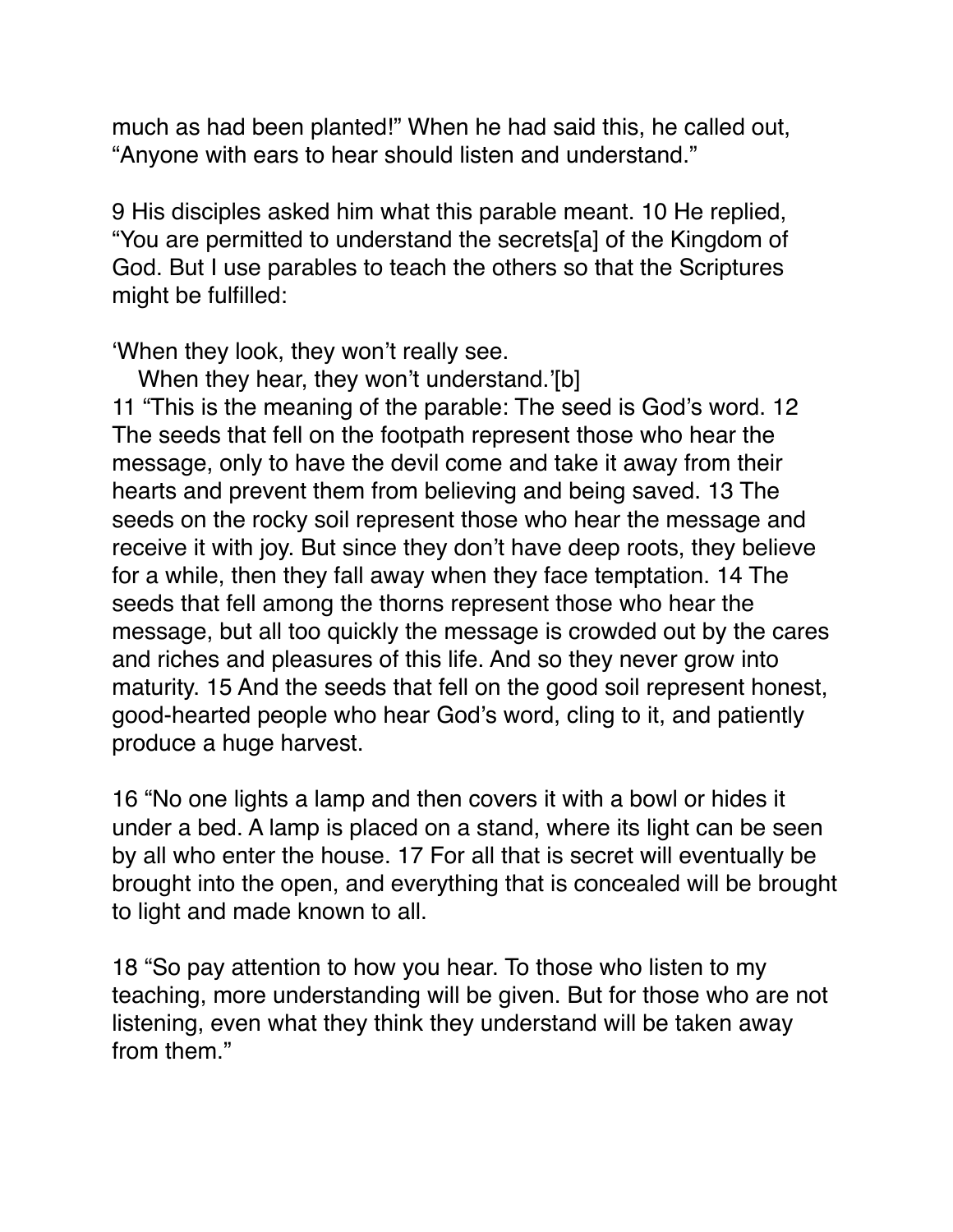much as had been planted!" When he had said this, he called out, "Anyone with ears to hear should listen and understand."

9 His disciples asked him what this parable meant. 10 He replied, "You are permitted to understand the secrets[a] of the Kingdom of God. But I use parables to teach the others so that the Scriptures might be fulfilled:

'When they look, they won't really see.
When they hear, they won't understand.'[b]

11 "This is the meaning of the parable: The seed is God's word. 12 The seeds that fell on the footpath represent those who hear the message, only to have the devil come and take it away from their hearts and prevent them from believing and being saved. 13 The seeds on the rocky soil represent those who hear the message and receive it with joy. But since they don't have deep roots, they believe for a while, then they fall away when they face temptation. 14 The seeds that fell among the thorns represent those who hear the message, but all too quickly the message is crowded out by the cares and riches and pleasures of this life. And so they never grow into maturity. 15 And the seeds that fell on the good soil represent honest, good-hearted people who hear God's word, cling to it, and patiently produce a huge harvest.

16 "No one lights a lamp and then covers it with a bowl or hides it under a bed. A lamp is placed on a stand, where its light can be seen by all who enter the house. 17 For all that is secret will eventually be brought into the open, and everything that is concealed will be brought to light and made known to all.

18 "So pay attention to how you hear. To those who listen to my teaching, more understanding will be given. But for those who are not listening, even what they think they understand will be taken away from them."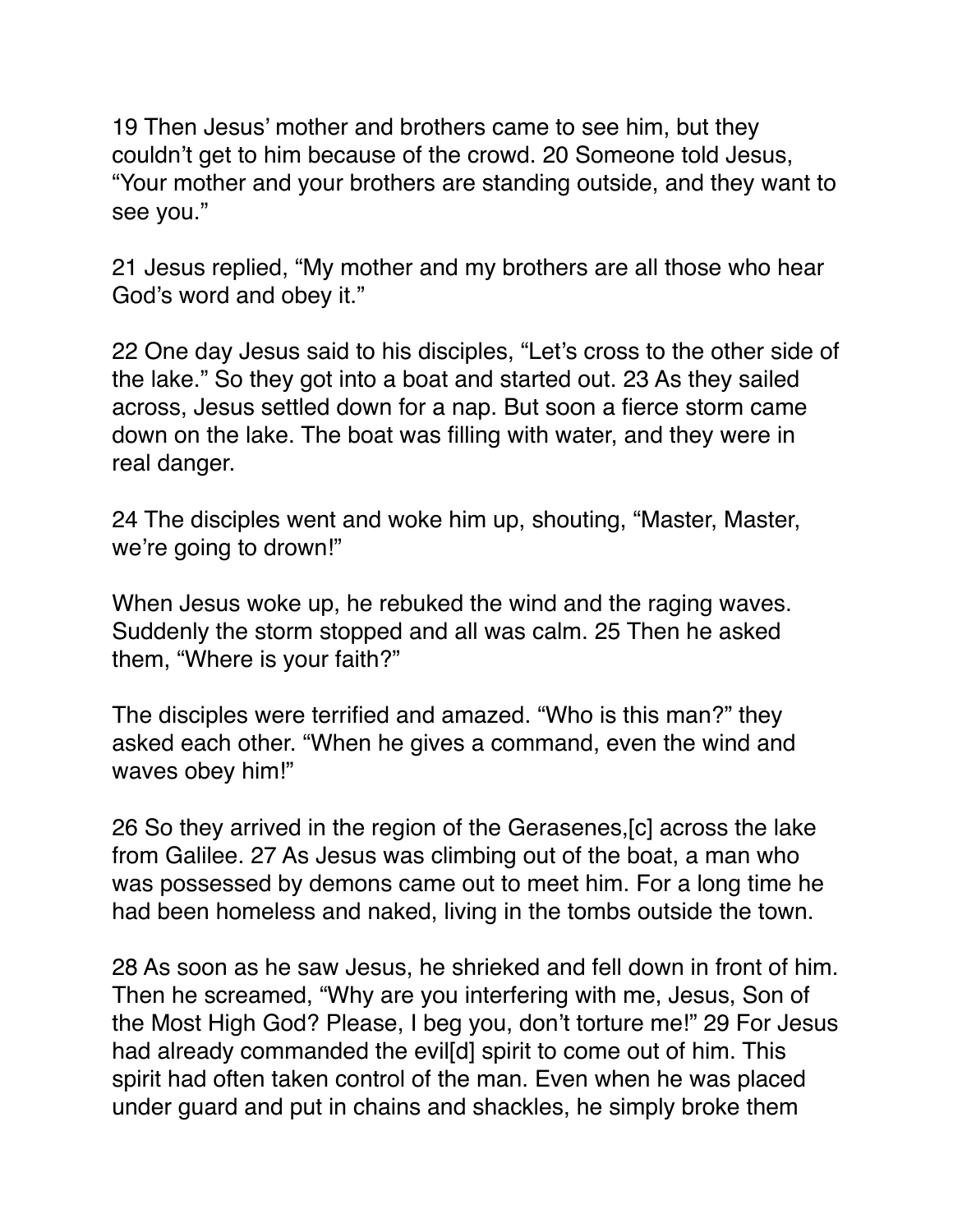19 Then Jesus' mother and brothers came to see him, but they couldn't get to him because of the crowd. 20 Someone told Jesus, "Your mother and your brothers are standing outside, and they want to see you."

21 Jesus replied, "My mother and my brothers are all those who hear God's word and obey it."

22 One day Jesus said to his disciples, "Let's cross to the other side of the lake." So they got into a boat and started out. 23 As they sailed across, Jesus settled down for a nap. But soon a fierce storm came down on the lake. The boat was filling with water, and they were in real danger.

24 The disciples went and woke him up, shouting, "Master, Master, we're going to drown!"

When Jesus woke up, he rebuked the wind and the raging waves. Suddenly the storm stopped and all was calm. 25 Then he asked them, "Where is your faith?"

The disciples were terrified and amazed. "Who is this man?" they asked each other. "When he gives a command, even the wind and waves obey him!"

26 So they arrived in the region of the Gerasenes,[c] across the lake from Galilee. 27 As Jesus was climbing out of the boat, a man who was possessed by demons came out to meet him. For a long time he had been homeless and naked, living in the tombs outside the town.

28 As soon as he saw Jesus, he shrieked and fell down in front of him. Then he screamed, "Why are you interfering with me, Jesus, Son of the Most High God? Please, I beg you, don't torture me!" 29 For Jesus had already commanded the evil[d] spirit to come out of him. This spirit had often taken control of the man. Even when he was placed under guard and put in chains and shackles, he simply broke them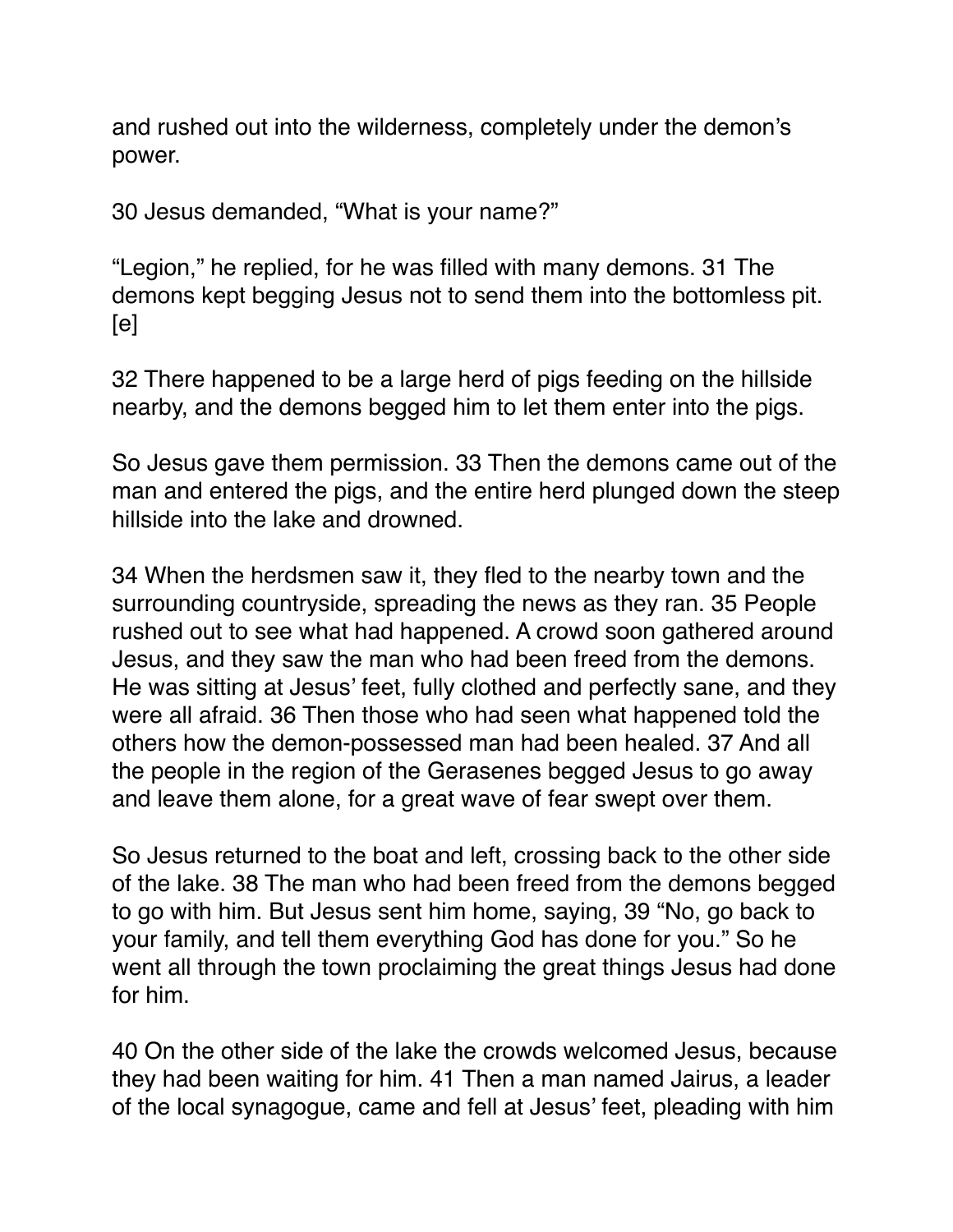and rushed out into the wilderness, completely under the demon's power.

30 Jesus demanded, "What is your name?"

"Legion," he replied, for he was filled with many demons. 31 The demons kept begging Jesus not to send them into the bottomless pit.[e]

32 There happened to be a large herd of pigs feeding on the hillside nearby, and the demons begged him to let them enter into the pigs.

So Jesus gave them permission. 33 Then the demons came out of the man and entered the pigs, and the entire herd plunged down the steep hillside into the lake and drowned.

34 When the herdsmen saw it, they fled to the nearby town and the surrounding countryside, spreading the news as they ran. 35 People rushed out to see what had happened. A crowd soon gathered around Jesus, and they saw the man who had been freed from the demons. He was sitting at Jesus' feet, fully clothed and perfectly sane, and they were all afraid. 36 Then those who had seen what happened told the others how the demon-possessed man had been healed. 37 And all the people in the region of the Gerasenes begged Jesus to go away and leave them alone, for a great wave of fear swept over them.

So Jesus returned to the boat and left, crossing back to the other side of the lake. 38 The man who had been freed from the demons begged to go with him. But Jesus sent him home, saying, 39 "No, go back to your family, and tell them everything God has done for you." So he went all through the town proclaiming the great things Jesus had done for him.

40 On the other side of the lake the crowds welcomed Jesus, because they had been waiting for him. 41 Then a man named Jairus, a leader of the local synagogue, came and fell at Jesus' feet, pleading with him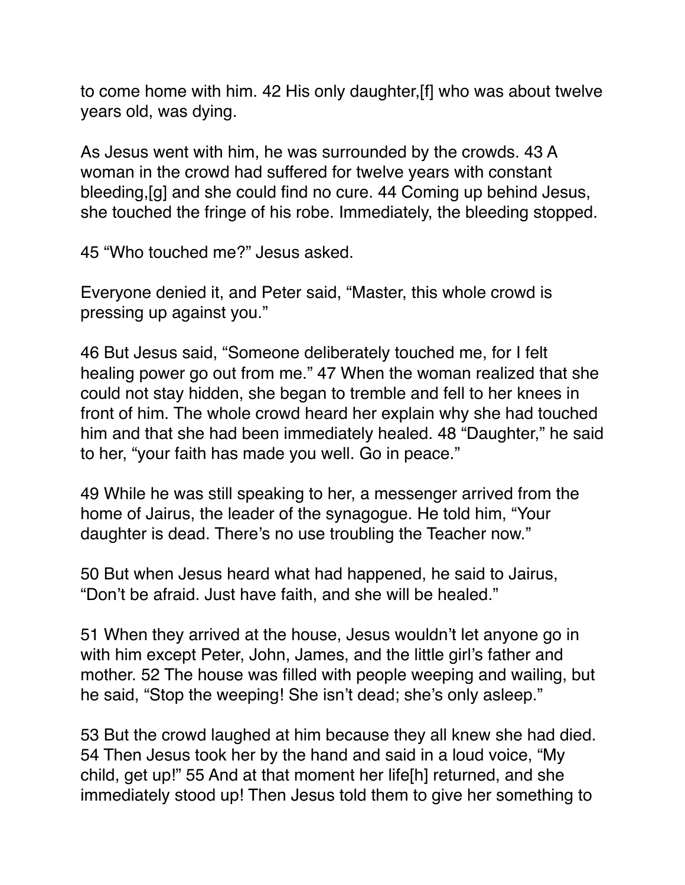to come home with him. 42 His only daughter,[f] who was about twelve years old, was dying.

As Jesus went with him, he was surrounded by the crowds. 43 A woman in the crowd had suffered for twelve years with constant bleeding,[g] and she could find no cure. 44 Coming up behind Jesus, she touched the fringe of his robe. Immediately, the bleeding stopped.

45 "Who touched me?" Jesus asked.

Everyone denied it, and Peter said, "Master, this whole crowd is pressing up against you."

46 But Jesus said, "Someone deliberately touched me, for I felt healing power go out from me." 47 When the woman realized that she could not stay hidden, she began to tremble and fell to her knees in front of him. The whole crowd heard her explain why she had touched him and that she had been immediately healed. 48 "Daughter," he said to her, "your faith has made you well. Go in peace."

49 While he was still speaking to her, a messenger arrived from the home of Jairus, the leader of the synagogue. He told him, "Your daughter is dead. There's no use troubling the Teacher now."

50 But when Jesus heard what had happened, he said to Jairus, "Don't be afraid. Just have faith, and she will be healed."

51 When they arrived at the house, Jesus wouldn't let anyone go in with him except Peter, John, James, and the little girl's father and mother. 52 The house was filled with people weeping and wailing, but he said, "Stop the weeping! She isn't dead; she's only asleep."

53 But the crowd laughed at him because they all knew she had died. 54 Then Jesus took her by the hand and said in a loud voice, "My child, get up!" 55 And at that moment her life[h] returned, and she immediately stood up! Then Jesus told them to give her something to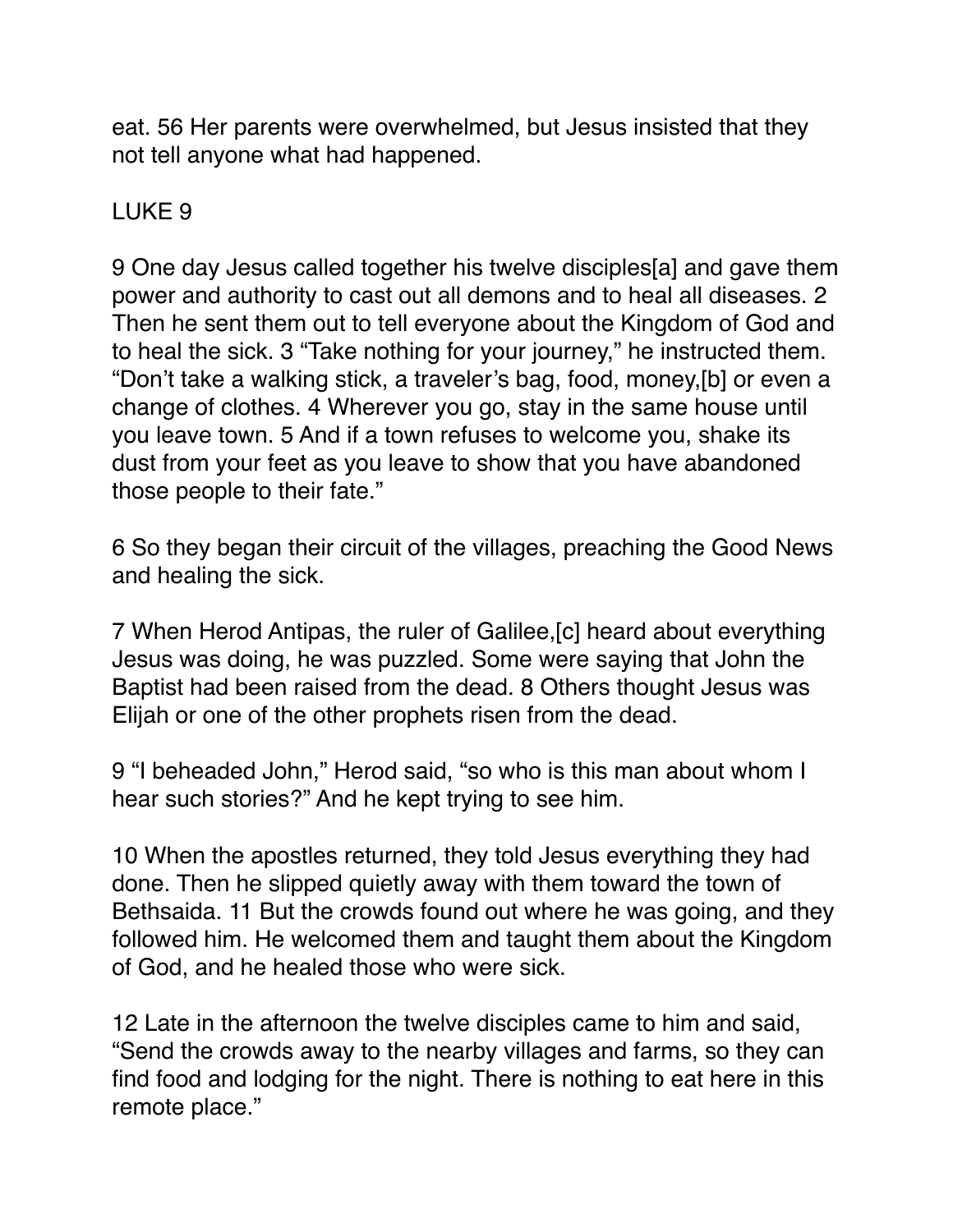eat. 56 Her parents were overwhelmed, but Jesus insisted that they not tell anyone what had happened.

## LUKE 9

9 One day Jesus called together his twelve disciples[a] and gave them power and authority to cast out all demons and to heal all diseases. 2 Then he sent them out to tell everyone about the Kingdom of God and to heal the sick. 3 "Take nothing for your journey," he instructed them. "Don't take a walking stick, a traveler's bag, food, money,[b] or even a change of clothes. 4 Wherever you go, stay in the same house until you leave town. 5 And if a town refuses to welcome you, shake its dust from your feet as you leave to show that you have abandoned those people to their fate."

6 So they began their circuit of the villages, preaching the Good News and healing the sick.

7 When Herod Antipas, the ruler of Galilee,[c] heard about everything Jesus was doing, he was puzzled. Some were saying that John the Baptist had been raised from the dead. 8 Others thought Jesus was Elijah or one of the other prophets risen from the dead.

9 "I beheaded John," Herod said, "so who is this man about whom I hear such stories?" And he kept trying to see him.

10 When the apostles returned, they told Jesus everything they had done. Then he slipped quietly away with them toward the town of Bethsaida. 11 But the crowds found out where he was going, and they followed him. He welcomed them and taught them about the Kingdom of God, and he healed those who were sick.

12 Late in the afternoon the twelve disciples came to him and said, "Send the crowds away to the nearby villages and farms, so they can find food and lodging for the night. There is nothing to eat here in this remote place."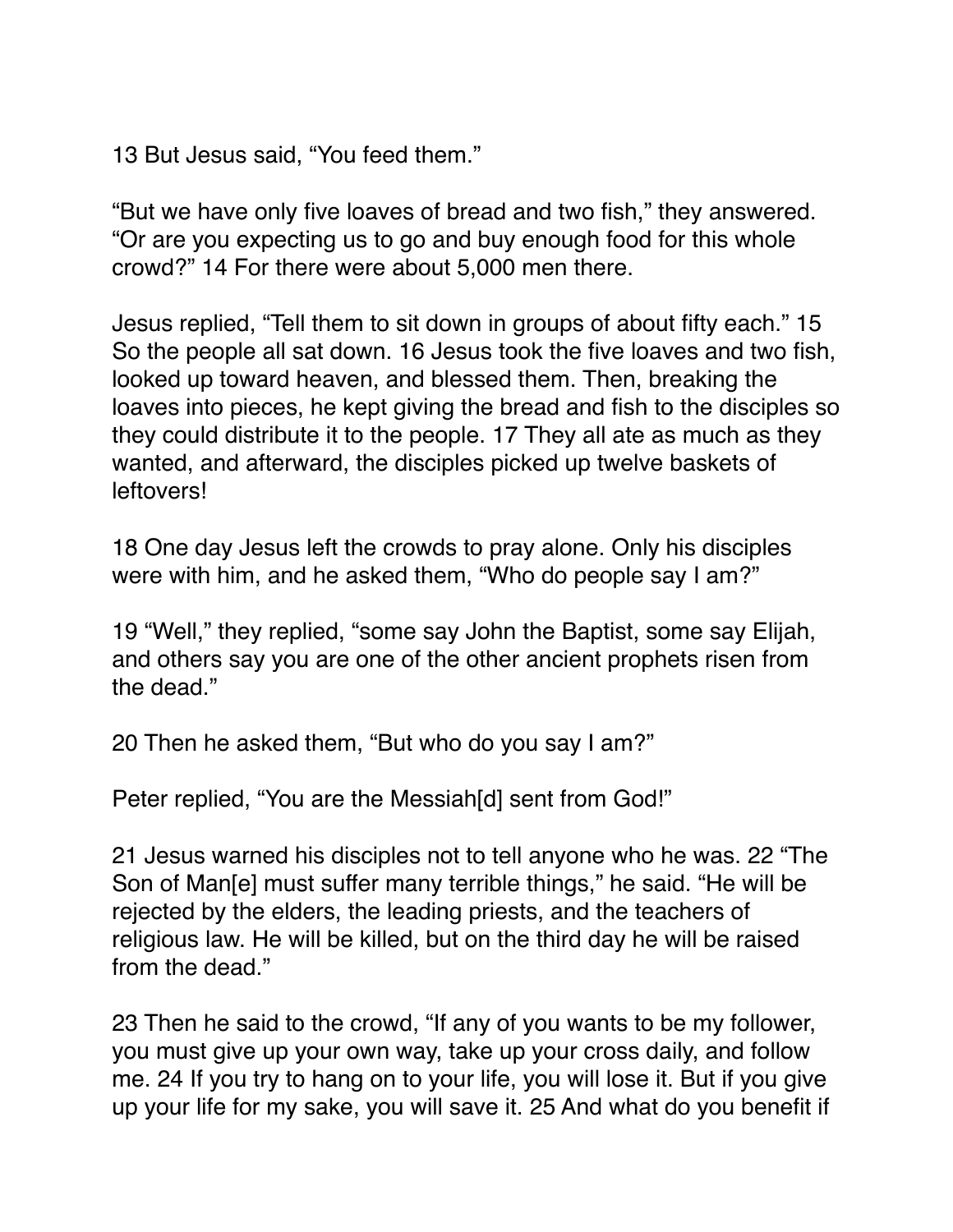13 But Jesus said, “You feed them.”

“But we have only five loaves of bread and two fish,” they answered. “Or are you expecting us to go and buy enough food for this whole crowd?” 14 For there were about 5,000 men there.

Jesus replied, “Tell them to sit down in groups of about fifty each.” 15 So the people all sat down. 16 Jesus took the five loaves and two fish, looked up toward heaven, and blessed them. Then, breaking the loaves into pieces, he kept giving the bread and fish to the disciples so they could distribute it to the people. 17 They all ate as much as they wanted, and afterward, the disciples picked up twelve baskets of leftovers!

18 One day Jesus left the crowds to pray alone. Only his disciples were with him, and he asked them, “Who do people say I am?”

19 “Well,” they replied, “some say John the Baptist, some say Elijah, and others say you are one of the other ancient prophets risen from the dead.”

20 Then he asked them, “But who do you say I am?”

Peter replied, “You are the Messiah[d] sent from God!”

21 Jesus warned his disciples not to tell anyone who he was. 22 “The Son of Man[e] must suffer many terrible things,” he said. “He will be rejected by the elders, the leading priests, and the teachers of religious law. He will be killed, but on the third day he will be raised from the dead.”

23 Then he said to the crowd, “If any of you wants to be my follower, you must give up your own way, take up your cross daily, and follow me. 24 If you try to hang on to your life, you will lose it. But if you give up your life for my sake, you will save it. 25 And what do you benefit if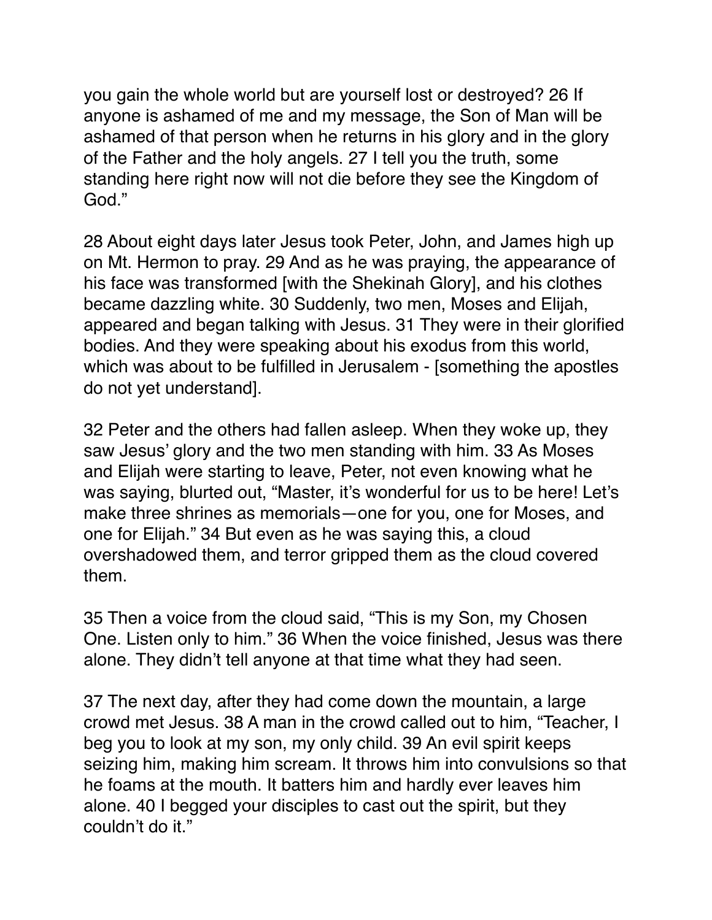you gain the whole world but are yourself lost or destroyed? 26 If anyone is ashamed of me and my message, the Son of Man will be ashamed of that person when he returns in his glory and in the glory of the Father and the holy angels. 27 I tell you the truth, some standing here right now will not die before they see the Kingdom of God."

28 About eight days later Jesus took Peter, John, and James high up on Mt. Hermon to pray. 29 And as he was praying, the appearance of his face was transformed [with the Shekinah Glory], and his clothes became dazzling white. 30 Suddenly, two men, Moses and Elijah, appeared and began talking with Jesus. 31 They were in their glorified bodies. And they were speaking about his exodus from this world, which was about to be fulfilled in Jerusalem - [something the apostles do not yet understand].

32 Peter and the others had fallen asleep. When they woke up, they saw Jesus' glory and the two men standing with him. 33 As Moses and Elijah were starting to leave, Peter, not even knowing what he was saying, blurted out, "Master, it's wonderful for us to be here! Let's make three shrines as memorials—one for you, one for Moses, and one for Elijah." 34 But even as he was saying this, a cloud overshadowed them, and terror gripped them as the cloud covered them.

35 Then a voice from the cloud said, "This is my Son, my Chosen One. Listen only to him." 36 When the voice finished, Jesus was there alone. They didn't tell anyone at that time what they had seen.

37 The next day, after they had come down the mountain, a large crowd met Jesus. 38 A man in the crowd called out to him, "Teacher, I beg you to look at my son, my only child. 39 An evil spirit keeps seizing him, making him scream. It throws him into convulsions so that he foams at the mouth. It batters him and hardly ever leaves him alone. 40 I begged your disciples to cast out the spirit, but they couldn't do it."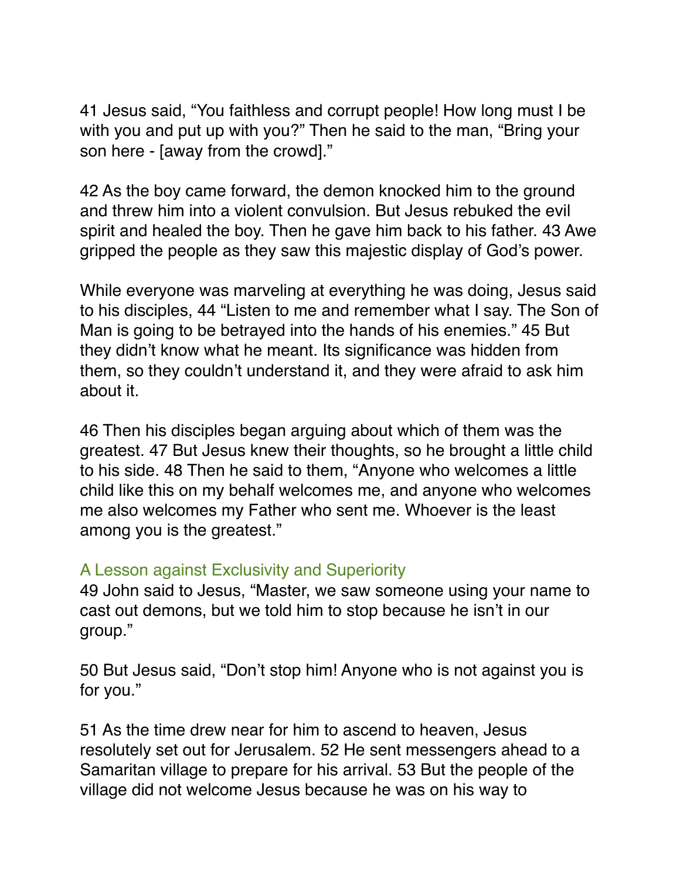41 Jesus said, “You faithless and corrupt people! How long must I be with you and put up with you?” Then he said to the man, “Bring your son here - [away from the crowd].”

42 As the boy came forward, the demon knocked him to the ground and threw him into a violent convulsion. But Jesus rebuked the evil spirit and healed the boy. Then he gave him back to his father. 43 Awe gripped the people as they saw this majestic display of God’s power.

While everyone was marveling at everything he was doing, Jesus said to his disciples, 44 “Listen to me and remember what I say. The Son of Man is going to be betrayed into the hands of his enemies.” 45 But they didn’t know what he meant. Its significance was hidden from them, so they couldn’t understand it, and they were afraid to ask him about it.

46 Then his disciples began arguing about which of them was the greatest. 47 But Jesus knew their thoughts, so he brought a little child to his side. 48 Then he said to them, “Anyone who welcomes a little child like this on my behalf welcomes me, and anyone who welcomes me also welcomes my Father who sent me. Whoever is the least among you is the greatest.”

### A Lesson against Exclusivity and Superiority

49 John said to Jesus, “Master, we saw someone using your name to cast out demons, but we told him to stop because he isn’t in our group.”

50 But Jesus said, “Don’t stop him! Anyone who is not against you is for you.”

51 As the time drew near for him to ascend to heaven, Jesus resolutely set out for Jerusalem. 52 He sent messengers ahead to a Samaritan village to prepare for his arrival. 53 But the people of the village did not welcome Jesus because he was on his way to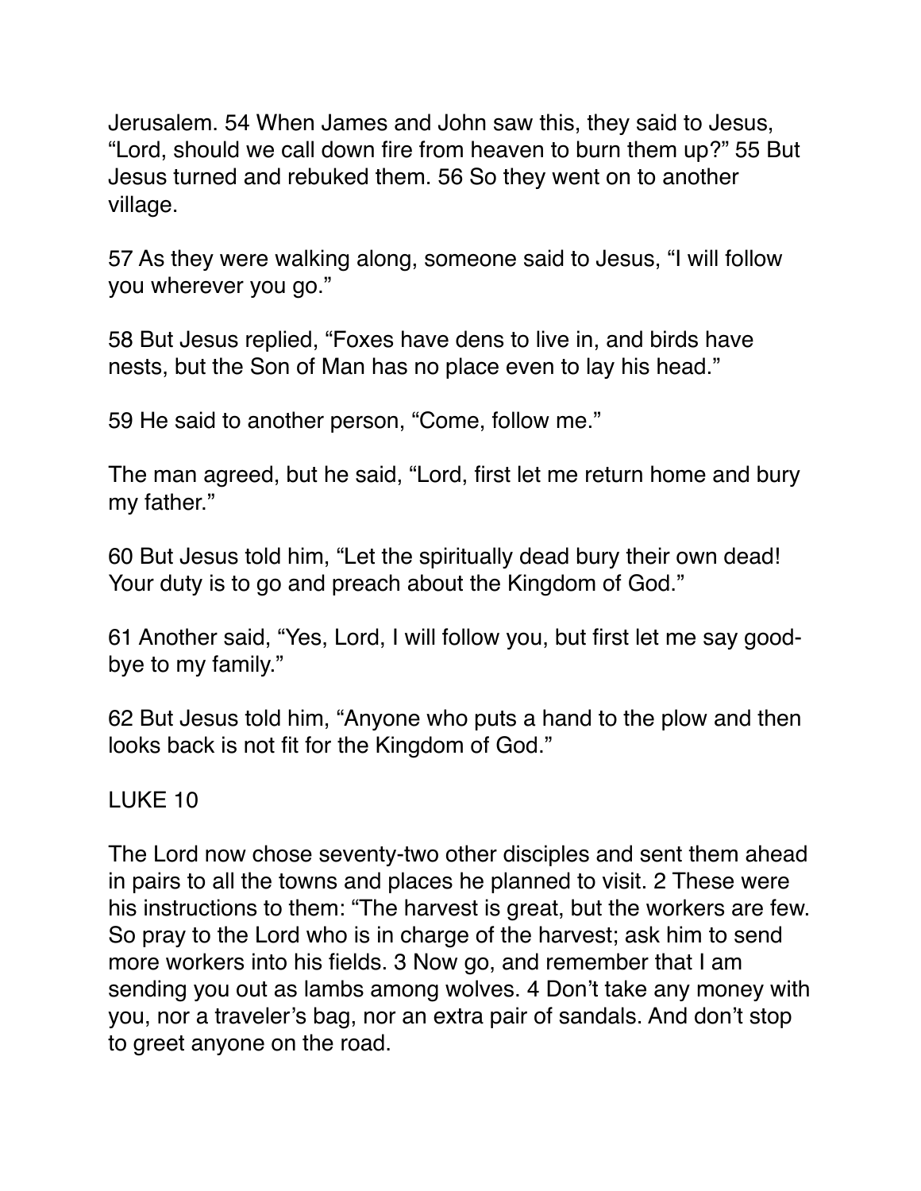Jerusalem. 54 When James and John saw this, they said to Jesus, "Lord, should we call down fire from heaven to burn them up?" 55 But Jesus turned and rebuked them. 56 So they went on to another village.

57 As they were walking along, someone said to Jesus, "I will follow you wherever you go."

58 But Jesus replied, "Foxes have dens to live in, and birds have nests, but the Son of Man has no place even to lay his head."

59 He said to another person, "Come, follow me."

The man agreed, but he said, "Lord, first let me return home and bury my father."

60 But Jesus told him, "Let the spiritually dead bury their own dead! Your duty is to go and preach about the Kingdom of God."

61 Another said, "Yes, Lord, I will follow you, but first let me say good-bye to my family."

62 But Jesus told him, "Anyone who puts a hand to the plow and then looks back is not fit for the Kingdom of God."

## LUKE 10

The Lord now chose seventy-two other disciples and sent them ahead in pairs to all the towns and places he planned to visit. 2 These were his instructions to them: "The harvest is great, but the workers are few. So pray to the Lord who is in charge of the harvest; ask him to send more workers into his fields. 3 Now go, and remember that I am sending you out as lambs among wolves. 4 Don't take any money with you, nor a traveler's bag, nor an extra pair of sandals. And don't stop to greet anyone on the road.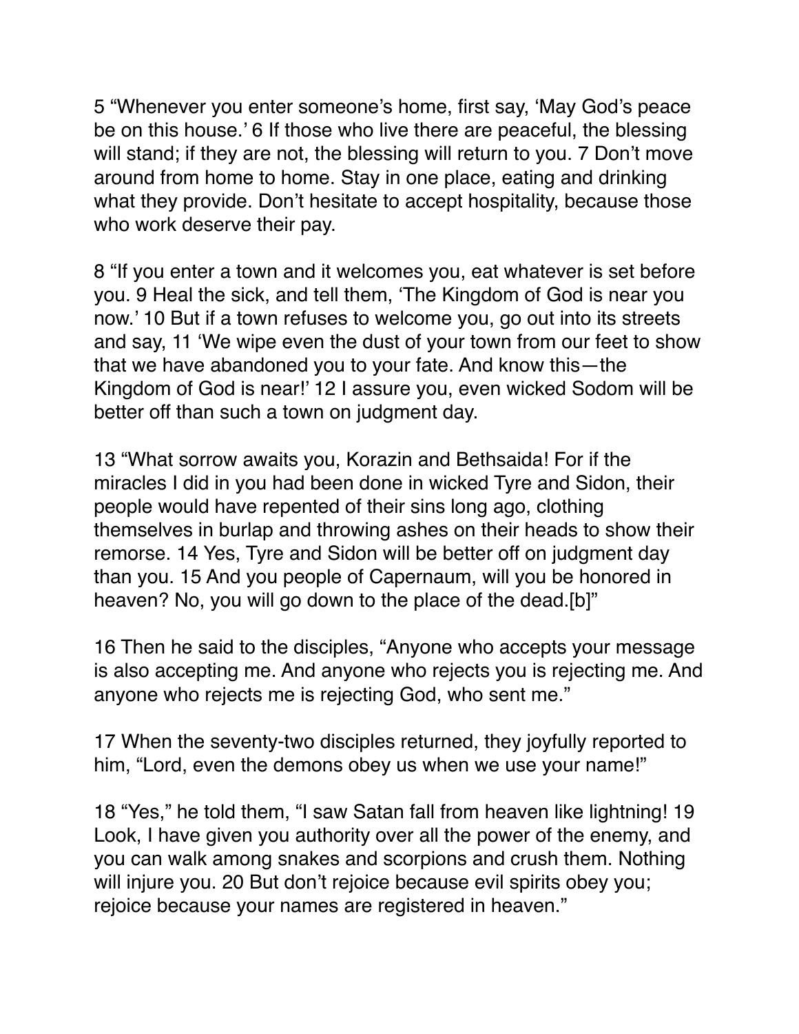5 “Whenever you enter someone’s home, first say, ‘May God’s peace be on this house.’ 6 If those who live there are peaceful, the blessing will stand; if they are not, the blessing will return to you. 7 Don’t move around from home to home. Stay in one place, eating and drinking what they provide. Don’t hesitate to accept hospitality, because those who work deserve their pay.

8 “If you enter a town and it welcomes you, eat whatever is set before you. 9 Heal the sick, and tell them, ‘The Kingdom of God is near you now.’ 10 But if a town refuses to welcome you, go out into its streets and say, 11 ‘We wipe even the dust of your town from our feet to show that we have abandoned you to your fate. And know this—the Kingdom of God is near!’ 12 I assure you, even wicked Sodom will be better off than such a town on judgment day.

13 “What sorrow awaits you, Korazin and Bethsaida! For if the miracles I did in you had been done in wicked Tyre and Sidon, their people would have repented of their sins long ago, clothing themselves in burlap and throwing ashes on their heads to show their remorse. 14 Yes, Tyre and Sidon will be better off on judgment day than you. 15 And you people of Capernaum, will you be honored in heaven? No, you will go down to the place of the dead.[b]”

16 Then he said to the disciples, “Anyone who accepts your message is also accepting me. And anyone who rejects you is rejecting me. And anyone who rejects me is rejecting God, who sent me.”

17 When the seventy-two disciples returned, they joyfully reported to him, “Lord, even the demons obey us when we use your name!”

18 “Yes,” he told them, “I saw Satan fall from heaven like lightning! 19 Look, I have given you authority over all the power of the enemy, and you can walk among snakes and scorpions and crush them. Nothing will injure you. 20 But don’t rejoice because evil spirits obey you; rejoice because your names are registered in heaven.”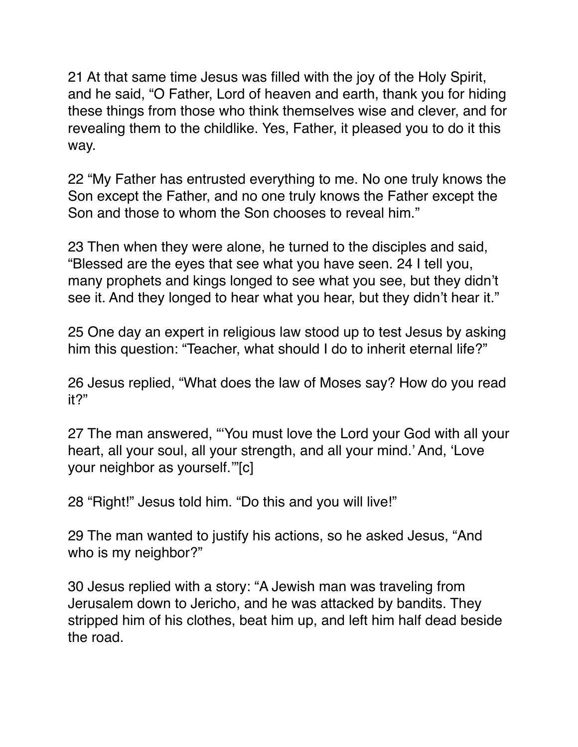21 At that same time Jesus was filled with the joy of the Holy Spirit, and he said, "O Father, Lord of heaven and earth, thank you for hiding these things from those who think themselves wise and clever, and for revealing them to the childlike. Yes, Father, it pleased you to do it this way.

22 "My Father has entrusted everything to me. No one truly knows the Son except the Father, and no one truly knows the Father except the Son and those to whom the Son chooses to reveal him."

23 Then when they were alone, he turned to the disciples and said, "Blessed are the eyes that see what you have seen. 24 I tell you, many prophets and kings longed to see what you see, but they didn't see it. And they longed to hear what you hear, but they didn't hear it."

25 One day an expert in religious law stood up to test Jesus by asking him this question: "Teacher, what should I do to inherit eternal life?"

26 Jesus replied, "What does the law of Moses say? How do you read it?"

27 The man answered, "'You must love the Lord your God with all your heart, all your soul, all your strength, and all your mind.' And, 'Love your neighbor as yourself.'"[c]

28 "Right!" Jesus told him. "Do this and you will live!"

29 The man wanted to justify his actions, so he asked Jesus, "And who is my neighbor?"

30 Jesus replied with a story: "A Jewish man was traveling from Jerusalem down to Jericho, and he was attacked by bandits. They stripped him of his clothes, beat him up, and left him half dead beside the road.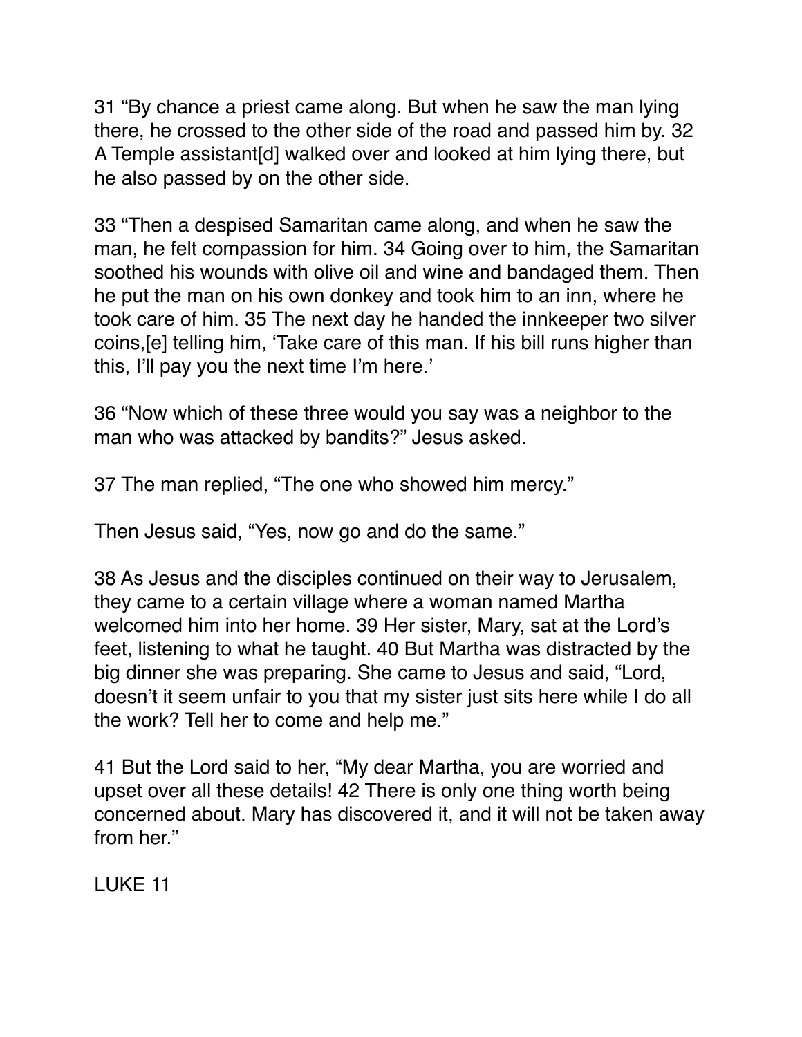31 “By chance a priest came along. But when he saw the man lying there, he crossed to the other side of the road and passed him by. 32 A Temple assistant[d] walked over and looked at him lying there, but he also passed by on the other side.

33 “Then a despised Samaritan came along, and when he saw the man, he felt compassion for him. 34 Going over to him, the Samaritan soothed his wounds with olive oil and wine and bandaged them. Then he put the man on his own donkey and took him to an inn, where he took care of him. 35 The next day he handed the innkeeper two silver coins,[e] telling him, ‘Take care of this man. If his bill runs higher than this, I’ll pay you the next time I’m here.’

36 “Now which of these three would you say was a neighbor to the man who was attacked by bandits?” Jesus asked.

37 The man replied, “The one who showed him mercy.”

Then Jesus said, “Yes, now go and do the same.”

38 As Jesus and the disciples continued on their way to Jerusalem, they came to a certain village where a woman named Martha welcomed him into her home. 39 Her sister, Mary, sat at the Lord’s feet, listening to what he taught. 40 But Martha was distracted by the big dinner she was preparing. She came to Jesus and said, “Lord, doesn’t it seem unfair to you that my sister just sits here while I do all the work? Tell her to come and help me.”

41 But the Lord said to her, “My dear Martha, you are worried and upset over all these details! 42 There is only one thing worth being concerned about. Mary has discovered it, and it will not be taken away from her.”

LUKE 11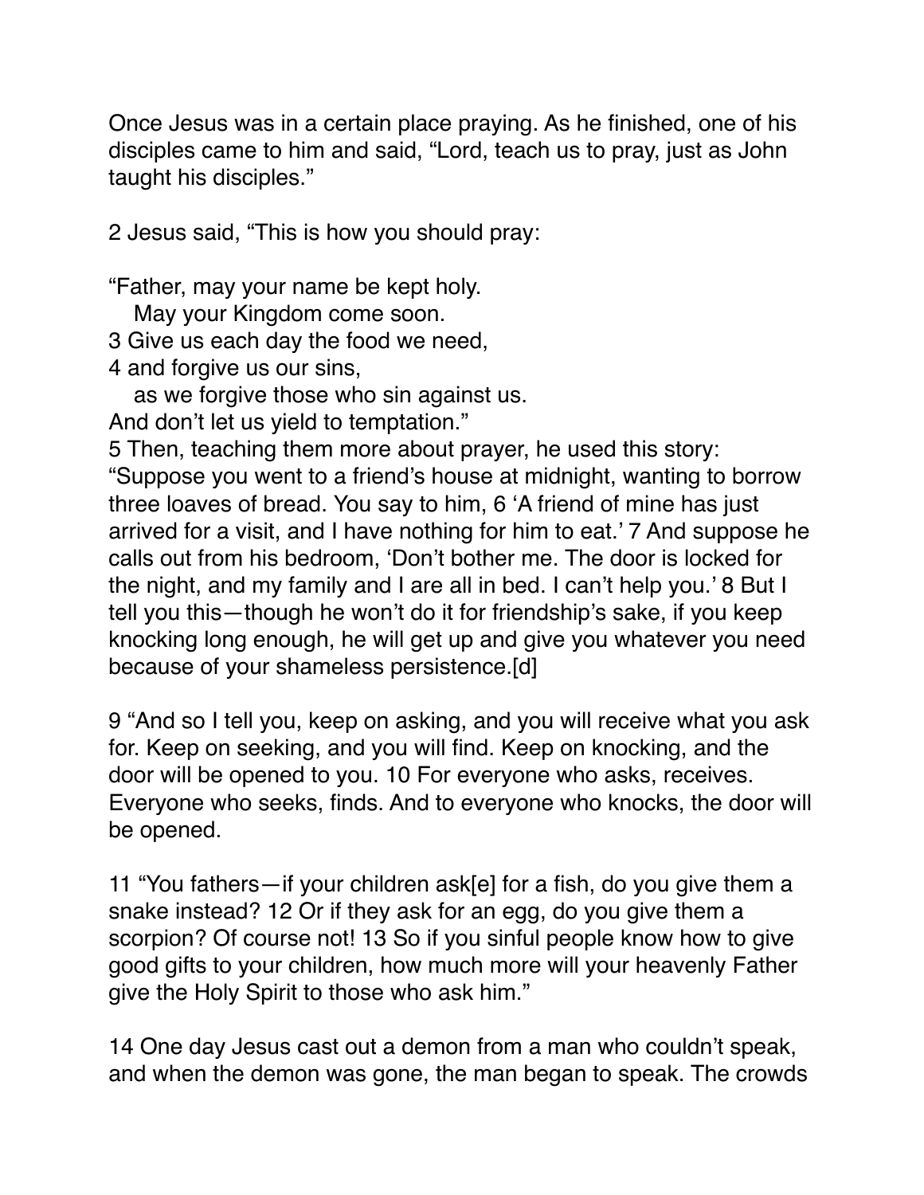Once Jesus was in a certain place praying. As he finished, one of his disciples came to him and said, “Lord, teach us to pray, just as John taught his disciples.”

2 Jesus said, “This is how you should pray:

“Father, may your name be kept holy.
May your Kingdom come soon.
3 Give us each day the food we need,
4 and forgive us our sins,
as we forgive those who sin against us.
And don’t let us yield to temptation.”
5 Then, teaching them more about prayer, he used this story: “Suppose you went to a friend’s house at midnight, wanting to borrow three loaves of bread. You say to him, 6 ‘A friend of mine has just arrived for a visit, and I have nothing for him to eat.’ 7 And suppose he calls out from his bedroom, ‘Don’t bother me. The door is locked for the night, and my family and I are all in bed. I can’t help you.’ 8 But I tell you this—though he won’t do it for friendship’s sake, if you keep knocking long enough, he will get up and give you whatever you need because of your shameless persistence.[d]

9 “And so I tell you, keep on asking, and you will receive what you ask for. Keep on seeking, and you will find. Keep on knocking, and the door will be opened to you. 10 For everyone who asks, receives. Everyone who seeks, finds. And to everyone who knocks, the door will be opened.

11 “You fathers—if your children ask[e] for a fish, do you give them a snake instead? 12 Or if they ask for an egg, do you give them a scorpion? Of course not! 13 So if you sinful people know how to give good gifts to your children, how much more will your heavenly Father give the Holy Spirit to those who ask him.”

14 One day Jesus cast out a demon from a man who couldn’t speak, and when the demon was gone, the man began to speak. The crowds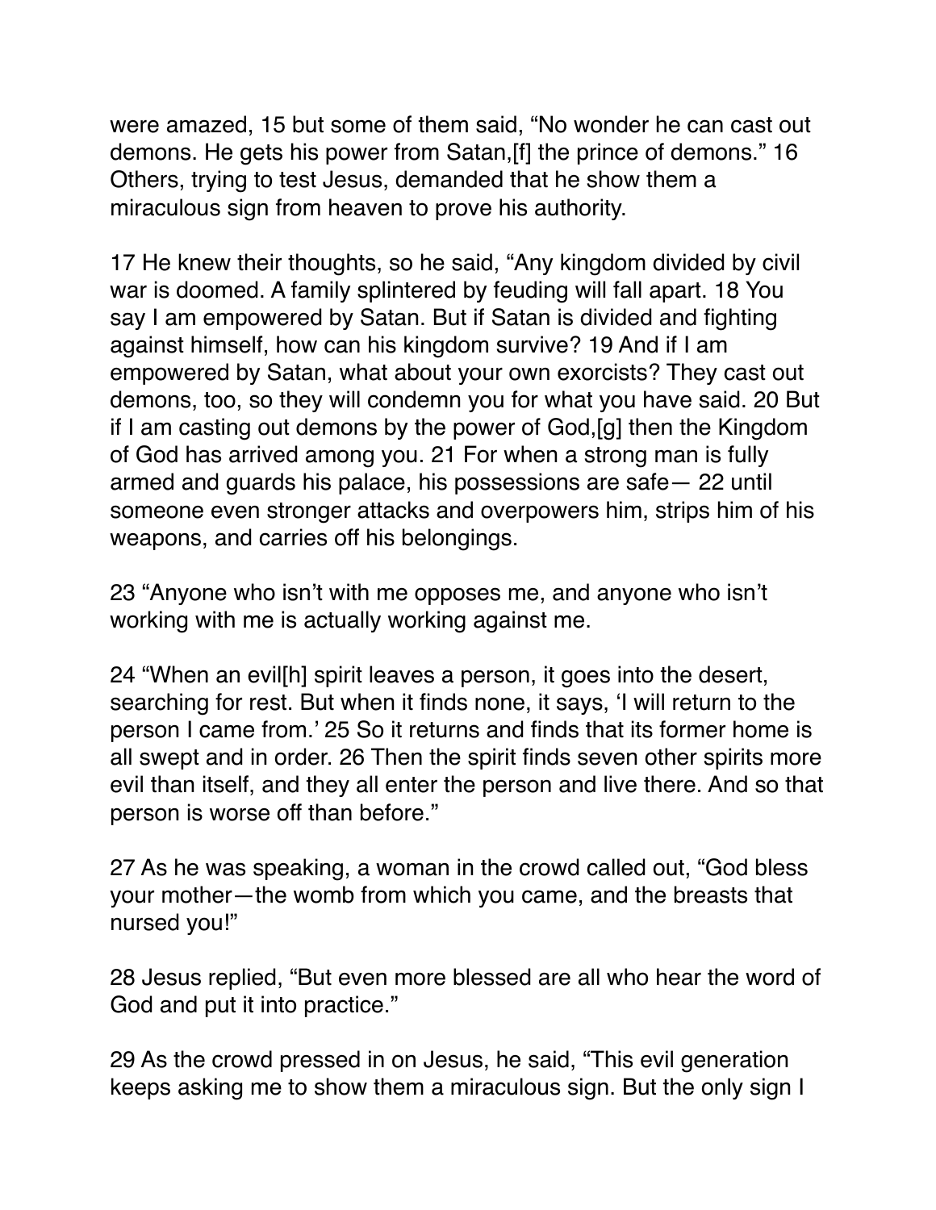were amazed, 15 but some of them said, “No wonder he can cast out demons. He gets his power from Satan,[f] the prince of demons.” 16 Others, trying to test Jesus, demanded that he show them a miraculous sign from heaven to prove his authority.

17 He knew their thoughts, so he said, “Any kingdom divided by civil war is doomed. A family splintered by feuding will fall apart. 18 You say I am empowered by Satan. But if Satan is divided and fighting against himself, how can his kingdom survive? 19 And if I am empowered by Satan, what about your own exorcists? They cast out demons, too, so they will condemn you for what you have said. 20 But if I am casting out demons by the power of God,[g] then the Kingdom of God has arrived among you. 21 For when a strong man is fully armed and guards his palace, his possessions are safe— 22 until someone even stronger attacks and overpowers him, strips him of his weapons, and carries off his belongings.

23 “Anyone who isn’t with me opposes me, and anyone who isn’t working with me is actually working against me.

24 “When an evil[h] spirit leaves a person, it goes into the desert, searching for rest. But when it finds none, it says, ‘I will return to the person I came from.’ 25 So it returns and finds that its former home is all swept and in order. 26 Then the spirit finds seven other spirits more evil than itself, and they all enter the person and live there. And so that person is worse off than before.”

27 As he was speaking, a woman in the crowd called out, “God bless your mother—the womb from which you came, and the breasts that nursed you!”

28 Jesus replied, “But even more blessed are all who hear the word of God and put it into practice.”

29 As the crowd pressed in on Jesus, he said, “This evil generation keeps asking me to show them a miraculous sign. But the only sign I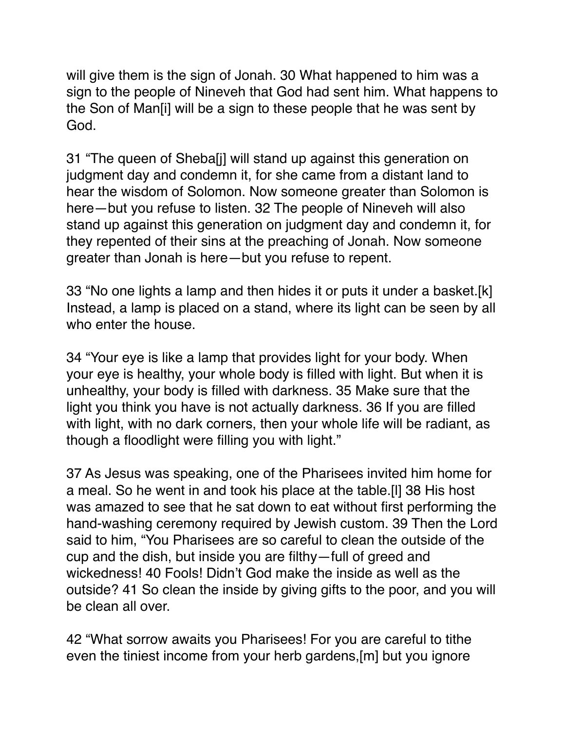will give them is the sign of Jonah. 30 What happened to him was a sign to the people of Nineveh that God had sent him. What happens to the Son of Man[i] will be a sign to these people that he was sent by God.

31 “The queen of Sheba[j] will stand up against this generation on judgment day and condemn it, for she came from a distant land to hear the wisdom of Solomon. Now someone greater than Solomon is here—but you refuse to listen. 32 The people of Nineveh will also stand up against this generation on judgment day and condemn it, for they repented of their sins at the preaching of Jonah. Now someone greater than Jonah is here—but you refuse to repent.

33 “No one lights a lamp and then hides it or puts it under a basket.[k] Instead, a lamp is placed on a stand, where its light can be seen by all who enter the house.

34 “Your eye is like a lamp that provides light for your body. When your eye is healthy, your whole body is filled with light. But when it is unhealthy, your body is filled with darkness. 35 Make sure that the light you think you have is not actually darkness. 36 If you are filled with light, with no dark corners, then your whole life will be radiant, as though a floodlight were filling you with light.”

37 As Jesus was speaking, one of the Pharisees invited him home for a meal. So he went in and took his place at the table.[l] 38 His host was amazed to see that he sat down to eat without first performing the hand-washing ceremony required by Jewish custom. 39 Then the Lord said to him, “You Pharisees are so careful to clean the outside of the cup and the dish, but inside you are filthy—full of greed and wickedness! 40 Fools! Didn’t God make the inside as well as the outside? 41 So clean the inside by giving gifts to the poor, and you will be clean all over.

42 “What sorrow awaits you Pharisees! For you are careful to tithe even the tiniest income from your herb gardens,[m] but you ignore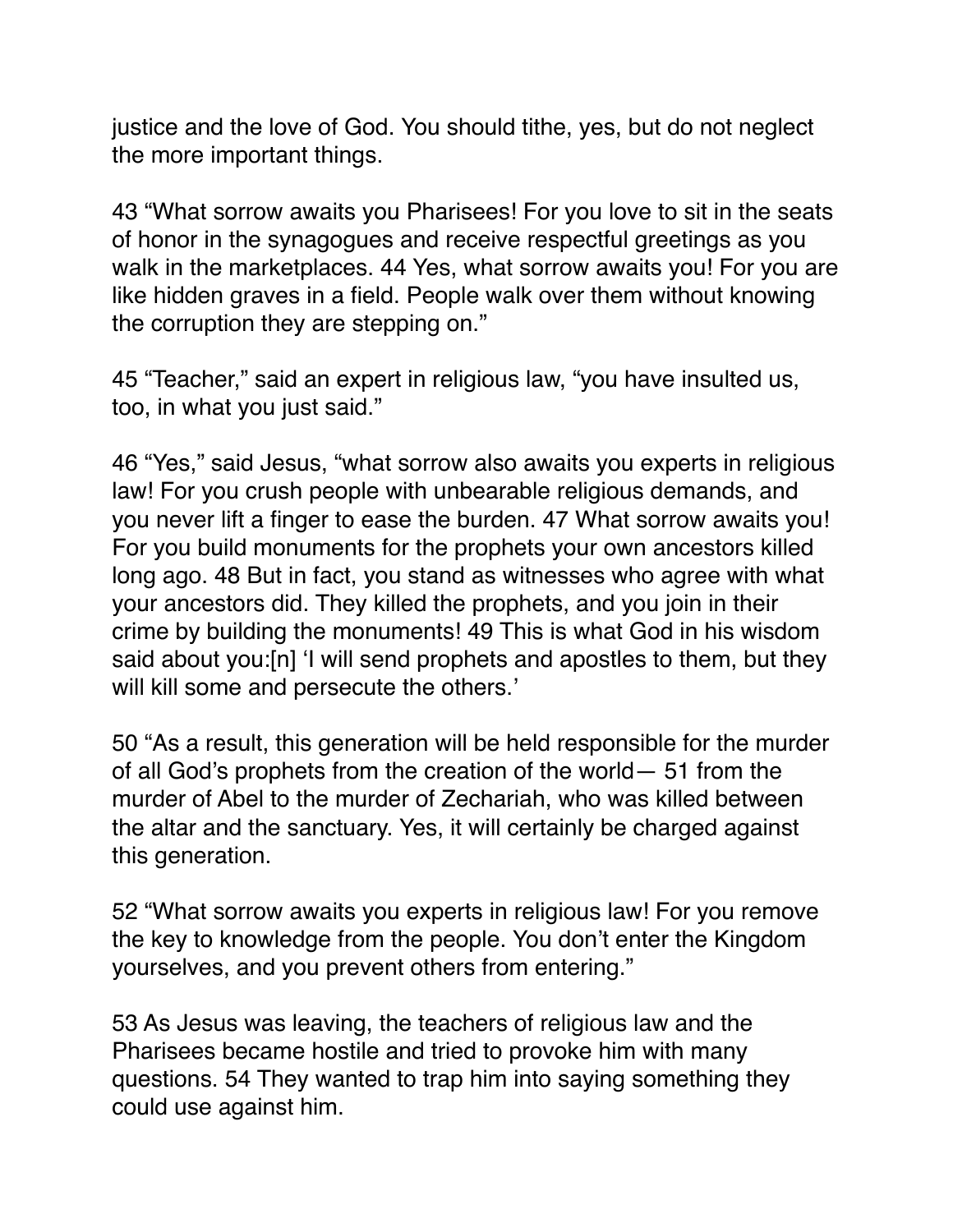justice and the love of God. You should tithe, yes, but do not neglect the more important things.

43 “What sorrow awaits you Pharisees! For you love to sit in the seats of honor in the synagogues and receive respectful greetings as you walk in the marketplaces. 44 Yes, what sorrow awaits you! For you are like hidden graves in a field. People walk over them without knowing the corruption they are stepping on.”

45 “Teacher,” said an expert in religious law, “you have insulted us, too, in what you just said.”

46 “Yes,” said Jesus, “what sorrow also awaits you experts in religious law! For you crush people with unbearable religious demands, and you never lift a finger to ease the burden. 47 What sorrow awaits you! For you build monuments for the prophets your own ancestors killed long ago. 48 But in fact, you stand as witnesses who agree with what your ancestors did. They killed the prophets, and you join in their crime by building the monuments! 49 This is what God in his wisdom said about you:[n] ‘I will send prophets and apostles to them, but they will kill some and persecute the others.’

50 “As a result, this generation will be held responsible for the murder of all God’s prophets from the creation of the world— 51 from the murder of Abel to the murder of Zechariah, who was killed between the altar and the sanctuary. Yes, it will certainly be charged against this generation.

52 “What sorrow awaits you experts in religious law! For you remove the key to knowledge from the people. You don’t enter the Kingdom yourselves, and you prevent others from entering.”

53 As Jesus was leaving, the teachers of religious law and the Pharisees became hostile and tried to provoke him with many questions. 54 They wanted to trap him into saying something they could use against him.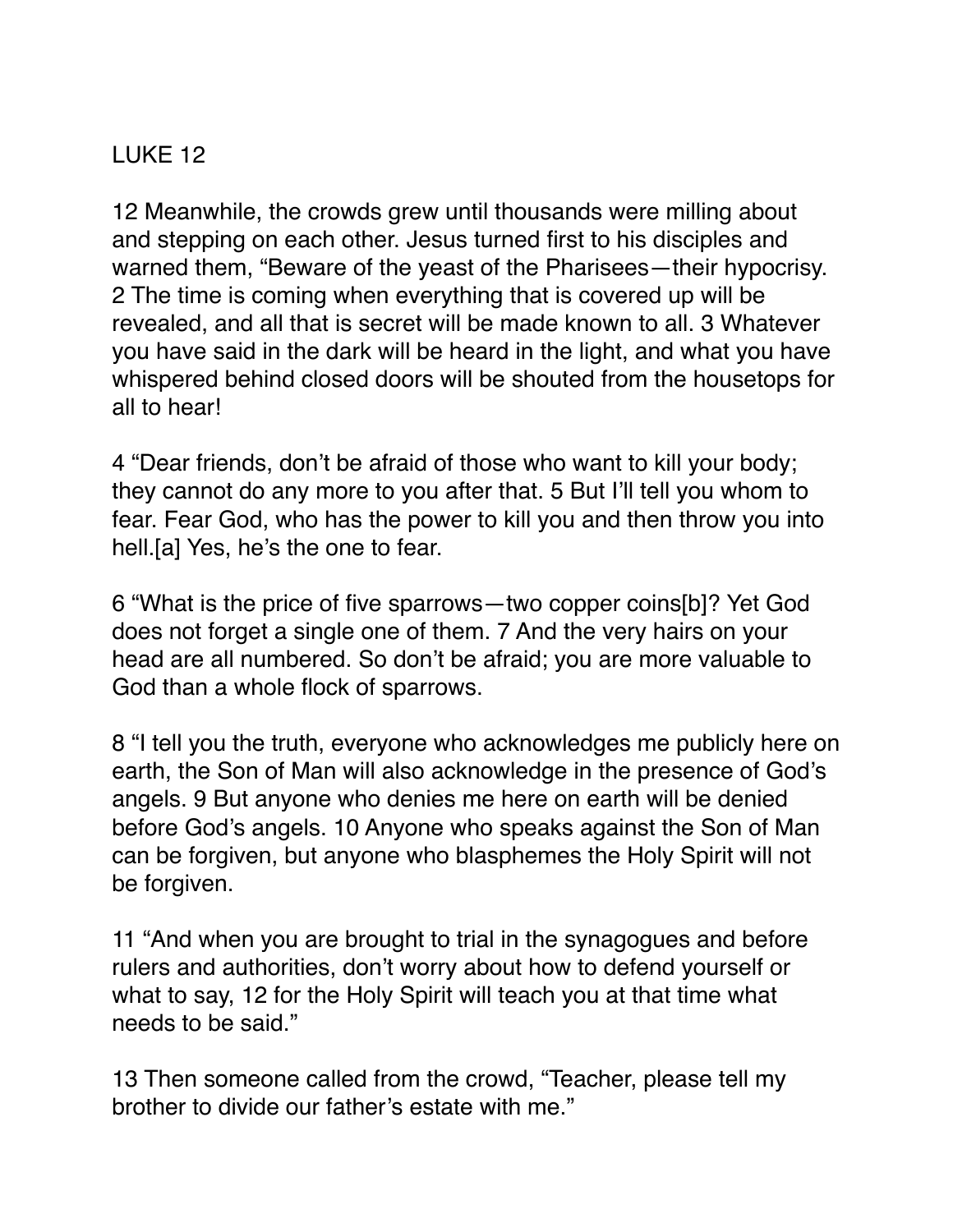LUKE 12

12 Meanwhile, the crowds grew until thousands were milling about and stepping on each other. Jesus turned first to his disciples and warned them, “Beware of the yeast of the Pharisees—their hypocrisy. 2 The time is coming when everything that is covered up will be revealed, and all that is secret will be made known to all. 3 Whatever you have said in the dark will be heard in the light, and what you have whispered behind closed doors will be shouted from the housetops for all to hear!

4 “Dear friends, don’t be afraid of those who want to kill your body; they cannot do any more to you after that. 5 But I’ll tell you whom to fear. Fear God, who has the power to kill you and then throw you into hell.[a] Yes, he’s the one to fear.

6 “What is the price of five sparrows—two copper coins[b]? Yet God does not forget a single one of them. 7 And the very hairs on your head are all numbered. So don’t be afraid; you are more valuable to God than a whole flock of sparrows.

8 “I tell you the truth, everyone who acknowledges me publicly here on earth, the Son of Man will also acknowledge in the presence of God’s angels. 9 But anyone who denies me here on earth will be denied before God’s angels. 10 Anyone who speaks against the Son of Man can be forgiven, but anyone who blasphemes the Holy Spirit will not be forgiven.

11 “And when you are brought to trial in the synagogues and before rulers and authorities, don’t worry about how to defend yourself or what to say, 12 for the Holy Spirit will teach you at that time what needs to be said.”

13 Then someone called from the crowd, “Teacher, please tell my brother to divide our father’s estate with me.”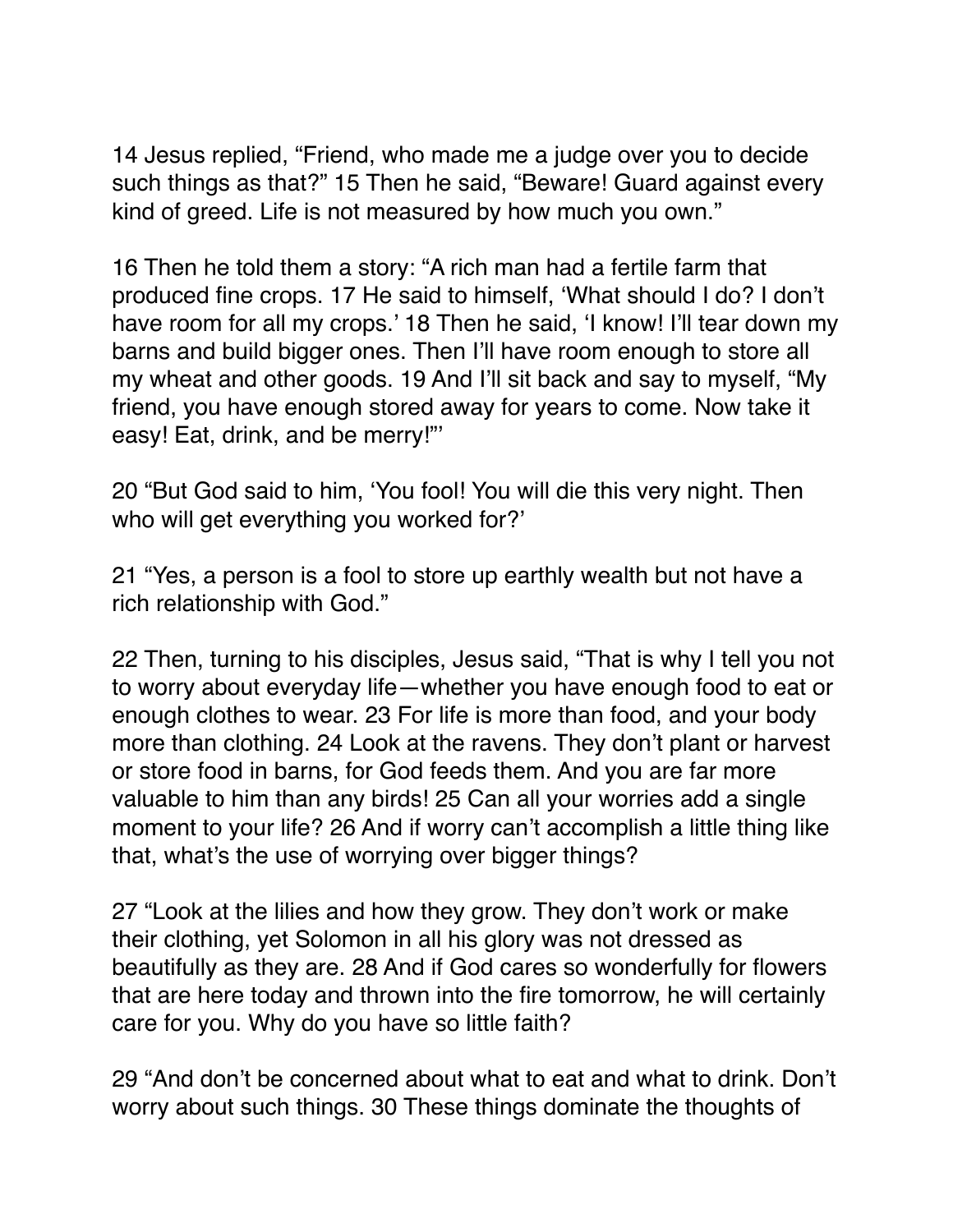14 Jesus replied, “Friend, who made me a judge over you to decide such things as that?” 15 Then he said, “Beware! Guard against every kind of greed. Life is not measured by how much you own.”

16 Then he told them a story: “A rich man had a fertile farm that produced fine crops. 17 He said to himself, ‘What should I do? I don’t have room for all my crops.’ 18 Then he said, ‘I know! I’ll tear down my barns and build bigger ones. Then I’ll have room enough to store all my wheat and other goods. 19 And I’ll sit back and say to myself, “My friend, you have enough stored away for years to come. Now take it easy! Eat, drink, and be merry!”’

20 “But God said to him, ‘You fool! You will die this very night. Then who will get everything you worked for?’

21 “Yes, a person is a fool to store up earthly wealth but not have a rich relationship with God.”

22 Then, turning to his disciples, Jesus said, “That is why I tell you not to worry about everyday life—whether you have enough food to eat or enough clothes to wear. 23 For life is more than food, and your body more than clothing. 24 Look at the ravens. They don’t plant or harvest or store food in barns, for God feeds them. And you are far more valuable to him than any birds! 25 Can all your worries add a single moment to your life? 26 And if worry can’t accomplish a little thing like that, what’s the use of worrying over bigger things?

27 “Look at the lilies and how they grow. They don’t work or make their clothing, yet Solomon in all his glory was not dressed as beautifully as they are. 28 And if God cares so wonderfully for flowers that are here today and thrown into the fire tomorrow, he will certainly care for you. Why do you have so little faith?

29 “And don’t be concerned about what to eat and what to drink. Don’t worry about such things. 30 These things dominate the thoughts of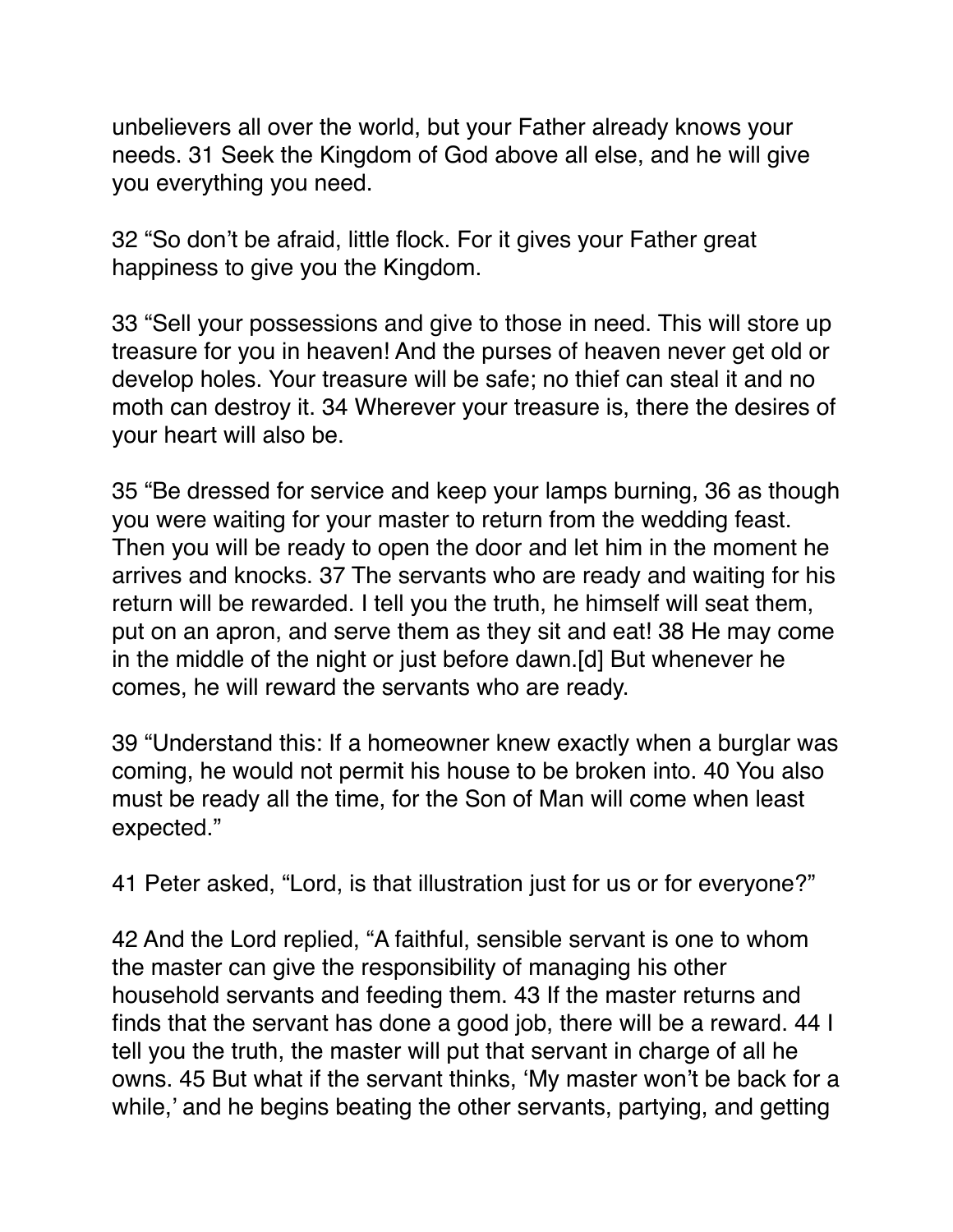unbelievers all over the world, but your Father already knows your needs. 31 Seek the Kingdom of God above all else, and he will give you everything you need.

32 “So don’t be afraid, little flock. For it gives your Father great happiness to give you the Kingdom.

33 “Sell your possessions and give to those in need. This will store up treasure for you in heaven! And the purses of heaven never get old or develop holes. Your treasure will be safe; no thief can steal it and no moth can destroy it. 34 Wherever your treasure is, there the desires of your heart will also be.

35 “Be dressed for service and keep your lamps burning, 36 as though you were waiting for your master to return from the wedding feast. Then you will be ready to open the door and let him in the moment he arrives and knocks. 37 The servants who are ready and waiting for his return will be rewarded. I tell you the truth, he himself will seat them, put on an apron, and serve them as they sit and eat! 38 He may come in the middle of the night or just before dawn.[d] But whenever he comes, he will reward the servants who are ready.

39 “Understand this: If a homeowner knew exactly when a burglar was coming, he would not permit his house to be broken into. 40 You also must be ready all the time, for the Son of Man will come when least expected.”

41 Peter asked, “Lord, is that illustration just for us or for everyone?”

42 And the Lord replied, “A faithful, sensible servant is one to whom the master can give the responsibility of managing his other household servants and feeding them. 43 If the master returns and finds that the servant has done a good job, there will be a reward. 44 I tell you the truth, the master will put that servant in charge of all he owns. 45 But what if the servant thinks, ‘My master won’t be back for a while,’ and he begins beating the other servants, partying, and getting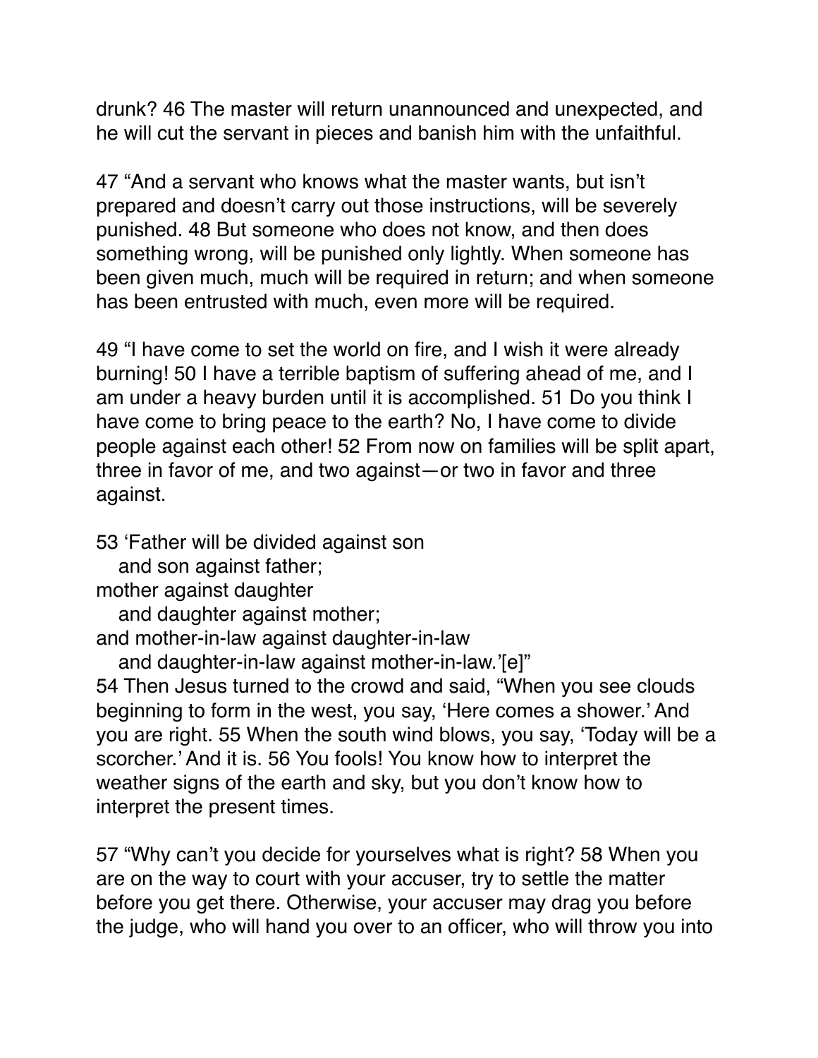drunk? 46 The master will return unannounced and unexpected, and he will cut the servant in pieces and banish him with the unfaithful.

47 “And a servant who knows what the master wants, but isn’t prepared and doesn’t carry out those instructions, will be severely punished. 48 But someone who does not know, and then does something wrong, will be punished only lightly. When someone has been given much, much will be required in return; and when someone has been entrusted with much, even more will be required.

49 “I have come to set the world on fire, and I wish it were already burning! 50 I have a terrible baptism of suffering ahead of me, and I am under a heavy burden until it is accomplished. 51 Do you think I have come to bring peace to the earth? No, I have come to divide people against each other! 52 From now on families will be split apart, three in favor of me, and two against—or two in favor and three against.

53 ‘Father will be divided against son
   and son against father;
mother against daughter
   and daughter against mother;
and mother-in-law against daughter-in-law
   and daughter-in-law against mother-in-law.’[e]”

54 Then Jesus turned to the crowd and said, “When you see clouds beginning to form in the west, you say, ‘Here comes a shower.’ And you are right. 55 When the south wind blows, you say, ‘Today will be a scorcher.’ And it is. 56 You fools! You know how to interpret the weather signs of the earth and sky, but you don’t know how to interpret the present times.

57 “Why can’t you decide for yourselves what is right? 58 When you are on the way to court with your accuser, try to settle the matter before you get there. Otherwise, your accuser may drag you before the judge, who will hand you over to an officer, who will throw you into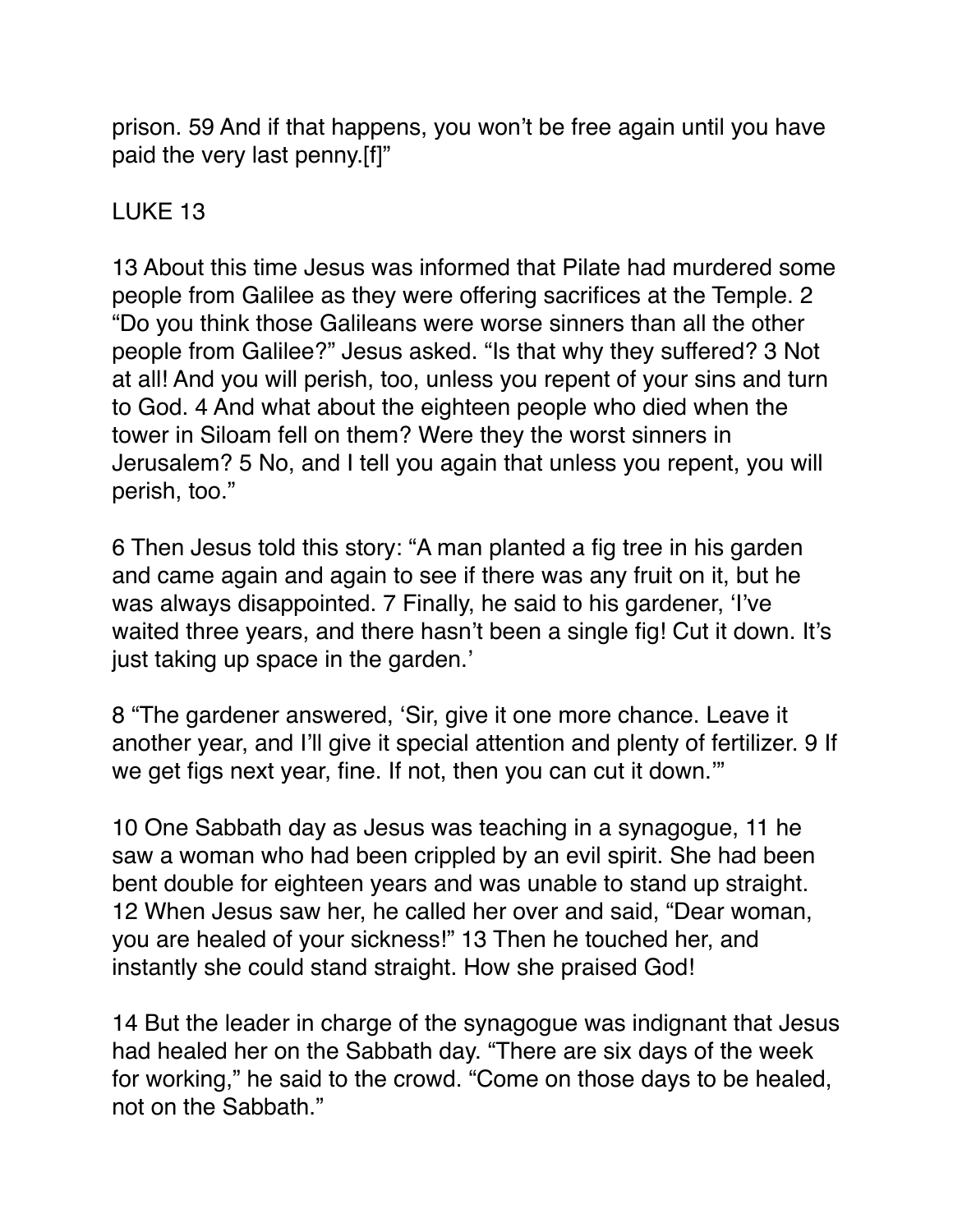prison. 59 And if that happens, you won't be free again until you have paid the very last penny.[f]"

## LUKE 13

13 About this time Jesus was informed that Pilate had murdered some people from Galilee as they were offering sacrifices at the Temple. 2 "Do you think those Galileans were worse sinners than all the other people from Galilee?" Jesus asked. "Is that why they suffered? 3 Not at all! And you will perish, too, unless you repent of your sins and turn to God. 4 And what about the eighteen people who died when the tower in Siloam fell on them? Were they the worst sinners in Jerusalem? 5 No, and I tell you again that unless you repent, you will perish, too."

6 Then Jesus told this story: "A man planted a fig tree in his garden and came again and again to see if there was any fruit on it, but he was always disappointed. 7 Finally, he said to his gardener, 'I've waited three years, and there hasn't been a single fig! Cut it down. It's just taking up space in the garden.'

8 "The gardener answered, 'Sir, give it one more chance. Leave it another year, and I'll give it special attention and plenty of fertilizer. 9 If we get figs next year, fine. If not, then you can cut it down.'"

10 One Sabbath day as Jesus was teaching in a synagogue, 11 he saw a woman who had been crippled by an evil spirit. She had been bent double for eighteen years and was unable to stand up straight. 12 When Jesus saw her, he called her over and said, "Dear woman, you are healed of your sickness!" 13 Then he touched her, and instantly she could stand straight. How she praised God!

14 But the leader in charge of the synagogue was indignant that Jesus had healed her on the Sabbath day. "There are six days of the week for working," he said to the crowd. "Come on those days to be healed, not on the Sabbath."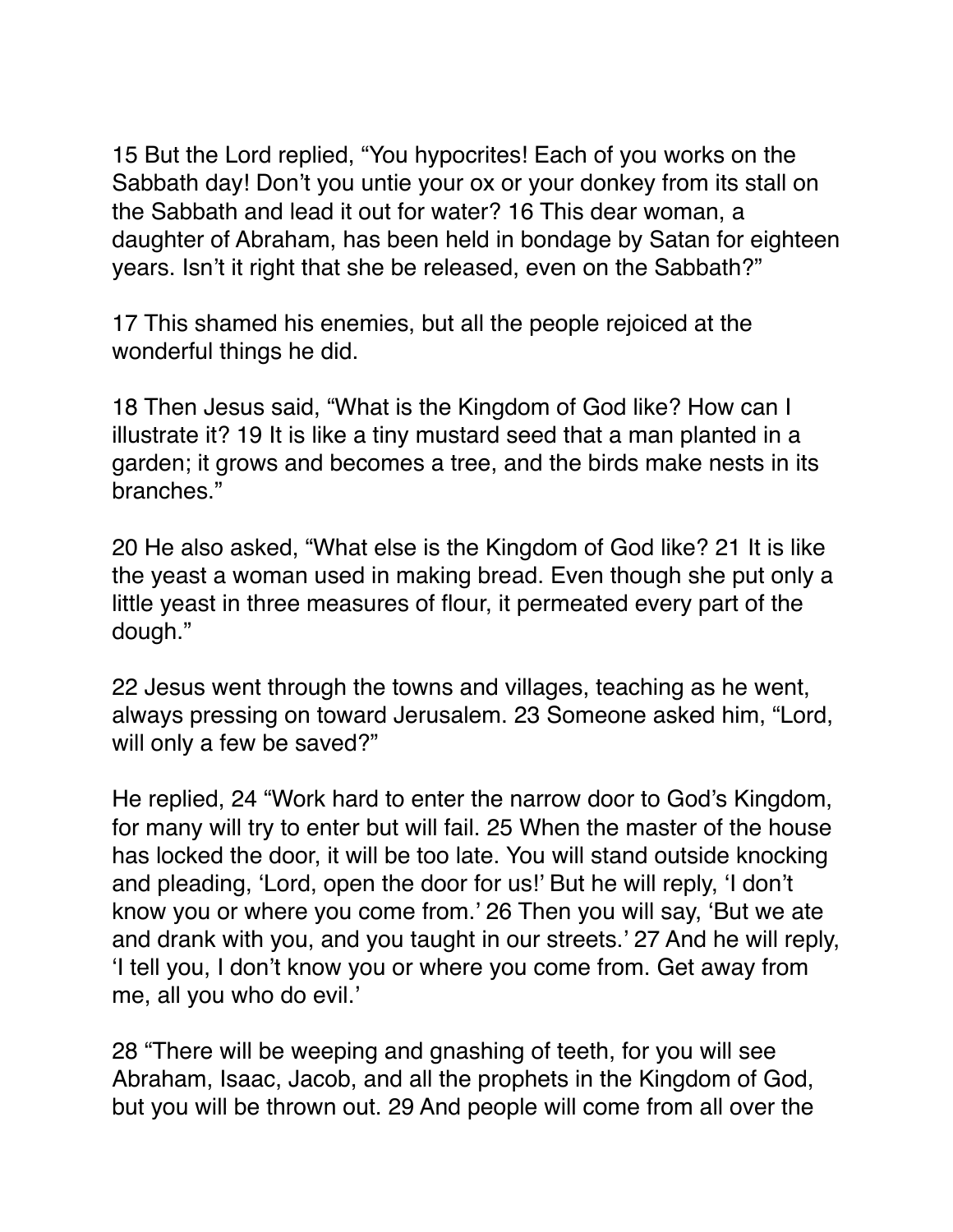15 But the Lord replied, "You hypocrites! Each of you works on the Sabbath day! Don't you untie your ox or your donkey from its stall on the Sabbath and lead it out for water? 16 This dear woman, a daughter of Abraham, has been held in bondage by Satan for eighteen years. Isn't it right that she be released, even on the Sabbath?"

17 This shamed his enemies, but all the people rejoiced at the wonderful things he did.

18 Then Jesus said, "What is the Kingdom of God like? How can I illustrate it? 19 It is like a tiny mustard seed that a man planted in a garden; it grows and becomes a tree, and the birds make nests in its branches."

20 He also asked, "What else is the Kingdom of God like? 21 It is like the yeast a woman used in making bread. Even though she put only a little yeast in three measures of flour, it permeated every part of the dough."

22 Jesus went through the towns and villages, teaching as he went, always pressing on toward Jerusalem. 23 Someone asked him, "Lord, will only a few be saved?"

He replied, 24 "Work hard to enter the narrow door to God's Kingdom, for many will try to enter but will fail. 25 When the master of the house has locked the door, it will be too late. You will stand outside knocking and pleading, 'Lord, open the door for us!' But he will reply, 'I don't know you or where you come from.' 26 Then you will say, 'But we ate and drank with you, and you taught in our streets.' 27 And he will reply, 'I tell you, I don't know you or where you come from. Get away from me, all you who do evil.'

28 "There will be weeping and gnashing of teeth, for you will see Abraham, Isaac, Jacob, and all the prophets in the Kingdom of God, but you will be thrown out. 29 And people will come from all over the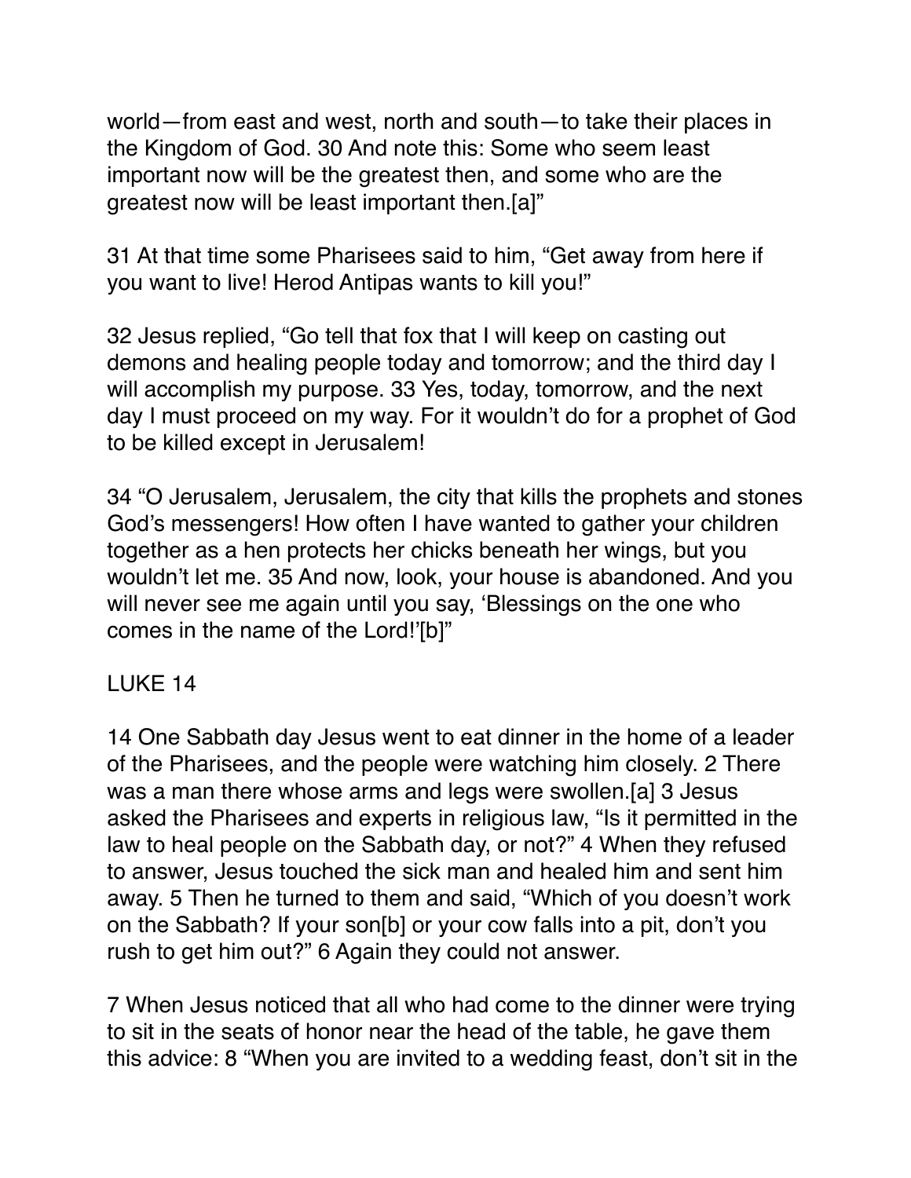world—from east and west, north and south—to take their places in the Kingdom of God. 30 And note this: Some who seem least important now will be the greatest then, and some who are the greatest now will be least important then.[a]"

31 At that time some Pharisees said to him, "Get away from here if you want to live! Herod Antipas wants to kill you!"

32 Jesus replied, "Go tell that fox that I will keep on casting out demons and healing people today and tomorrow; and the third day I will accomplish my purpose. 33 Yes, today, tomorrow, and the next day I must proceed on my way. For it wouldn't do for a prophet of God to be killed except in Jerusalem!

34 "O Jerusalem, Jerusalem, the city that kills the prophets and stones God's messengers! How often I have wanted to gather your children together as a hen protects her chicks beneath her wings, but you wouldn't let me. 35 And now, look, your house is abandoned. And you will never see me again until you say, 'Blessings on the one who comes in the name of the Lord!'[b]"

## LUKE 14

14 One Sabbath day Jesus went to eat dinner in the home of a leader of the Pharisees, and the people were watching him closely. 2 There was a man there whose arms and legs were swollen.[a] 3 Jesus asked the Pharisees and experts in religious law, "Is it permitted in the law to heal people on the Sabbath day, or not?" 4 When they refused to answer, Jesus touched the sick man and healed him and sent him away. 5 Then he turned to them and said, "Which of you doesn't work on the Sabbath? If your son[b] or your cow falls into a pit, don't you rush to get him out?" 6 Again they could not answer.

7 When Jesus noticed that all who had come to the dinner were trying to sit in the seats of honor near the head of the table, he gave them this advice: 8 "When you are invited to a wedding feast, don't sit in the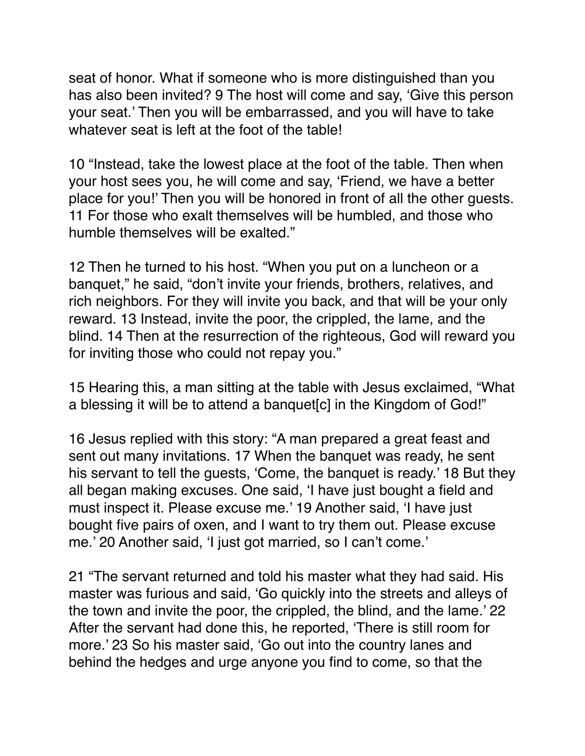seat of honor. What if someone who is more distinguished than you has also been invited? 9 The host will come and say, 'Give this person your seat.' Then you will be embarrassed, and you will have to take whatever seat is left at the foot of the table!

10 "Instead, take the lowest place at the foot of the table. Then when your host sees you, he will come and say, 'Friend, we have a better place for you!' Then you will be honored in front of all the other guests. 11 For those who exalt themselves will be humbled, and those who humble themselves will be exalted."

12 Then he turned to his host. "When you put on a luncheon or a banquet," he said, "don't invite your friends, brothers, relatives, and rich neighbors. For they will invite you back, and that will be your only reward. 13 Instead, invite the poor, the crippled, the lame, and the blind. 14 Then at the resurrection of the righteous, God will reward you for inviting those who could not repay you."

15 Hearing this, a man sitting at the table with Jesus exclaimed, "What a blessing it will be to attend a banquet[c] in the Kingdom of God!"

16 Jesus replied with this story: "A man prepared a great feast and sent out many invitations. 17 When the banquet was ready, he sent his servant to tell the guests, 'Come, the banquet is ready.' 18 But they all began making excuses. One said, 'I have just bought a field and must inspect it. Please excuse me.' 19 Another said, 'I have just bought five pairs of oxen, and I want to try them out. Please excuse me.' 20 Another said, 'I just got married, so I can't come.'

21 "The servant returned and told his master what they had said. His master was furious and said, 'Go quickly into the streets and alleys of the town and invite the poor, the crippled, the blind, and the lame.' 22 After the servant had done this, he reported, 'There is still room for more.' 23 So his master said, 'Go out into the country lanes and behind the hedges and urge anyone you find to come, so that the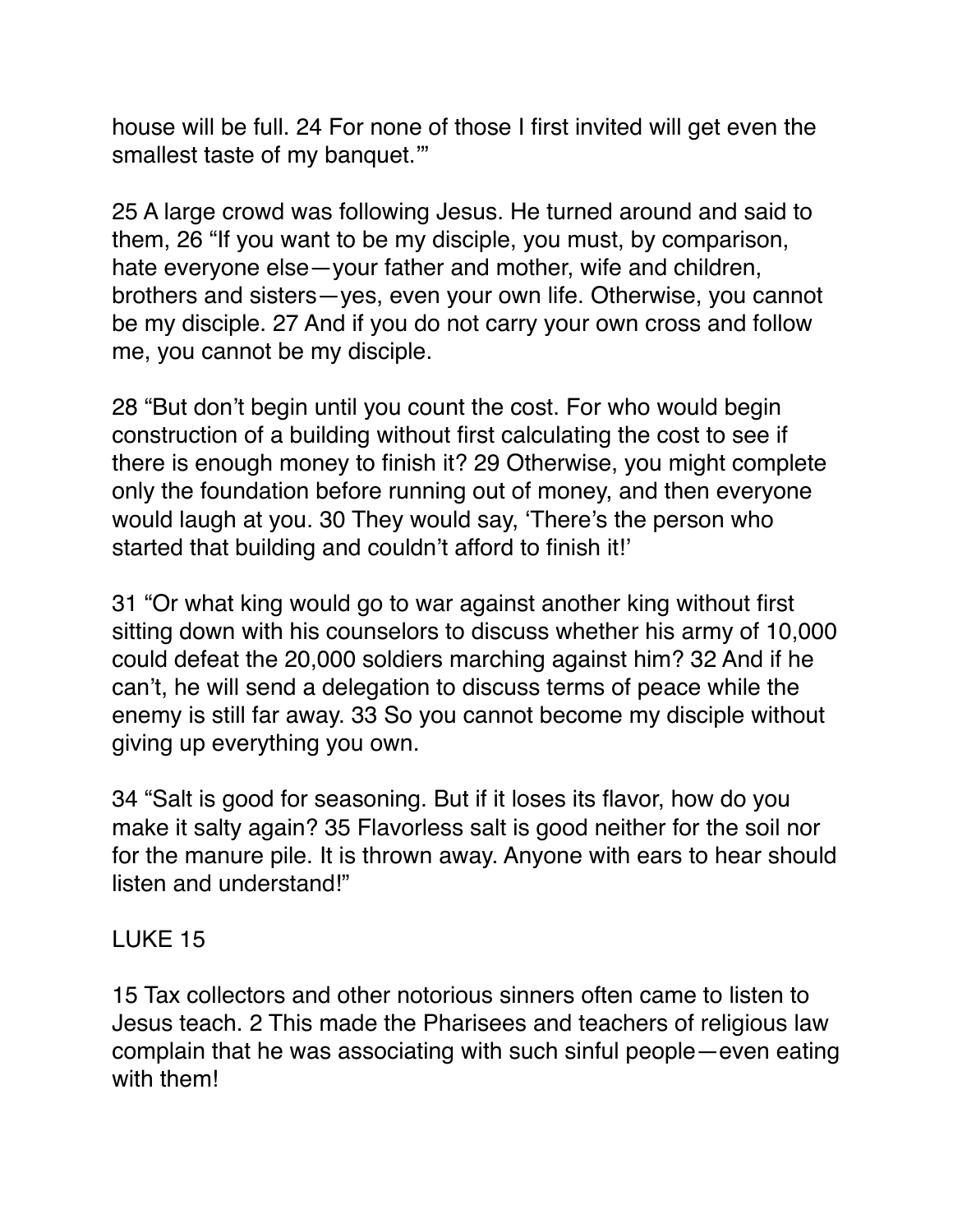house will be full. 24 For none of those I first invited will get even the smallest taste of my banquet.'"

25 A large crowd was following Jesus. He turned around and said to them, 26 "If you want to be my disciple, you must, by comparison, hate everyone else—your father and mother, wife and children, brothers and sisters—yes, even your own life. Otherwise, you cannot be my disciple. 27 And if you do not carry your own cross and follow me, you cannot be my disciple.

28 "But don't begin until you count the cost. For who would begin construction of a building without first calculating the cost to see if there is enough money to finish it? 29 Otherwise, you might complete only the foundation before running out of money, and then everyone would laugh at you. 30 They would say, 'There's the person who started that building and couldn't afford to finish it!'

31 "Or what king would go to war against another king without first sitting down with his counselors to discuss whether his army of 10,000 could defeat the 20,000 soldiers marching against him? 32 And if he can't, he will send a delegation to discuss terms of peace while the enemy is still far away. 33 So you cannot become my disciple without giving up everything you own.

34 "Salt is good for seasoning. But if it loses its flavor, how do you make it salty again? 35 Flavorless salt is good neither for the soil nor for the manure pile. It is thrown away. Anyone with ears to hear should listen and understand!"

LUKE 15

15 Tax collectors and other notorious sinners often came to listen to Jesus teach. 2 This made the Pharisees and teachers of religious law complain that he was associating with such sinful people—even eating with them!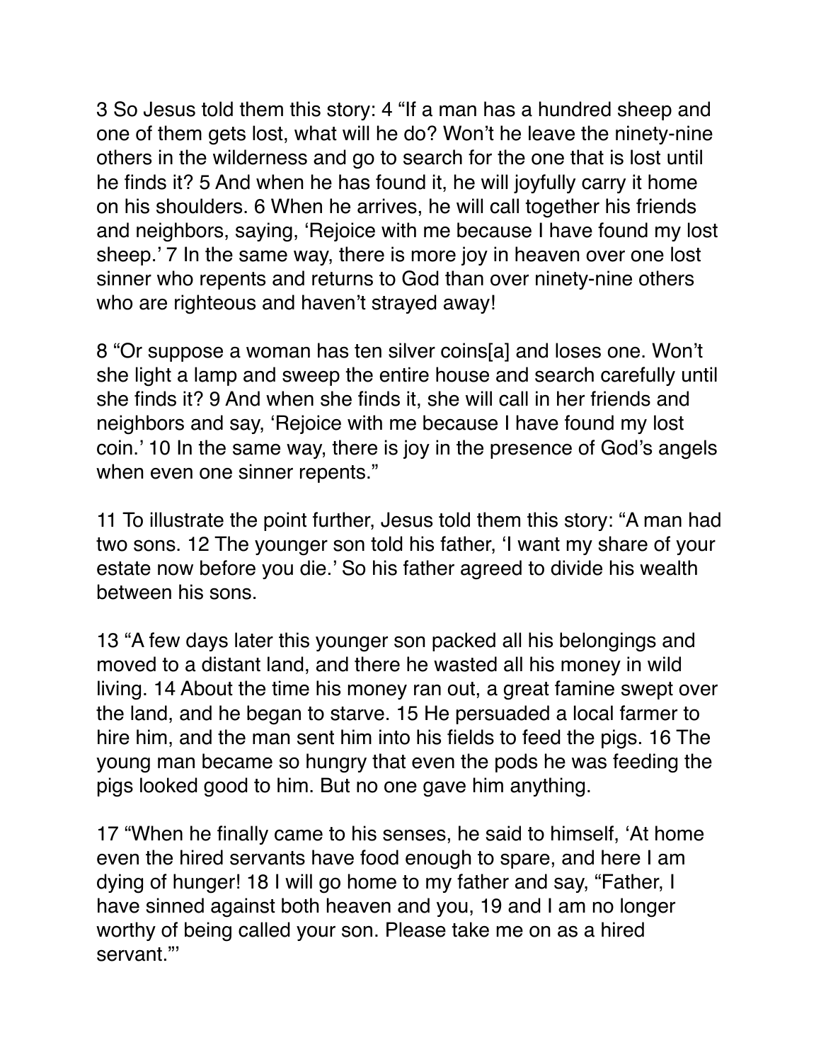3 So Jesus told them this story: 4 “If a man has a hundred sheep and one of them gets lost, what will he do? Won’t he leave the ninety-nine others in the wilderness and go to search for the one that is lost until he finds it? 5 And when he has found it, he will joyfully carry it home on his shoulders. 6 When he arrives, he will call together his friends and neighbors, saying, ‘Rejoice with me because I have found my lost sheep.’ 7 In the same way, there is more joy in heaven over one lost sinner who repents and returns to God than over ninety-nine others who are righteous and haven’t strayed away!

8 “Or suppose a woman has ten silver coins[a] and loses one. Won’t she light a lamp and sweep the entire house and search carefully until she finds it? 9 And when she finds it, she will call in her friends and neighbors and say, ‘Rejoice with me because I have found my lost coin.’ 10 In the same way, there is joy in the presence of God’s angels when even one sinner repents.”

11 To illustrate the point further, Jesus told them this story: “A man had two sons. 12 The younger son told his father, ‘I want my share of your estate now before you die.’ So his father agreed to divide his wealth between his sons.

13 “A few days later this younger son packed all his belongings and moved to a distant land, and there he wasted all his money in wild living. 14 About the time his money ran out, a great famine swept over the land, and he began to starve. 15 He persuaded a local farmer to hire him, and the man sent him into his fields to feed the pigs. 16 The young man became so hungry that even the pods he was feeding the pigs looked good to him. But no one gave him anything.

17 “When he finally came to his senses, he said to himself, ‘At home even the hired servants have food enough to spare, and here I am dying of hunger! 18 I will go home to my father and say, “Father, I have sinned against both heaven and you, 19 and I am no longer worthy of being called your son. Please take me on as a hired servant.”’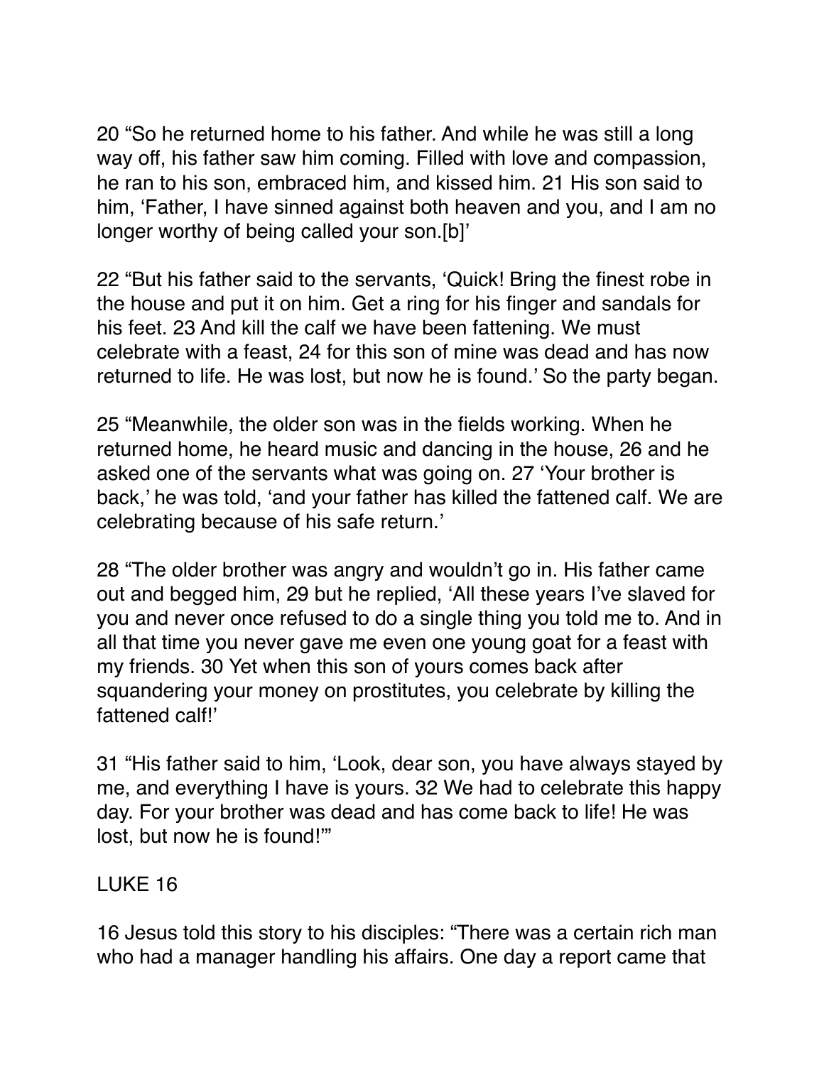20 “So he returned home to his father. And while he was still a long way off, his father saw him coming. Filled with love and compassion, he ran to his son, embraced him, and kissed him. 21 His son said to him, ‘Father, I have sinned against both heaven and you, and I am no longer worthy of being called your son.[b]’

22 “But his father said to the servants, ‘Quick! Bring the finest robe in the house and put it on him. Get a ring for his finger and sandals for his feet. 23 And kill the calf we have been fattening. We must celebrate with a feast, 24 for this son of mine was dead and has now returned to life. He was lost, but now he is found.’ So the party began.

25 “Meanwhile, the older son was in the fields working. When he returned home, he heard music and dancing in the house, 26 and he asked one of the servants what was going on. 27 ‘Your brother is back,’ he was told, ‘and your father has killed the fattened calf. We are celebrating because of his safe return.’

28 “The older brother was angry and wouldn’t go in. His father came out and begged him, 29 but he replied, ‘All these years I’ve slaved for you and never once refused to do a single thing you told me to. And in all that time you never gave me even one young goat for a feast with my friends. 30 Yet when this son of yours comes back after squandering your money on prostitutes, you celebrate by killing the fattened calf!’

31 “His father said to him, ‘Look, dear son, you have always stayed by me, and everything I have is yours. 32 We had to celebrate this happy day. For your brother was dead and has come back to life! He was lost, but now he is found!’”

LUKE 16

16 Jesus told this story to his disciples: “There was a certain rich man who had a manager handling his affairs. One day a report came that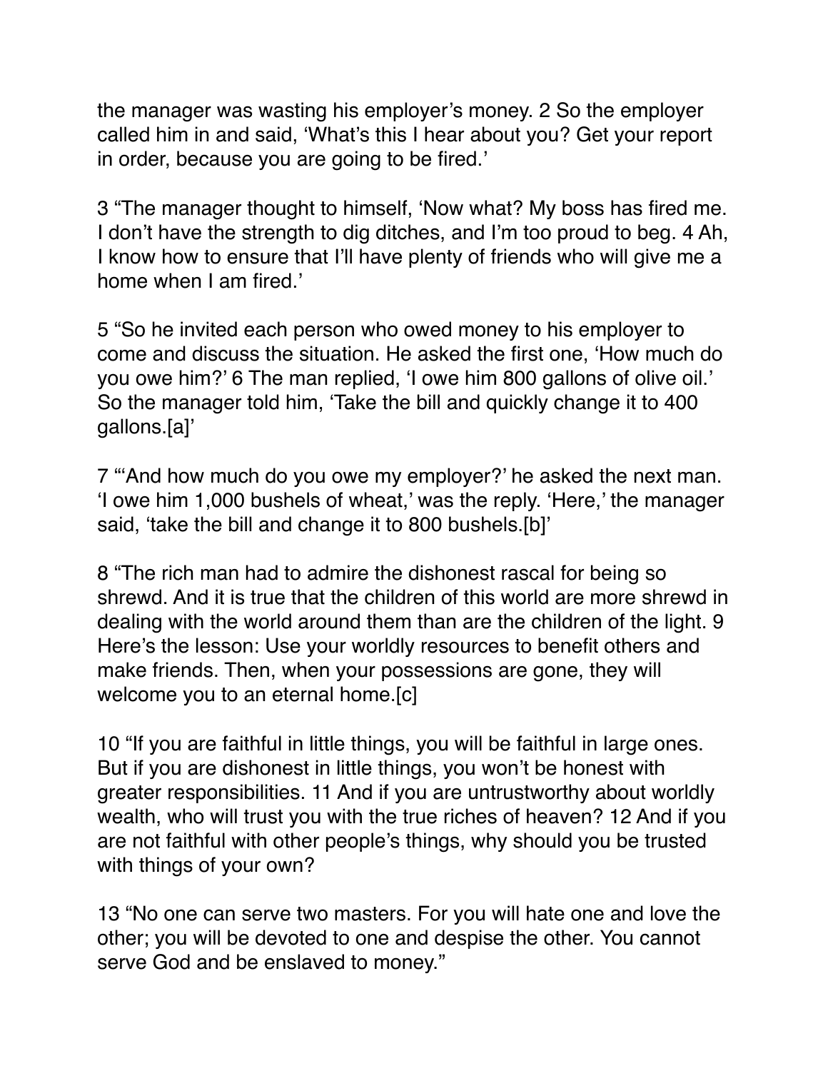the manager was wasting his employer's money. 2 So the employer called him in and said, 'What's this I hear about you? Get your report in order, because you are going to be fired.'

3 "The manager thought to himself, 'Now what? My boss has fired me. I don't have the strength to dig ditches, and I'm too proud to beg. 4 Ah, I know how to ensure that I'll have plenty of friends who will give me a home when I am fired.'

5 "So he invited each person who owed money to his employer to come and discuss the situation. He asked the first one, 'How much do you owe him?' 6 The man replied, 'I owe him 800 gallons of olive oil.' So the manager told him, 'Take the bill and quickly change it to 400 gallons.[a]'

7 "'And how much do you owe my employer?' he asked the next man. 'I owe him 1,000 bushels of wheat,' was the reply. 'Here,' the manager said, 'take the bill and change it to 800 bushels.[b]'

8 "The rich man had to admire the dishonest rascal for being so shrewd. And it is true that the children of this world are more shrewd in dealing with the world around them than are the children of the light. 9 Here's the lesson: Use your worldly resources to benefit others and make friends. Then, when your possessions are gone, they will welcome you to an eternal home.[c]

10 "If you are faithful in little things, you will be faithful in large ones. But if you are dishonest in little things, you won't be honest with greater responsibilities. 11 And if you are untrustworthy about worldly wealth, who will trust you with the true riches of heaven? 12 And if you are not faithful with other people's things, why should you be trusted with things of your own?

13 "No one can serve two masters. For you will hate one and love the other; you will be devoted to one and despise the other. You cannot serve God and be enslaved to money."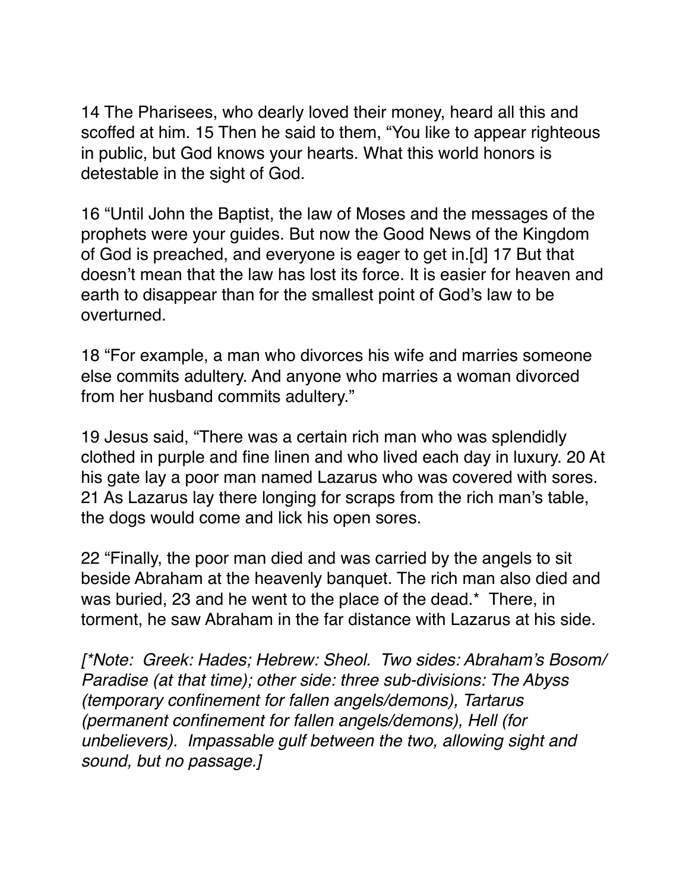14 The Pharisees, who dearly loved their money, heard all this and scoffed at him. 15 Then he said to them, “You like to appear righteous in public, but God knows your hearts. What this world honors is detestable in the sight of God.

16 “Until John the Baptist, the law of Moses and the messages of the prophets were your guides. But now the Good News of the Kingdom of God is preached, and everyone is eager to get in.[d] 17 But that doesn’t mean that the law has lost its force. It is easier for heaven and earth to disappear than for the smallest point of God’s law to be overturned.

18 “For example, a man who divorces his wife and marries someone else commits adultery. And anyone who marries a woman divorced from her husband commits adultery.”

19 Jesus said, “There was a certain rich man who was splendidly clothed in purple and fine linen and who lived each day in luxury. 20 At his gate lay a poor man named Lazarus who was covered with sores. 21 As Lazarus lay there longing for scraps from the rich man’s table, the dogs would come and lick his open sores.

22 “Finally, the poor man died and was carried by the angels to sit beside Abraham at the heavenly banquet. The rich man also died and was buried, 23 and he went to the place of the dead.* There, in torment, he saw Abraham in the far distance with Lazarus at his side.

*[*Note: Greek: Hades; Hebrew: Sheol. Two sides: Abraham’s Bosom/ Paradise (at that time); other side: three sub-divisions: The Abyss (temporary confinement for fallen angels/demons), Tartarus (permanent confinement for fallen angels/demons), Hell (for unbelievers). Impassable gulf between the two, allowing sight and sound, but no passage.]*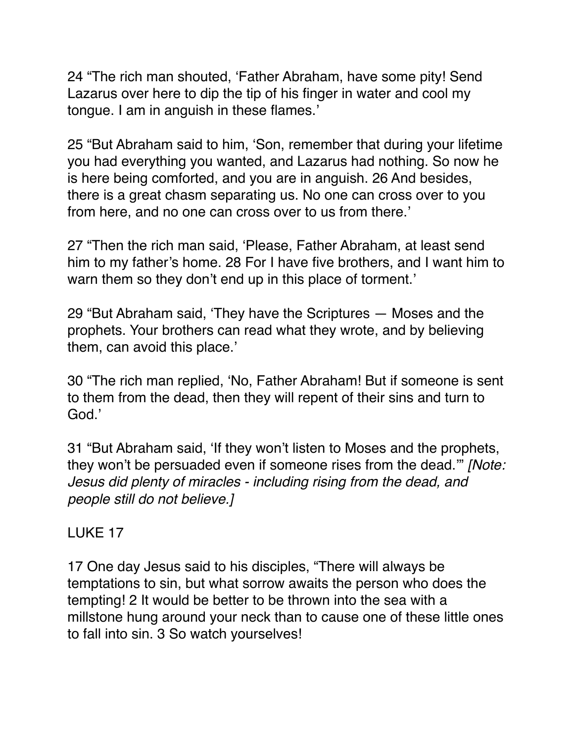24 “The rich man shouted, ‘Father Abraham, have some pity! Send Lazarus over here to dip the tip of his finger in water and cool my tongue. I am in anguish in these flames.’

25 “But Abraham said to him, ‘Son, remember that during your lifetime you had everything you wanted, and Lazarus had nothing. So now he is here being comforted, and you are in anguish. 26 And besides, there is a great chasm separating us. No one can cross over to you from here, and no one can cross over to us from there.’

27 “Then the rich man said, ‘Please, Father Abraham, at least send him to my father’s home. 28 For I have five brothers, and I want him to warn them so they don’t end up in this place of torment.’

29 “But Abraham said, ‘They have the Scriptures — Moses and the prophets. Your brothers can read what they wrote, and by believing them, can avoid this place.’

30 “The rich man replied, ‘No, Father Abraham! But if someone is sent to them from the dead, then they will repent of their sins and turn to God.’

31 “But Abraham said, ‘If they won’t listen to Moses and the prophets, they won’t be persuaded even if someone rises from the dead.’” *[Note: Jesus did plenty of miracles - including rising from the dead, and people still do not believe.]*

LUKE 17

17 One day Jesus said to his disciples, “There will always be temptations to sin, but what sorrow awaits the person who does the tempting! 2 It would be better to be thrown into the sea with a millstone hung around your neck than to cause one of these little ones to fall into sin. 3 So watch yourselves!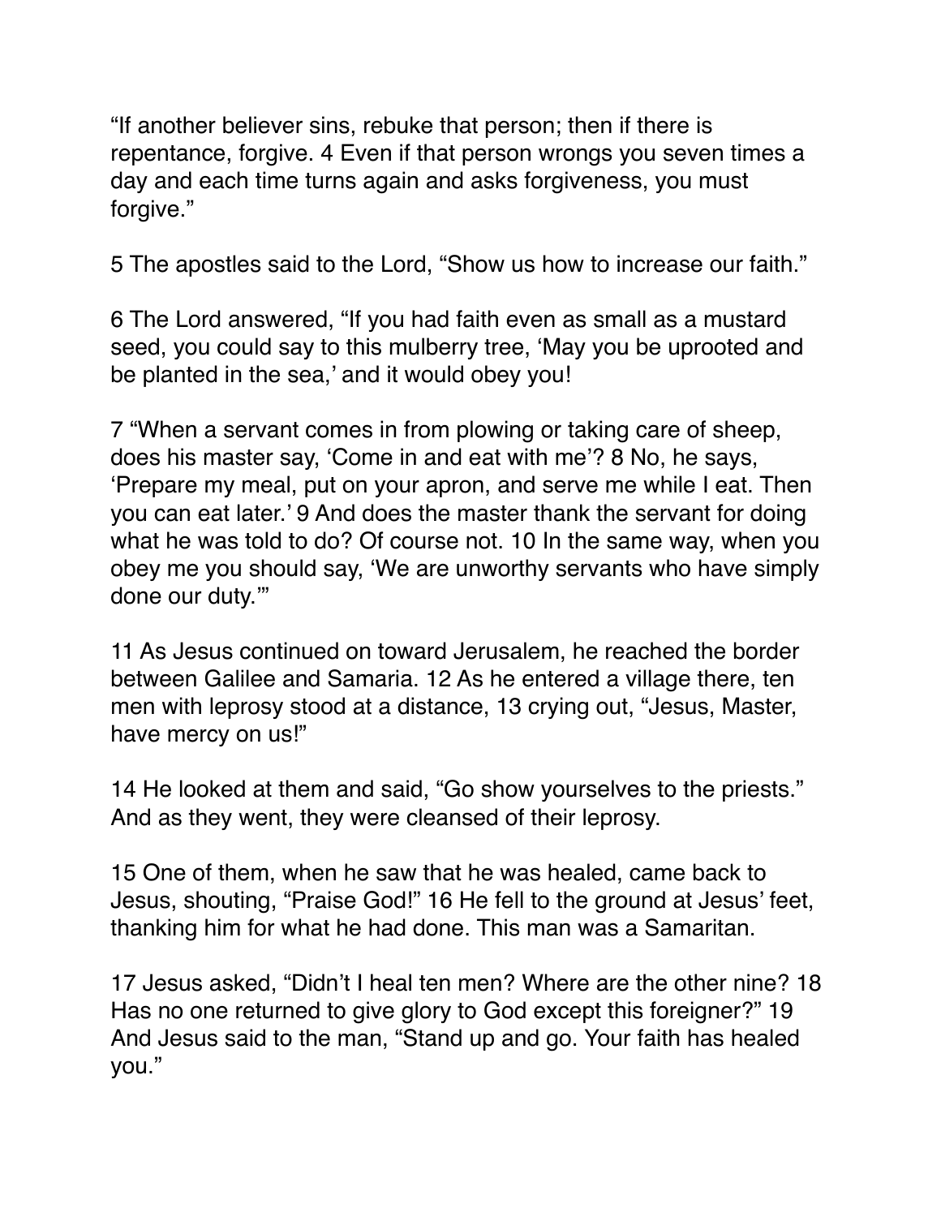"If another believer sins, rebuke that person; then if there is repentance, forgive. 4 Even if that person wrongs you seven times a day and each time turns again and asks forgiveness, you must forgive."

5 The apostles said to the Lord, "Show us how to increase our faith."

6 The Lord answered, "If you had faith even as small as a mustard seed, you could say to this mulberry tree, 'May you be uprooted and be planted in the sea,' and it would obey you!

7 "When a servant comes in from plowing or taking care of sheep, does his master say, 'Come in and eat with me'? 8 No, he says, 'Prepare my meal, put on your apron, and serve me while I eat. Then you can eat later.' 9 And does the master thank the servant for doing what he was told to do? Of course not. 10 In the same way, when you obey me you should say, 'We are unworthy servants who have simply done our duty.'"

11 As Jesus continued on toward Jerusalem, he reached the border between Galilee and Samaria. 12 As he entered a village there, ten men with leprosy stood at a distance, 13 crying out, "Jesus, Master, have mercy on us!"

14 He looked at them and said, "Go show yourselves to the priests." And as they went, they were cleansed of their leprosy.

15 One of them, when he saw that he was healed, came back to Jesus, shouting, "Praise God!" 16 He fell to the ground at Jesus' feet, thanking him for what he had done. This man was a Samaritan.

17 Jesus asked, "Didn't I heal ten men? Where are the other nine? 18 Has no one returned to give glory to God except this foreigner?" 19 And Jesus said to the man, "Stand up and go. Your faith has healed you."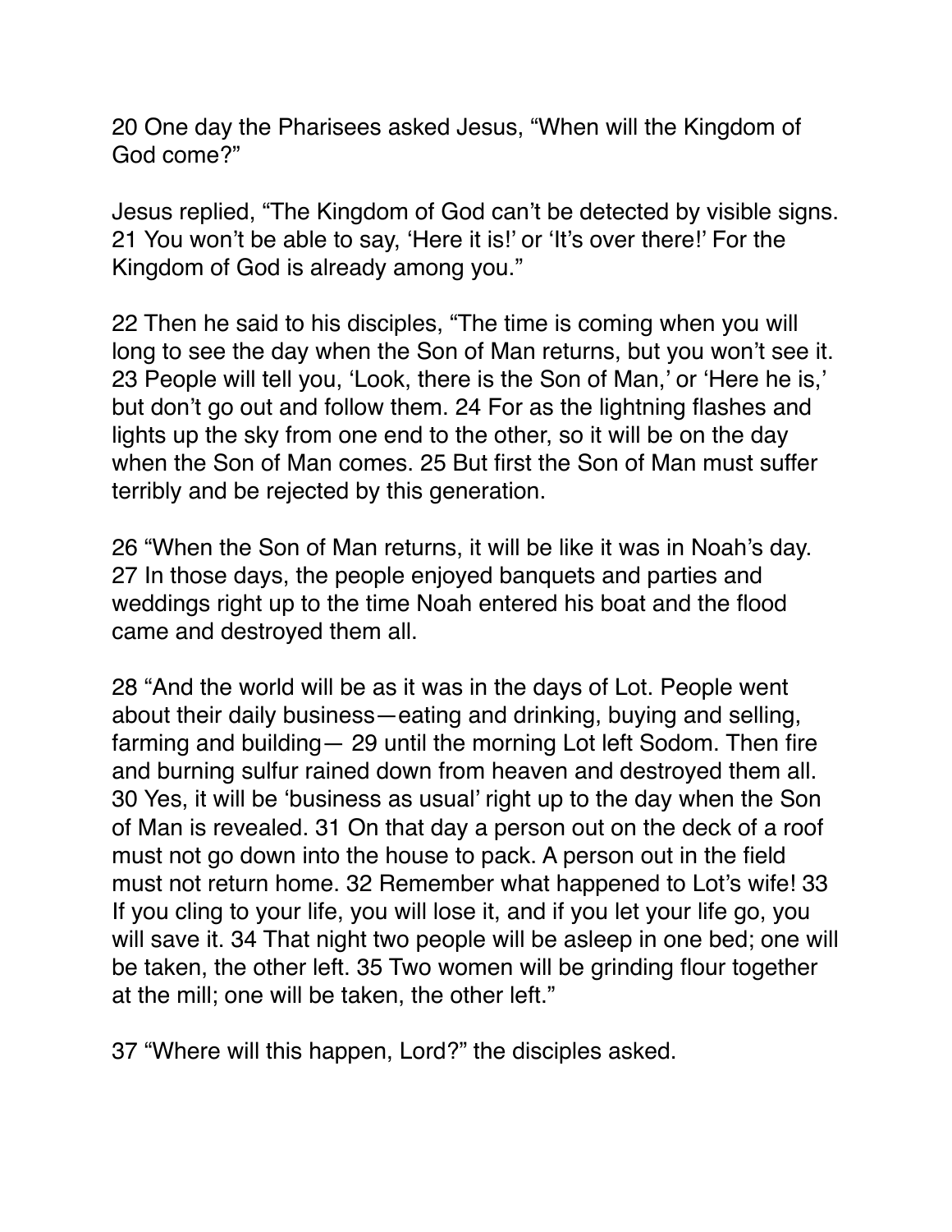20 One day the Pharisees asked Jesus, “When will the Kingdom of God come?”

Jesus replied, “The Kingdom of God can’t be detected by visible signs. 21 You won’t be able to say, ‘Here it is!’ or ‘It’s over there!’ For the Kingdom of God is already among you.”

22 Then he said to his disciples, “The time is coming when you will long to see the day when the Son of Man returns, but you won’t see it. 23 People will tell you, ‘Look, there is the Son of Man,’ or ‘Here he is,’ but don’t go out and follow them. 24 For as the lightning flashes and lights up the sky from one end to the other, so it will be on the day when the Son of Man comes. 25 But first the Son of Man must suffer terribly and be rejected by this generation.

26 “When the Son of Man returns, it will be like it was in Noah’s day. 27 In those days, the people enjoyed banquets and parties and weddings right up to the time Noah entered his boat and the flood came and destroyed them all.

28 “And the world will be as it was in the days of Lot. People went about their daily business—eating and drinking, buying and selling, farming and building— 29 until the morning Lot left Sodom. Then fire and burning sulfur rained down from heaven and destroyed them all. 30 Yes, it will be ‘business as usual’ right up to the day when the Son of Man is revealed. 31 On that day a person out on the deck of a roof must not go down into the house to pack. A person out in the field must not return home. 32 Remember what happened to Lot’s wife! 33 If you cling to your life, you will lose it, and if you let your life go, you will save it. 34 That night two people will be asleep in one bed; one will be taken, the other left. 35 Two women will be grinding flour together at the mill; one will be taken, the other left.”

37 “Where will this happen, Lord?” the disciples asked.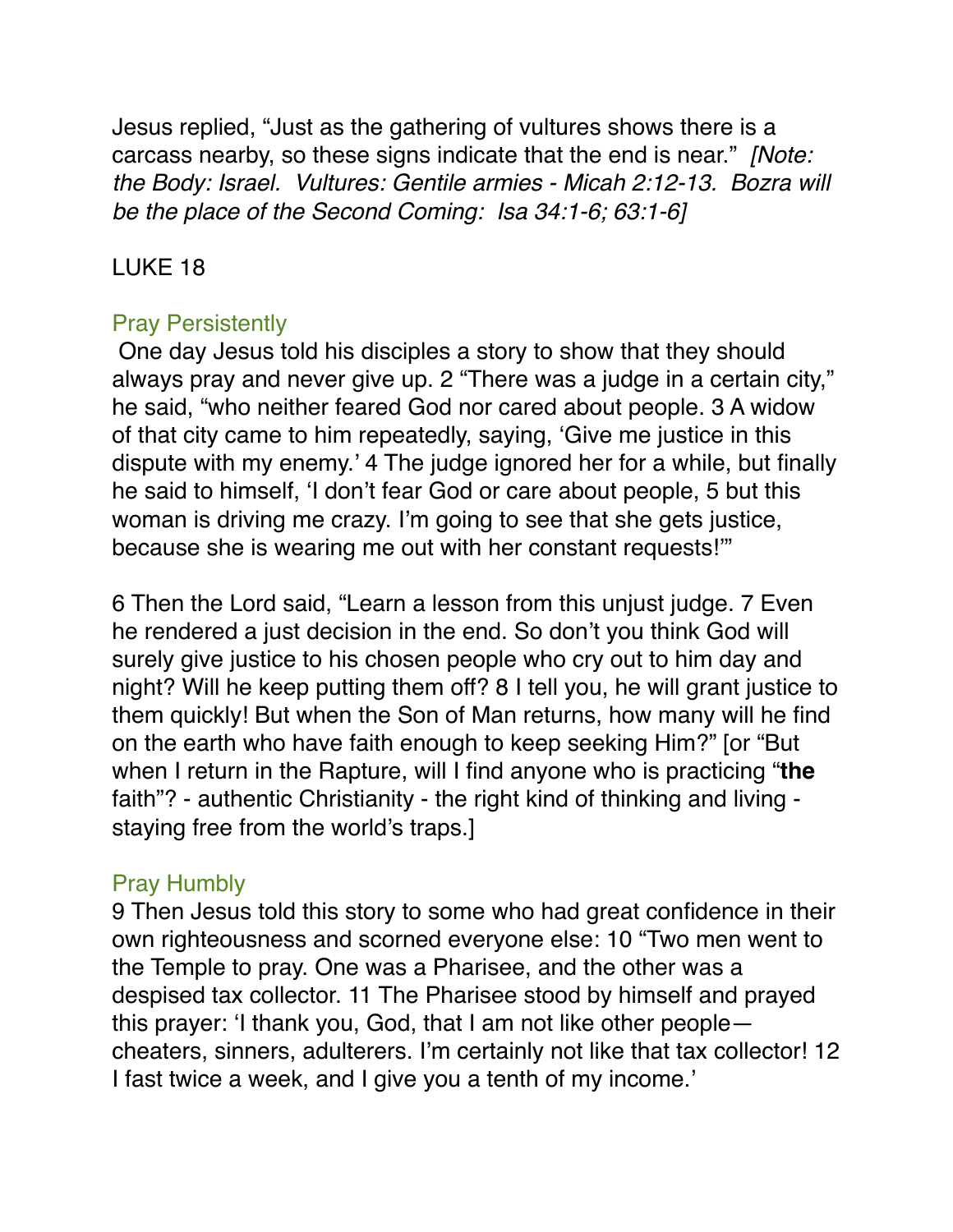Jesus replied, "Just as the gathering of vultures shows there is a carcass nearby, so these signs indicate that the end is near." *[Note: the Body: Israel. Vultures: Gentile armies - Micah 2:12-13. Bozra will be the place of the Second Coming: Isa 34:1-6; 63:1-6]*

LUKE 18

## Pray Persistently

One day Jesus told his disciples a story to show that they should always pray and never give up. 2 "There was a judge in a certain city," he said, "who neither feared God nor cared about people. 3 A widow of that city came to him repeatedly, saying, 'Give me justice in this dispute with my enemy.' 4 The judge ignored her for a while, but finally he said to himself, 'I don't fear God or care about people, 5 but this woman is driving me crazy. I'm going to see that she gets justice, because she is wearing me out with her constant requests!'"

6 Then the Lord said, "Learn a lesson from this unjust judge. 7 Even he rendered a just decision in the end. So don't you think God will surely give justice to his chosen people who cry out to him day and night? Will he keep putting them off? 8 I tell you, he will grant justice to them quickly! But when the Son of Man returns, how many will he find on the earth who have faith enough to keep seeking Him?" [or "But when I return in the Rapture, will I find anyone who is practicing "**the** faith"? - authentic Christianity - the right kind of thinking and living - staying free from the world's traps.]

## Pray Humbly

9 Then Jesus told this story to some who had great confidence in their own righteousness and scorned everyone else: 10 "Two men went to the Temple to pray. One was a Pharisee, and the other was a despised tax collector. 11 The Pharisee stood by himself and prayed this prayer: 'I thank you, God, that I am not like other people—cheaters, sinners, adulterers. I'm certainly not like that tax collector! 12 I fast twice a week, and I give you a tenth of my income.'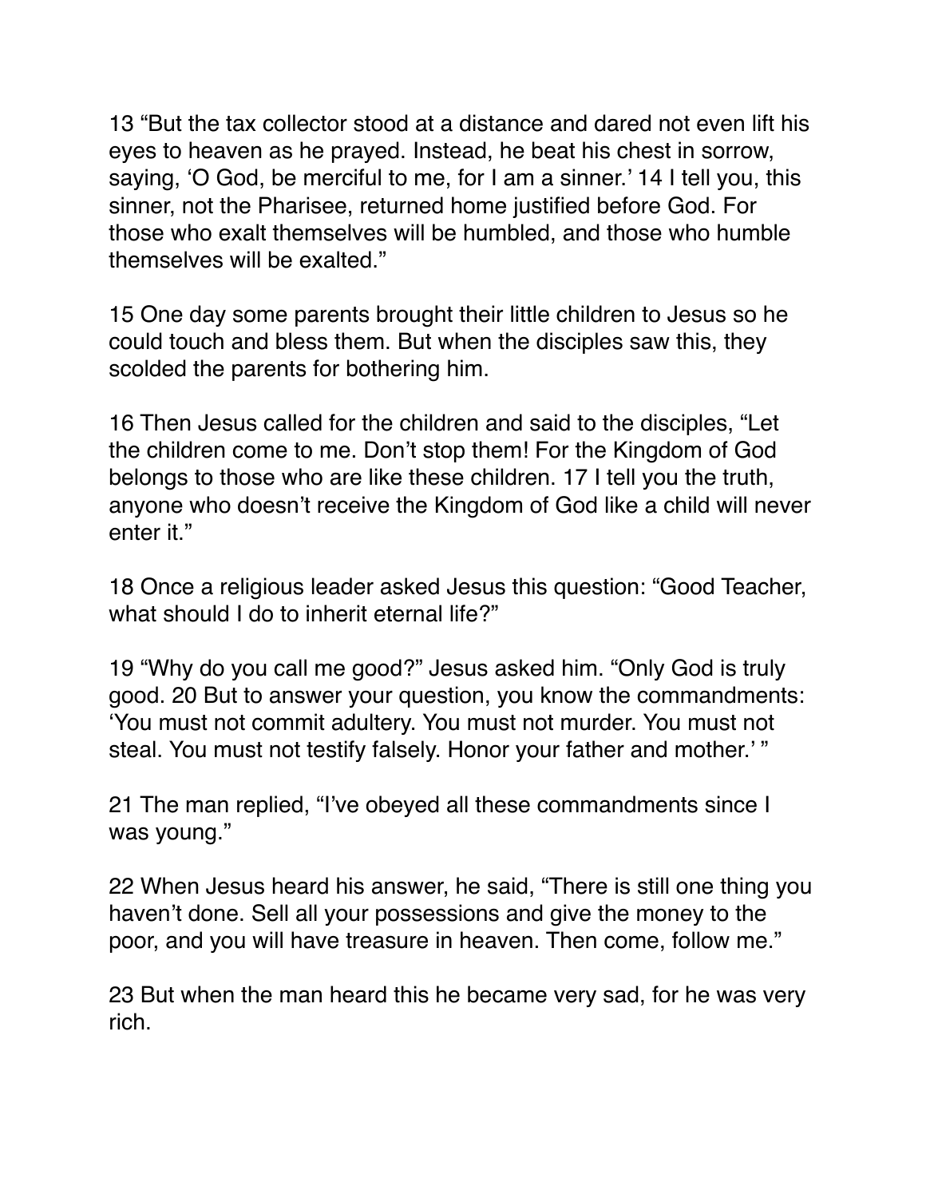13 “But the tax collector stood at a distance and dared not even lift his eyes to heaven as he prayed. Instead, he beat his chest in sorrow, saying, ‘O God, be merciful to me, for I am a sinner.’ 14 I tell you, this sinner, not the Pharisee, returned home justified before God. For those who exalt themselves will be humbled, and those who humble themselves will be exalted.”

15 One day some parents brought their little children to Jesus so he could touch and bless them. But when the disciples saw this, they scolded the parents for bothering him.

16 Then Jesus called for the children and said to the disciples, “Let the children come to me. Don’t stop them! For the Kingdom of God belongs to those who are like these children. 17 I tell you the truth, anyone who doesn’t receive the Kingdom of God like a child will never enter it.”

18 Once a religious leader asked Jesus this question: “Good Teacher, what should I do to inherit eternal life?”

19 “Why do you call me good?” Jesus asked him. “Only God is truly good. 20 But to answer your question, you know the commandments: ‘You must not commit adultery. You must not murder. You must not steal. You must not testify falsely. Honor your father and mother.’ ”

21 The man replied, “I’ve obeyed all these commandments since I was young.”

22 When Jesus heard his answer, he said, “There is still one thing you haven’t done. Sell all your possessions and give the money to the poor, and you will have treasure in heaven. Then come, follow me.”

23 But when the man heard this he became very sad, for he was very rich.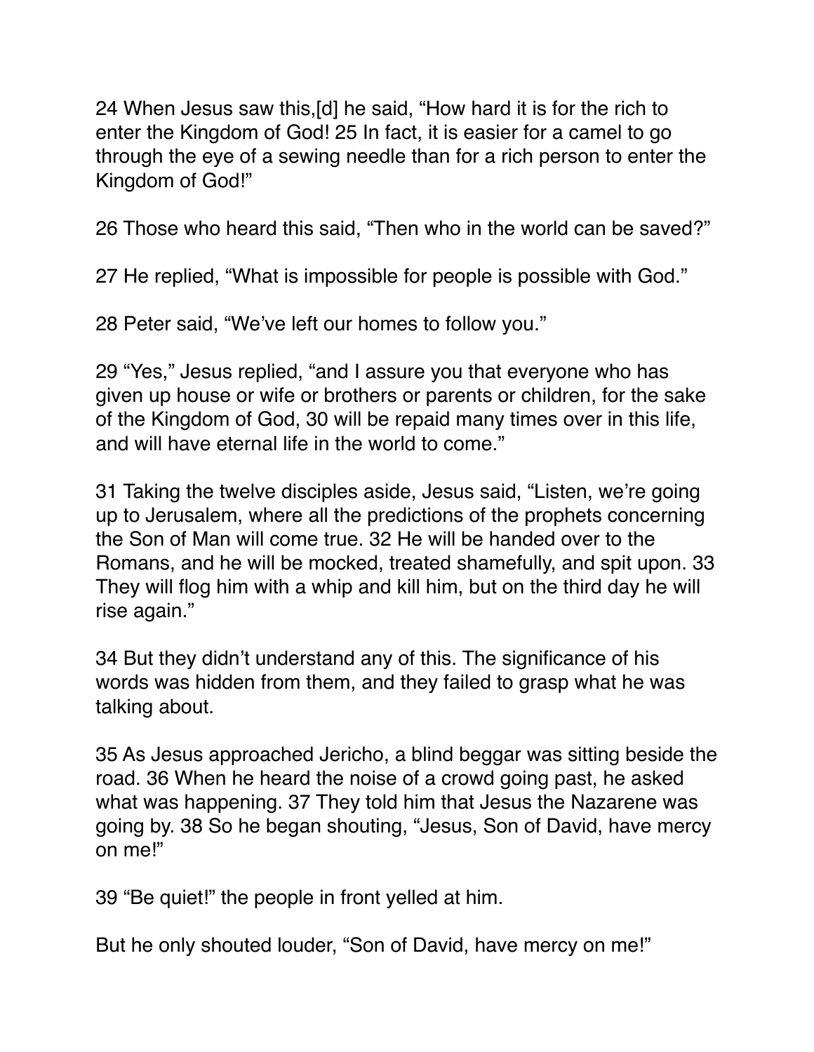24 When Jesus saw this,[d] he said, “How hard it is for the rich to enter the Kingdom of God! 25 In fact, it is easier for a camel to go through the eye of a sewing needle than for a rich person to enter the Kingdom of God!”

26 Those who heard this said, “Then who in the world can be saved?”

27 He replied, “What is impossible for people is possible with God.”

28 Peter said, “We’ve left our homes to follow you.”

29 “Yes,” Jesus replied, “and I assure you that everyone who has given up house or wife or brothers or parents or children, for the sake of the Kingdom of God, 30 will be repaid many times over in this life, and will have eternal life in the world to come.”

31 Taking the twelve disciples aside, Jesus said, “Listen, we’re going up to Jerusalem, where all the predictions of the prophets concerning the Son of Man will come true. 32 He will be handed over to the Romans, and he will be mocked, treated shamefully, and spit upon. 33 They will flog him with a whip and kill him, but on the third day he will rise again.”

34 But they didn’t understand any of this. The significance of his words was hidden from them, and they failed to grasp what he was talking about.

35 As Jesus approached Jericho, a blind beggar was sitting beside the road. 36 When he heard the noise of a crowd going past, he asked what was happening. 37 They told him that Jesus the Nazarene was going by. 38 So he began shouting, “Jesus, Son of David, have mercy on me!”

39 “Be quiet!” the people in front yelled at him.

But he only shouted louder, “Son of David, have mercy on me!”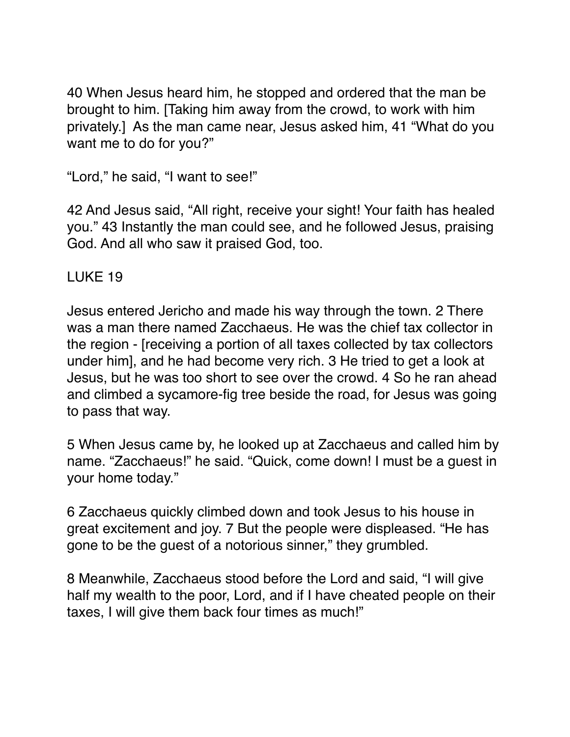40 When Jesus heard him, he stopped and ordered that the man be brought to him. [Taking him away from the crowd, to work with him privately.] As the man came near, Jesus asked him, 41 "What do you want me to do for you?"

"Lord," he said, "I want to see!"

42 And Jesus said, "All right, receive your sight! Your faith has healed you." 43 Instantly the man could see, and he followed Jesus, praising God. And all who saw it praised God, too.

LUKE 19

Jesus entered Jericho and made his way through the town. 2 There was a man there named Zacchaeus. He was the chief tax collector in the region - [receiving a portion of all taxes collected by tax collectors under him], and he had become very rich. 3 He tried to get a look at Jesus, but he was too short to see over the crowd. 4 So he ran ahead and climbed a sycamore-fig tree beside the road, for Jesus was going to pass that way.

5 When Jesus came by, he looked up at Zacchaeus and called him by name. "Zacchaeus!" he said. "Quick, come down! I must be a guest in your home today."

6 Zacchaeus quickly climbed down and took Jesus to his house in great excitement and joy. 7 But the people were displeased. "He has gone to be the guest of a notorious sinner," they grumbled.

8 Meanwhile, Zacchaeus stood before the Lord and said, "I will give half my wealth to the poor, Lord, and if I have cheated people on their taxes, I will give them back four times as much!"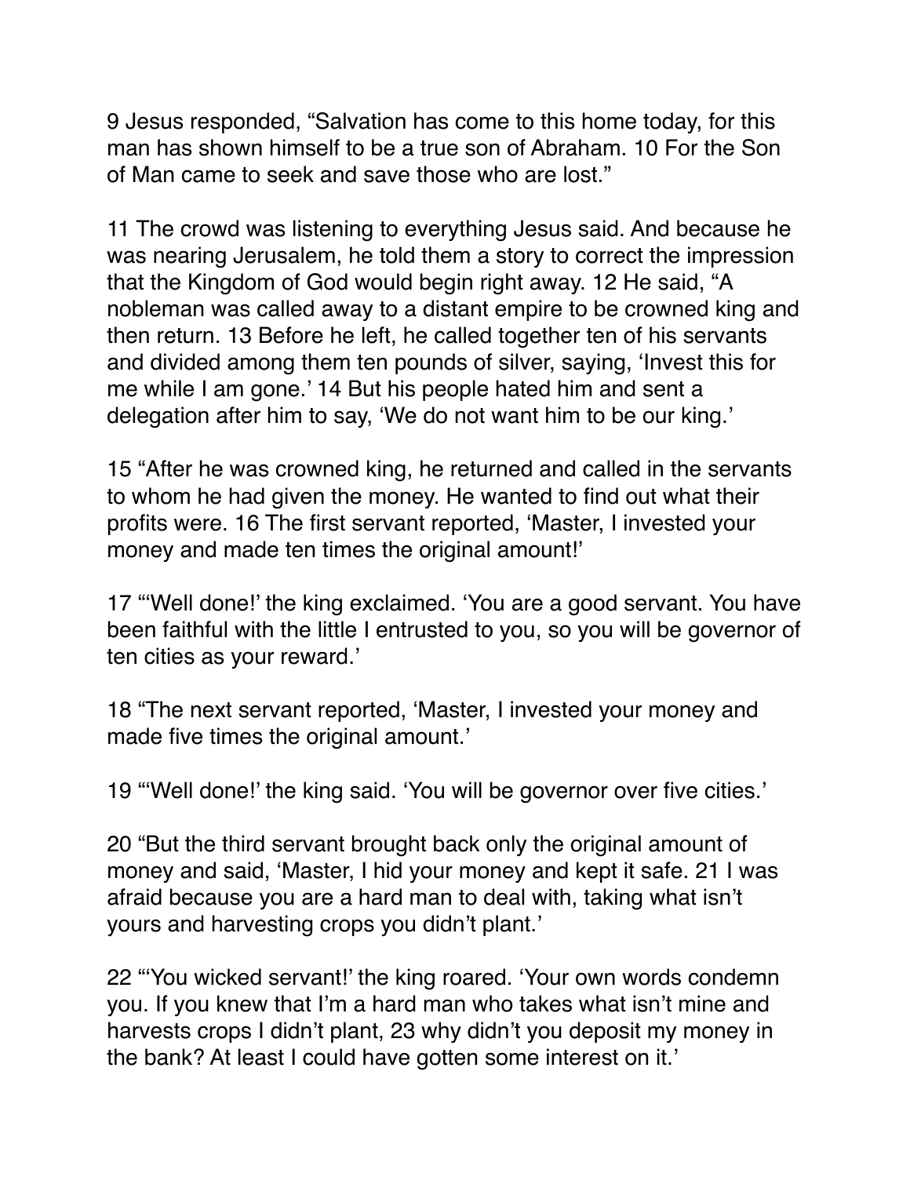9 Jesus responded, "Salvation has come to this home today, for this man has shown himself to be a true son of Abraham. 10 For the Son of Man came to seek and save those who are lost."

11 The crowd was listening to everything Jesus said. And because he was nearing Jerusalem, he told them a story to correct the impression that the Kingdom of God would begin right away. 12 He said, "A nobleman was called away to a distant empire to be crowned king and then return. 13 Before he left, he called together ten of his servants and divided among them ten pounds of silver, saying, 'Invest this for me while I am gone.' 14 But his people hated him and sent a delegation after him to say, 'We do not want him to be our king.'

15 "After he was crowned king, he returned and called in the servants to whom he had given the money. He wanted to find out what their profits were. 16 The first servant reported, 'Master, I invested your money and made ten times the original amount!'

17 "'Well done!' the king exclaimed. 'You are a good servant. You have been faithful with the little I entrusted to you, so you will be governor of ten cities as your reward.'

18 "The next servant reported, 'Master, I invested your money and made five times the original amount.'

19 "'Well done!' the king said. 'You will be governor over five cities.'

20 "But the third servant brought back only the original amount of money and said, 'Master, I hid your money and kept it safe. 21 I was afraid because you are a hard man to deal with, taking what isn't yours and harvesting crops you didn't plant.'

22 "'You wicked servant!' the king roared. 'Your own words condemn you. If you knew that I'm a hard man who takes what isn't mine and harvests crops I didn't plant, 23 why didn't you deposit my money in the bank? At least I could have gotten some interest on it.'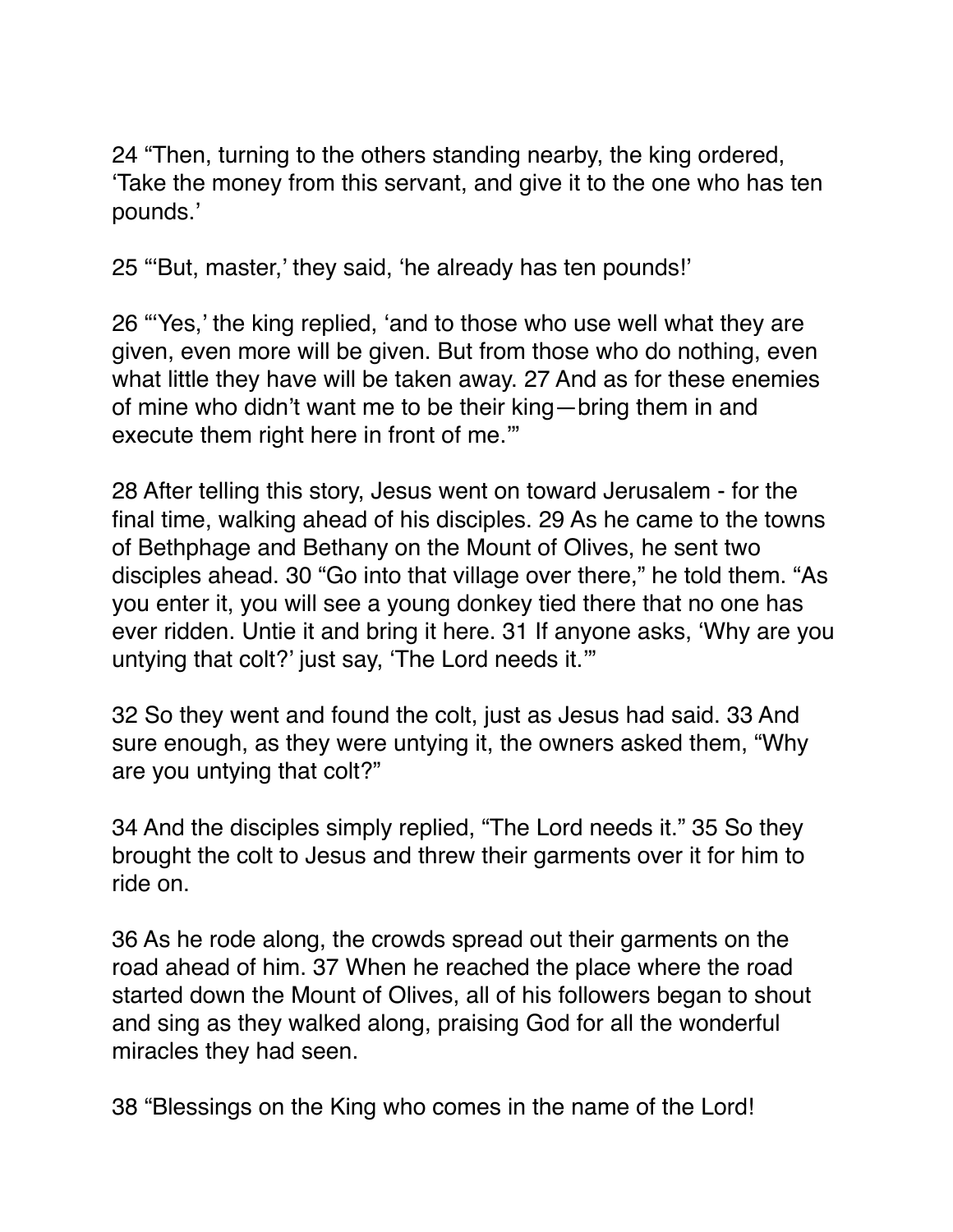24 “Then, turning to the others standing nearby, the king ordered, ‘Take the money from this servant, and give it to the one who has ten pounds.’

25 “‘But, master,’ they said, ‘he already has ten pounds!’

26 “‘Yes,’ the king replied, ‘and to those who use well what they are given, even more will be given. But from those who do nothing, even what little they have will be taken away. 27 And as for these enemies of mine who didn’t want me to be their king—bring them in and execute them right here in front of me.’”

28 After telling this story, Jesus went on toward Jerusalem - for the final time, walking ahead of his disciples. 29 As he came to the towns of Bethphage and Bethany on the Mount of Olives, he sent two disciples ahead. 30 “Go into that village over there,” he told them. “As you enter it, you will see a young donkey tied there that no one has ever ridden. Untie it and bring it here. 31 If anyone asks, ‘Why are you untying that colt?’ just say, ‘The Lord needs it.’”

32 So they went and found the colt, just as Jesus had said. 33 And sure enough, as they were untying it, the owners asked them, “Why are you untying that colt?”

34 And the disciples simply replied, “The Lord needs it.” 35 So they brought the colt to Jesus and threw their garments over it for him to ride on.

36 As he rode along, the crowds spread out their garments on the road ahead of him. 37 When he reached the place where the road started down the Mount of Olives, all of his followers began to shout and sing as they walked along, praising God for all the wonderful miracles they had seen.

38 “Blessings on the King who comes in the name of the Lord!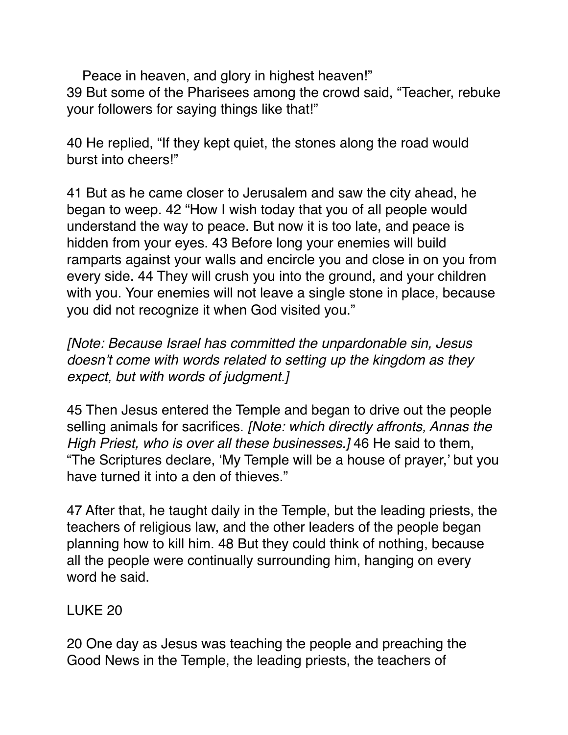Peace in heaven, and glory in highest heaven!"
39 But some of the Pharisees among the crowd said, "Teacher, rebuke your followers for saying things like that!"

40 He replied, "If they kept quiet, the stones along the road would burst into cheers!"

41 But as he came closer to Jerusalem and saw the city ahead, he began to weep. 42 "How I wish today that you of all people would understand the way to peace. But now it is too late, and peace is hidden from your eyes. 43 Before long your enemies will build ramparts against your walls and encircle you and close in on you from every side. 44 They will crush you into the ground, and your children with you. Your enemies will not leave a single stone in place, because you did not recognize it when God visited you."

*[Note: Because Israel has committed the unpardonable sin, Jesus doesn't come with words related to setting up the kingdom as they expect, but with words of judgment.]*

45 Then Jesus entered the Temple and began to drive out the people selling animals for sacrifices. *[Note: which directly affronts, Annas the High Priest, who is over all these businesses.]* 46 He said to them, "The Scriptures declare, 'My Temple will be a house of prayer,' but you have turned it into a den of thieves."

47 After that, he taught daily in the Temple, but the leading priests, the teachers of religious law, and the other leaders of the people began planning how to kill him. 48 But they could think of nothing, because all the people were continually surrounding him, hanging on every word he said.

LUKE 20

20 One day as Jesus was teaching the people and preaching the Good News in the Temple, the leading priests, the teachers of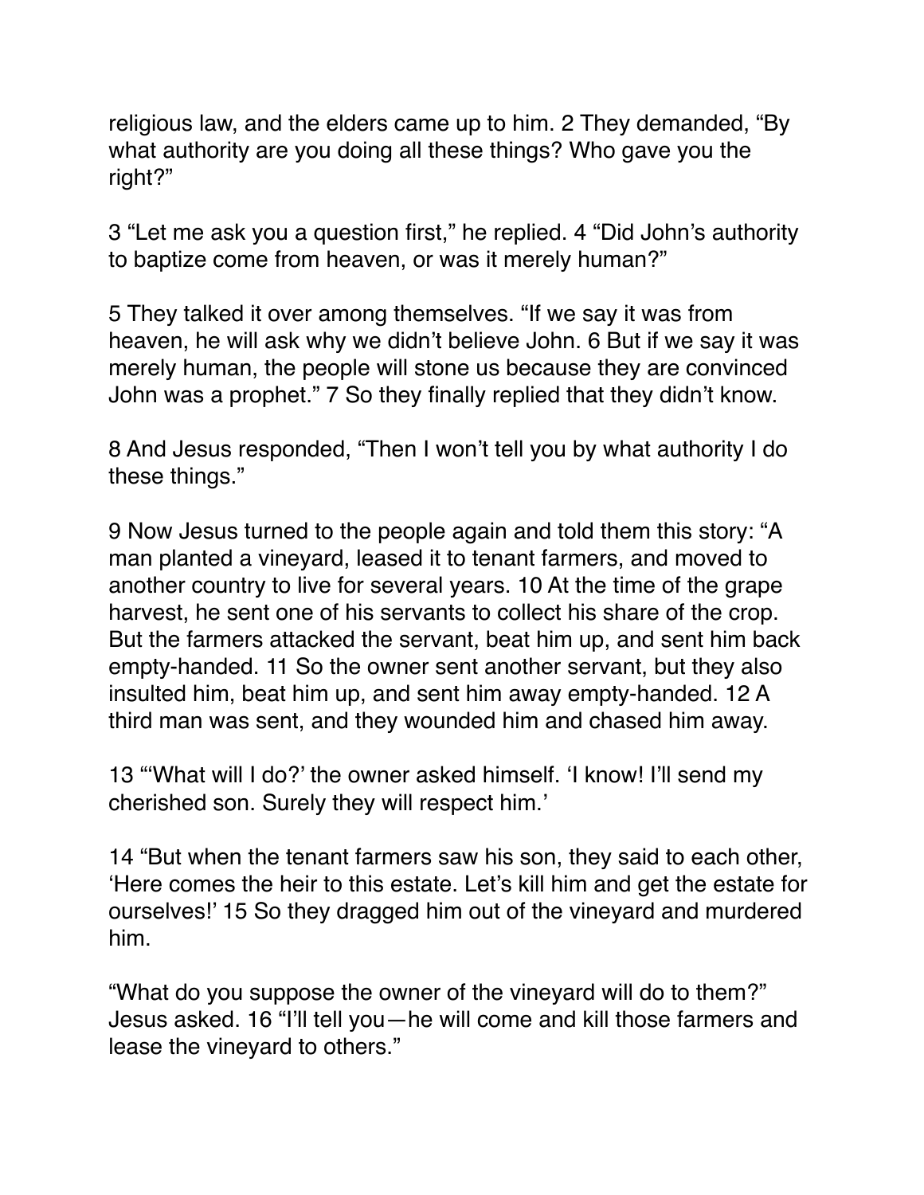religious law, and the elders came up to him. 2 They demanded, “By what authority are you doing all these things? Who gave you the right?”

3 “Let me ask you a question first,” he replied. 4 “Did John’s authority to baptize come from heaven, or was it merely human?”

5 They talked it over among themselves. “If we say it was from heaven, he will ask why we didn’t believe John. 6 But if we say it was merely human, the people will stone us because they are convinced John was a prophet.” 7 So they finally replied that they didn’t know.

8 And Jesus responded, “Then I won’t tell you by what authority I do these things.”

9 Now Jesus turned to the people again and told them this story: “A man planted a vineyard, leased it to tenant farmers, and moved to another country to live for several years. 10 At the time of the grape harvest, he sent one of his servants to collect his share of the crop. But the farmers attacked the servant, beat him up, and sent him back empty-handed. 11 So the owner sent another servant, but they also insulted him, beat him up, and sent him away empty-handed. 12 A third man was sent, and they wounded him and chased him away.

13 “‘What will I do?’ the owner asked himself. ‘I know! I’ll send my cherished son. Surely they will respect him.’

14 “But when the tenant farmers saw his son, they said to each other, ‘Here comes the heir to this estate. Let’s kill him and get the estate for ourselves!’ 15 So they dragged him out of the vineyard and murdered him.

“What do you suppose the owner of the vineyard will do to them?” Jesus asked. 16 “I’ll tell you—he will come and kill those farmers and lease the vineyard to others.”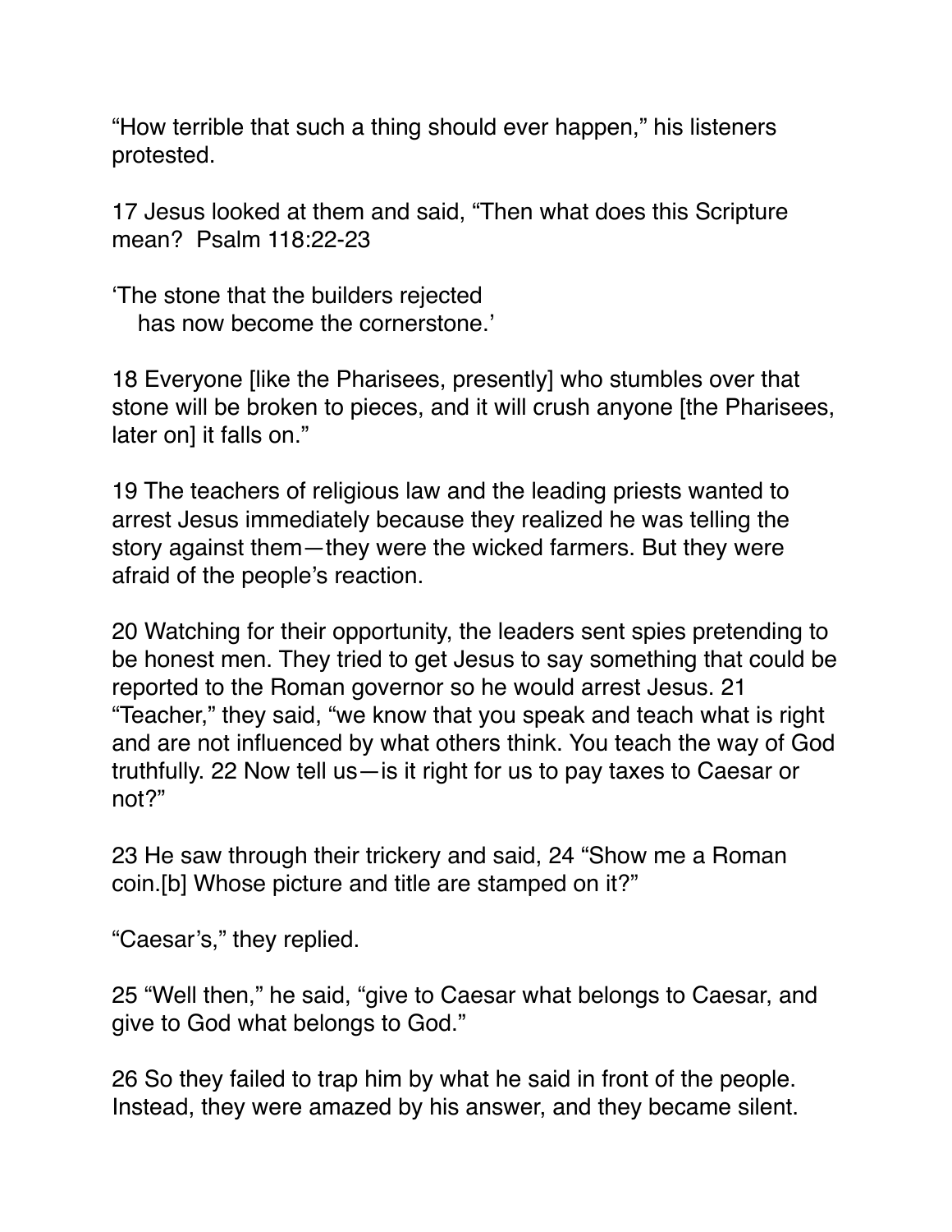“How terrible that such a thing should ever happen,” his listeners protested.

17 Jesus looked at them and said, “Then what does this Scripture mean?  Psalm 118:22-23

‘The stone that the builders rejected
   has now become the cornerstone.’

18 Everyone [like the Pharisees, presently] who stumbles over that stone will be broken to pieces, and it will crush anyone [the Pharisees, later on] it falls on.”

19 The teachers of religious law and the leading priests wanted to arrest Jesus immediately because they realized he was telling the story against them—they were the wicked farmers. But they were afraid of the people’s reaction.

20 Watching for their opportunity, the leaders sent spies pretending to be honest men. They tried to get Jesus to say something that could be reported to the Roman governor so he would arrest Jesus. 21 “Teacher,” they said, “we know that you speak and teach what is right and are not influenced by what others think. You teach the way of God truthfully. 22 Now tell us—is it right for us to pay taxes to Caesar or not?”

23 He saw through their trickery and said, 24 “Show me a Roman coin.[b] Whose picture and title are stamped on it?”

“Caesar’s,” they replied.

25 “Well then,” he said, “give to Caesar what belongs to Caesar, and give to God what belongs to God.”

26 So they failed to trap him by what he said in front of the people. Instead, they were amazed by his answer, and they became silent.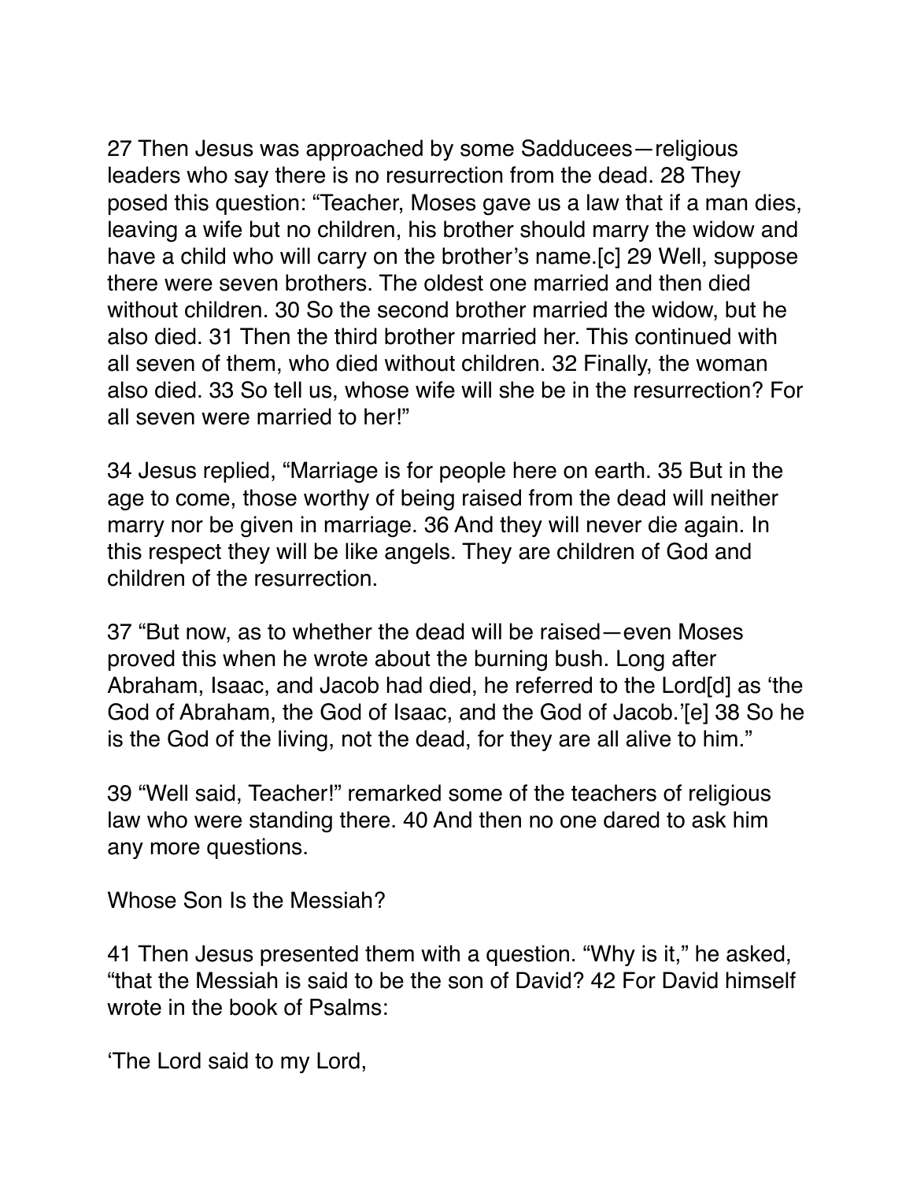27 Then Jesus was approached by some Sadducees—religious leaders who say there is no resurrection from the dead. 28 They posed this question: "Teacher, Moses gave us a law that if a man dies, leaving a wife but no children, his brother should marry the widow and have a child who will carry on the brother's name.[c] 29 Well, suppose there were seven brothers. The oldest one married and then died without children. 30 So the second brother married the widow, but he also died. 31 Then the third brother married her. This continued with all seven of them, who died without children. 32 Finally, the woman also died. 33 So tell us, whose wife will she be in the resurrection? For all seven were married to her!"

34 Jesus replied, "Marriage is for people here on earth. 35 But in the age to come, those worthy of being raised from the dead will neither marry nor be given in marriage. 36 And they will never die again. In this respect they will be like angels. They are children of God and children of the resurrection.

37 "But now, as to whether the dead will be raised—even Moses proved this when he wrote about the burning bush. Long after Abraham, Isaac, and Jacob had died, he referred to the Lord[d] as 'the God of Abraham, the God of Isaac, and the God of Jacob.'[e] 38 So he is the God of the living, not the dead, for they are all alive to him."

39 "Well said, Teacher!" remarked some of the teachers of religious law who were standing there. 40 And then no one dared to ask him any more questions.

## Whose Son Is the Messiah?

41 Then Jesus presented them with a question. "Why is it," he asked, "that the Messiah is said to be the son of David? 42 For David himself wrote in the book of Psalms:

'The Lord said to my Lord,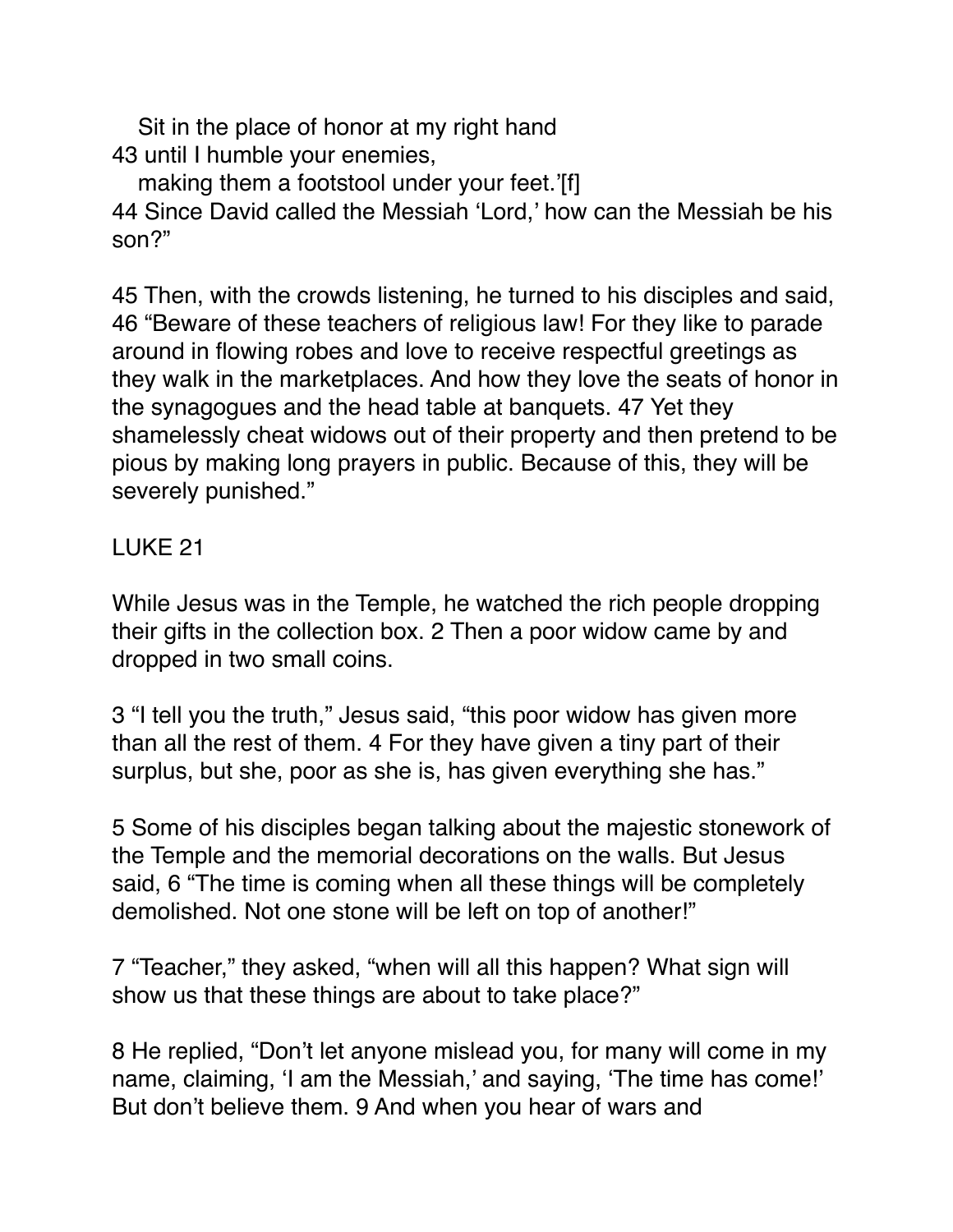Sit in the place of honor at my right hand
43 until I humble your enemies,
making them a footstool under your feet.'[f]
44 Since David called the Messiah 'Lord,' how can the Messiah be his son?"

45 Then, with the crowds listening, he turned to his disciples and said, 46 "Beware of these teachers of religious law! For they like to parade around in flowing robes and love to receive respectful greetings as they walk in the marketplaces. And how they love the seats of honor in the synagogues and the head table at banquets. 47 Yet they shamelessly cheat widows out of their property and then pretend to be pious by making long prayers in public. Because of this, they will be severely punished."

LUKE 21

While Jesus was in the Temple, he watched the rich people dropping their gifts in the collection box. 2 Then a poor widow came by and dropped in two small coins.

3 "I tell you the truth," Jesus said, "this poor widow has given more than all the rest of them. 4 For they have given a tiny part of their surplus, but she, poor as she is, has given everything she has."

5 Some of his disciples began talking about the majestic stonework of the Temple and the memorial decorations on the walls. But Jesus said, 6 "The time is coming when all these things will be completely demolished. Not one stone will be left on top of another!"

7 "Teacher," they asked, "when will all this happen? What sign will show us that these things are about to take place?"

8 He replied, "Don't let anyone mislead you, for many will come in my name, claiming, 'I am the Messiah,' and saying, 'The time has come!' But don't believe them. 9 And when you hear of wars and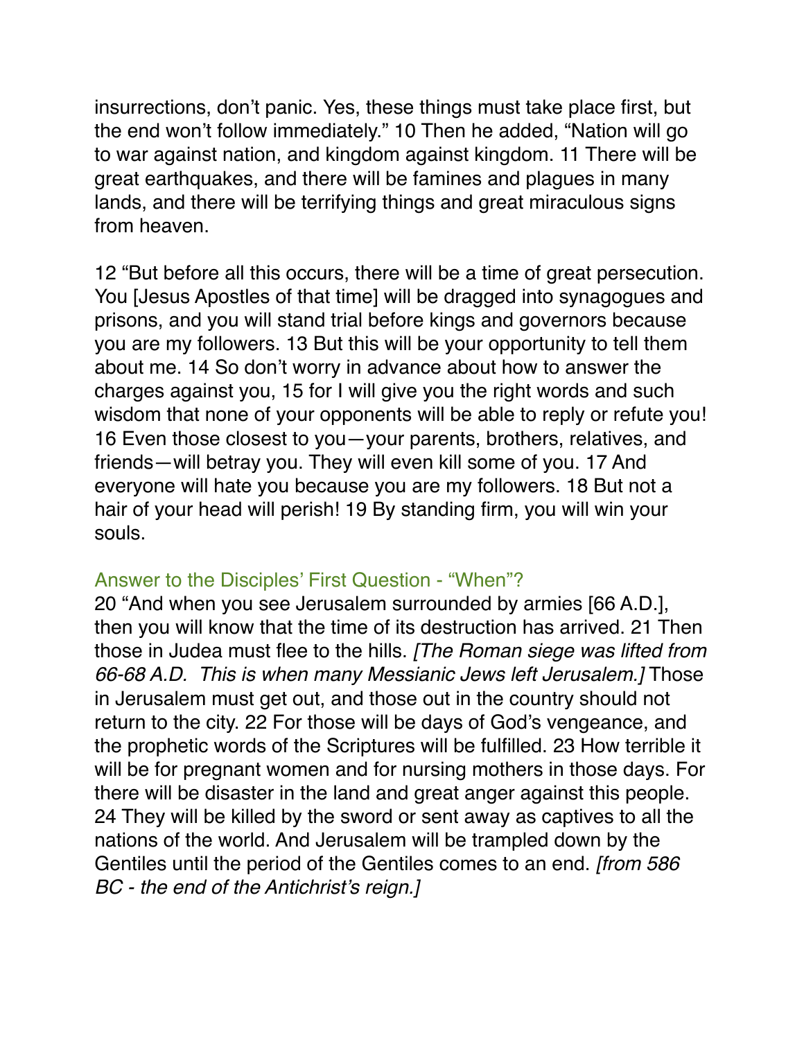insurrections, don't panic. Yes, these things must take place first, but the end won't follow immediately." 10 Then he added, "Nation will go to war against nation, and kingdom against kingdom. 11 There will be great earthquakes, and there will be famines and plagues in many lands, and there will be terrifying things and great miraculous signs from heaven.

12 "But before all this occurs, there will be a time of great persecution. You [Jesus Apostles of that time] will be dragged into synagogues and prisons, and you will stand trial before kings and governors because you are my followers. 13 But this will be your opportunity to tell them about me. 14 So don't worry in advance about how to answer the charges against you, 15 for I will give you the right words and such wisdom that none of your opponents will be able to reply or refute you! 16 Even those closest to you—your parents, brothers, relatives, and friends—will betray you. They will even kill some of you. 17 And everyone will hate you because you are my followers. 18 But not a hair of your head will perish! 19 By standing firm, you will win your souls.

### Answer to the Disciples' First Question - "When"?

20 "And when you see Jerusalem surrounded by armies [66 A.D.], then you will know that the time of its destruction has arrived. 21 Then those in Judea must flee to the hills. *[The Roman siege was lifted from 66-68 A.D. This is when many Messianic Jews left Jerusalem.]* Those in Jerusalem must get out, and those out in the country should not return to the city. 22 For those will be days of God's vengeance, and the prophetic words of the Scriptures will be fulfilled. 23 How terrible it will be for pregnant women and for nursing mothers in those days. For there will be disaster in the land and great anger against this people. 24 They will be killed by the sword or sent away as captives to all the nations of the world. And Jerusalem will be trampled down by the Gentiles until the period of the Gentiles comes to an end. *[from 586 BC - the end of the Antichrist's reign.]*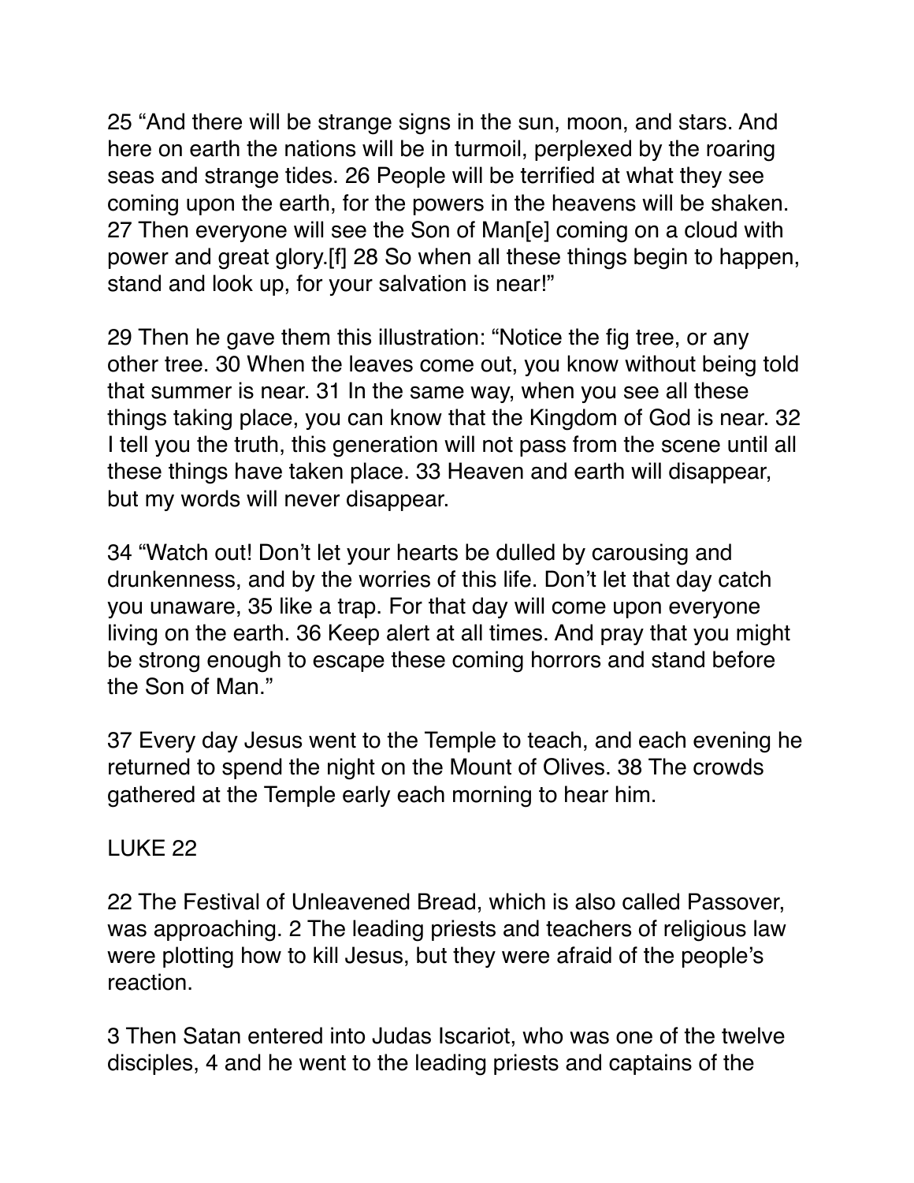25 “And there will be strange signs in the sun, moon, and stars. And here on earth the nations will be in turmoil, perplexed by the roaring seas and strange tides. 26 People will be terrified at what they see coming upon the earth, for the powers in the heavens will be shaken. 27 Then everyone will see the Son of Man[e] coming on a cloud with power and great glory.[f] 28 So when all these things begin to happen, stand and look up, for your salvation is near!”

29 Then he gave them this illustration: “Notice the fig tree, or any other tree. 30 When the leaves come out, you know without being told that summer is near. 31 In the same way, when you see all these things taking place, you can know that the Kingdom of God is near. 32 I tell you the truth, this generation will not pass from the scene until all these things have taken place. 33 Heaven and earth will disappear, but my words will never disappear.

34 “Watch out! Don’t let your hearts be dulled by carousing and drunkenness, and by the worries of this life. Don’t let that day catch you unaware, 35 like a trap. For that day will come upon everyone living on the earth. 36 Keep alert at all times. And pray that you might be strong enough to escape these coming horrors and stand before the Son of Man.”

37 Every day Jesus went to the Temple to teach, and each evening he returned to spend the night on the Mount of Olives. 38 The crowds gathered at the Temple early each morning to hear him.

LUKE 22

22 The Festival of Unleavened Bread, which is also called Passover, was approaching. 2 The leading priests and teachers of religious law were plotting how to kill Jesus, but they were afraid of the people’s reaction.

3 Then Satan entered into Judas Iscariot, who was one of the twelve disciples, 4 and he went to the leading priests and captains of the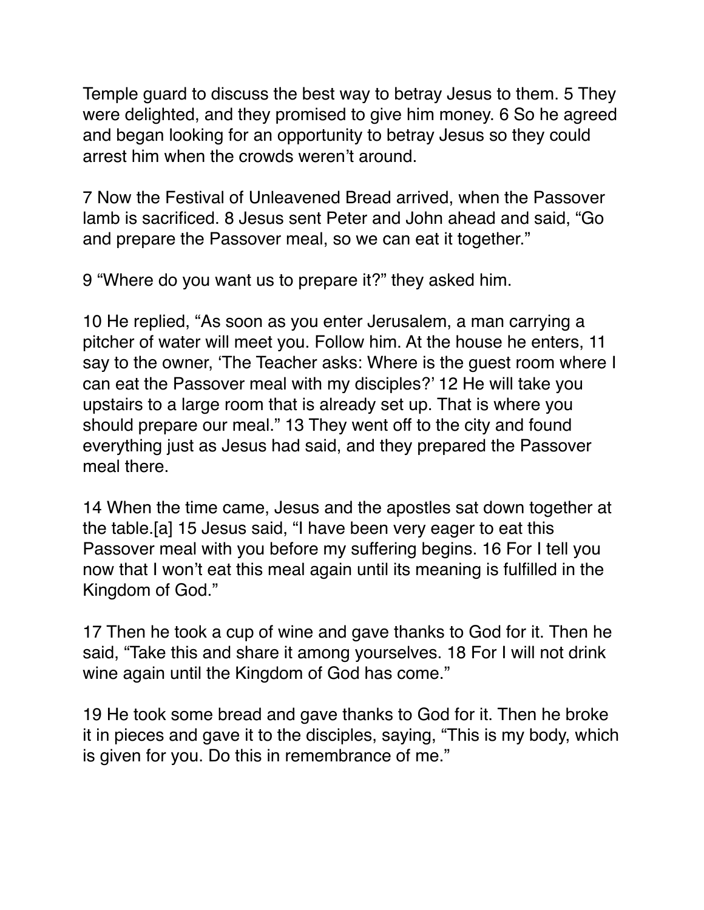Temple guard to discuss the best way to betray Jesus to them. 5 They were delighted, and they promised to give him money. 6 So he agreed and began looking for an opportunity to betray Jesus so they could arrest him when the crowds weren't around.

7 Now the Festival of Unleavened Bread arrived, when the Passover lamb is sacrificed. 8 Jesus sent Peter and John ahead and said, "Go and prepare the Passover meal, so we can eat it together."

9 "Where do you want us to prepare it?" they asked him.

10 He replied, "As soon as you enter Jerusalem, a man carrying a pitcher of water will meet you. Follow him. At the house he enters, 11 say to the owner, 'The Teacher asks: Where is the guest room where I can eat the Passover meal with my disciples?' 12 He will take you upstairs to a large room that is already set up. That is where you should prepare our meal." 13 They went off to the city and found everything just as Jesus had said, and they prepared the Passover meal there.

14 When the time came, Jesus and the apostles sat down together at the table.[a] 15 Jesus said, "I have been very eager to eat this Passover meal with you before my suffering begins. 16 For I tell you now that I won't eat this meal again until its meaning is fulfilled in the Kingdom of God."

17 Then he took a cup of wine and gave thanks to God for it. Then he said, "Take this and share it among yourselves. 18 For I will not drink wine again until the Kingdom of God has come."

19 He took some bread and gave thanks to God for it. Then he broke it in pieces and gave it to the disciples, saying, "This is my body, which is given for you. Do this in remembrance of me."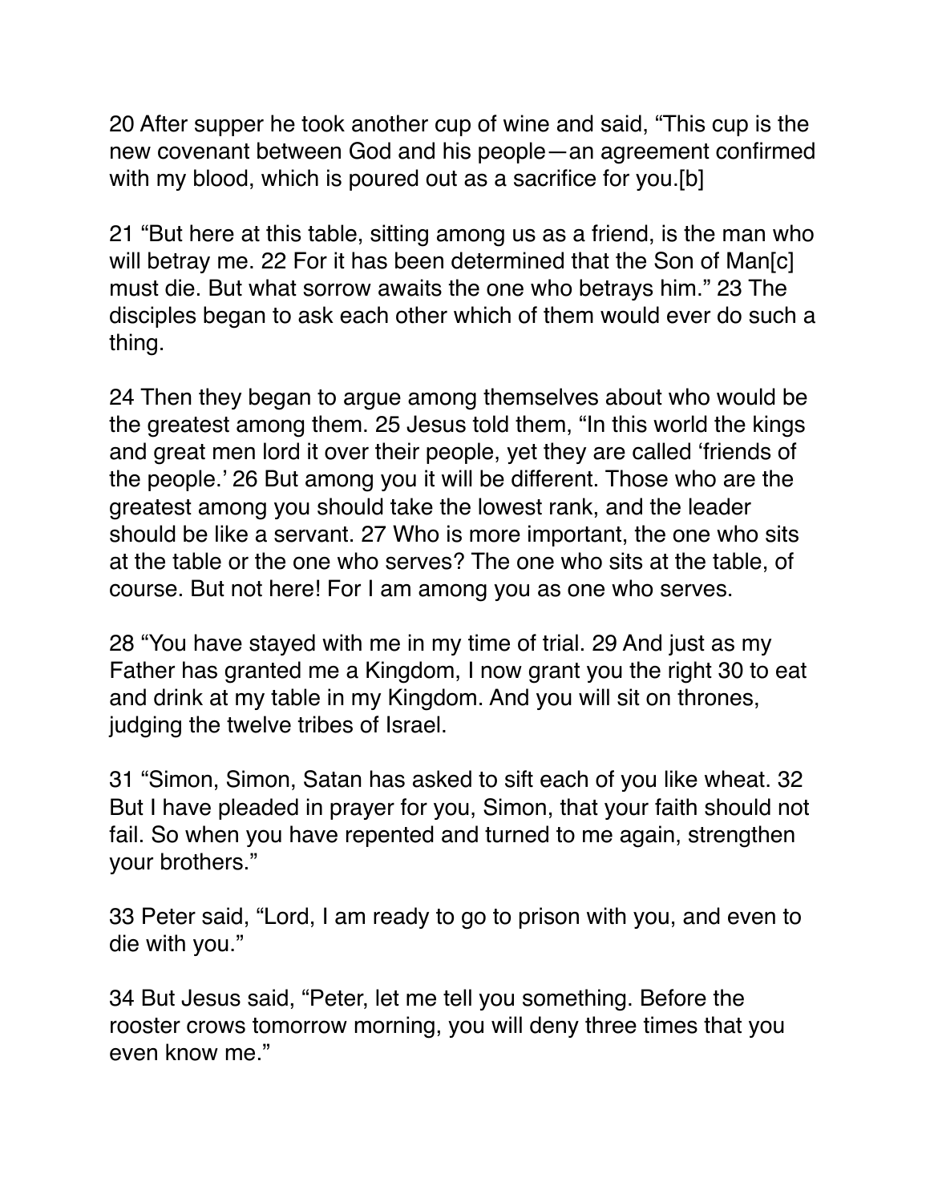20 After supper he took another cup of wine and said, "This cup is the new covenant between God and his people—an agreement confirmed with my blood, which is poured out as a sacrifice for you.[b]

21 "But here at this table, sitting among us as a friend, is the man who will betray me. 22 For it has been determined that the Son of Man[c] must die. But what sorrow awaits the one who betrays him." 23 The disciples began to ask each other which of them would ever do such a thing.

24 Then they began to argue among themselves about who would be the greatest among them. 25 Jesus told them, "In this world the kings and great men lord it over their people, yet they are called 'friends of the people.' 26 But among you it will be different. Those who are the greatest among you should take the lowest rank, and the leader should be like a servant. 27 Who is more important, the one who sits at the table or the one who serves? The one who sits at the table, of course. But not here! For I am among you as one who serves.

28 "You have stayed with me in my time of trial. 29 And just as my Father has granted me a Kingdom, I now grant you the right 30 to eat and drink at my table in my Kingdom. And you will sit on thrones, judging the twelve tribes of Israel.

31 "Simon, Simon, Satan has asked to sift each of you like wheat. 32 But I have pleaded in prayer for you, Simon, that your faith should not fail. So when you have repented and turned to me again, strengthen your brothers."

33 Peter said, "Lord, I am ready to go to prison with you, and even to die with you."

34 But Jesus said, "Peter, let me tell you something. Before the rooster crows tomorrow morning, you will deny three times that you even know me."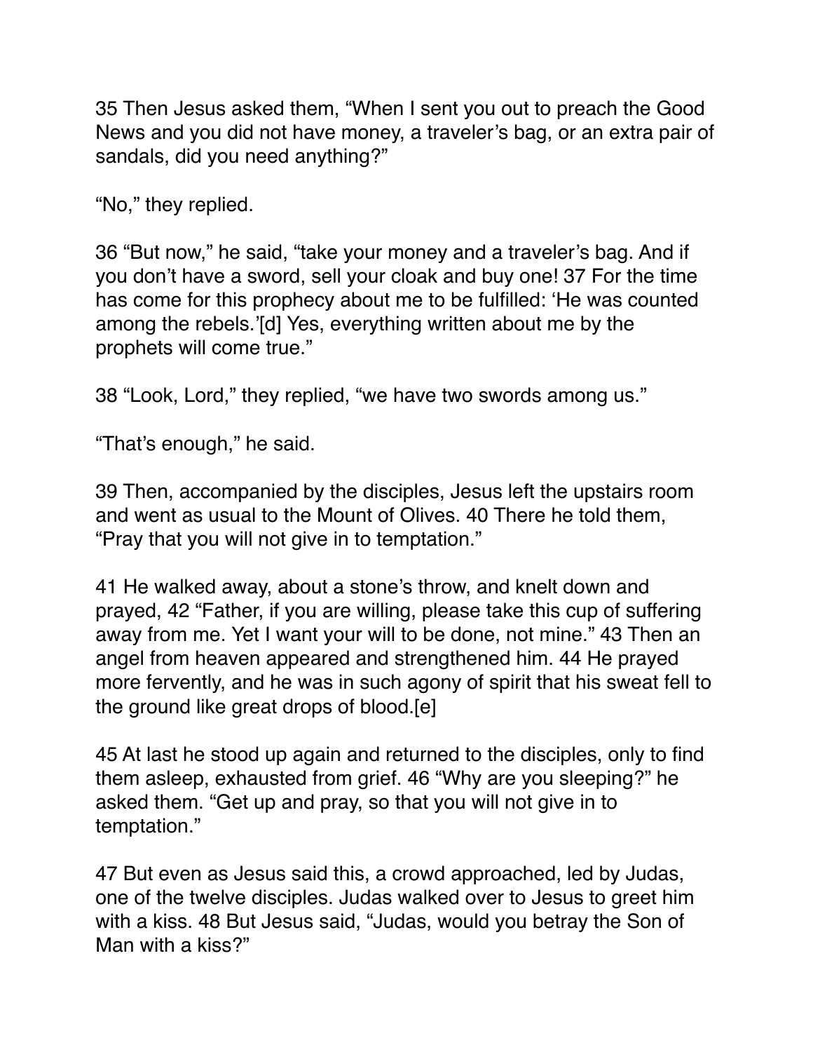35 Then Jesus asked them, "When I sent you out to preach the Good News and you did not have money, a traveler's bag, or an extra pair of sandals, did you need anything?"

"No," they replied.

36 "But now," he said, "take your money and a traveler's bag. And if you don't have a sword, sell your cloak and buy one! 37 For the time has come for this prophecy about me to be fulfilled: 'He was counted among the rebels.'[d] Yes, everything written about me by the prophets will come true."

38 "Look, Lord," they replied, "we have two swords among us."

"That's enough," he said.

39 Then, accompanied by the disciples, Jesus left the upstairs room and went as usual to the Mount of Olives. 40 There he told them, "Pray that you will not give in to temptation."

41 He walked away, about a stone's throw, and knelt down and prayed, 42 "Father, if you are willing, please take this cup of suffering away from me. Yet I want your will to be done, not mine." 43 Then an angel from heaven appeared and strengthened him. 44 He prayed more fervently, and he was in such agony of spirit that his sweat fell to the ground like great drops of blood.[e]

45 At last he stood up again and returned to the disciples, only to find them asleep, exhausted from grief. 46 "Why are you sleeping?" he asked them. "Get up and pray, so that you will not give in to temptation."

47 But even as Jesus said this, a crowd approached, led by Judas, one of the twelve disciples. Judas walked over to Jesus to greet him with a kiss. 48 But Jesus said, "Judas, would you betray the Son of Man with a kiss?"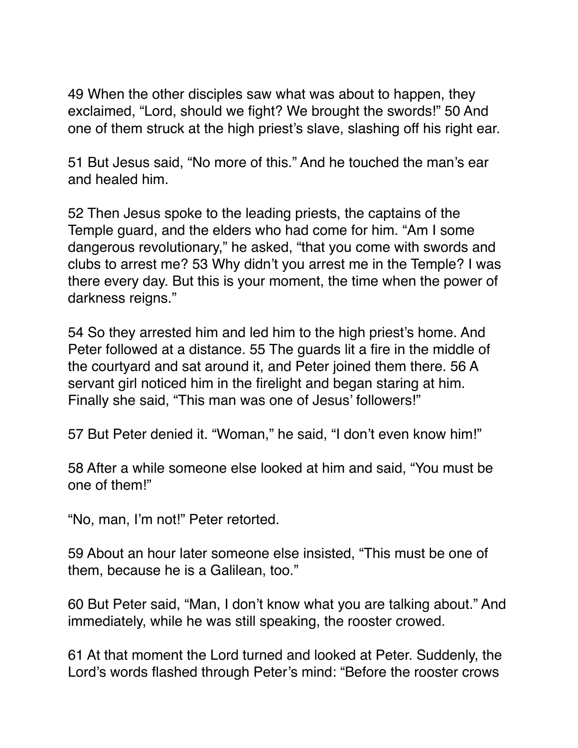49 When the other disciples saw what was about to happen, they exclaimed, "Lord, should we fight? We brought the swords!" 50 And one of them struck at the high priest's slave, slashing off his right ear.

51 But Jesus said, "No more of this." And he touched the man's ear and healed him.

52 Then Jesus spoke to the leading priests, the captains of the Temple guard, and the elders who had come for him. "Am I some dangerous revolutionary," he asked, "that you come with swords and clubs to arrest me? 53 Why didn't you arrest me in the Temple? I was there every day. But this is your moment, the time when the power of darkness reigns."

54 So they arrested him and led him to the high priest's home. And Peter followed at a distance. 55 The guards lit a fire in the middle of the courtyard and sat around it, and Peter joined them there. 56 A servant girl noticed him in the firelight and began staring at him. Finally she said, "This man was one of Jesus' followers!"

57 But Peter denied it. "Woman," he said, "I don't even know him!"

58 After a while someone else looked at him and said, "You must be one of them!"

"No, man, I'm not!" Peter retorted.

59 About an hour later someone else insisted, "This must be one of them, because he is a Galilean, too."

60 But Peter said, "Man, I don't know what you are talking about." And immediately, while he was still speaking, the rooster crowed.

61 At that moment the Lord turned and looked at Peter. Suddenly, the Lord's words flashed through Peter's mind: "Before the rooster crows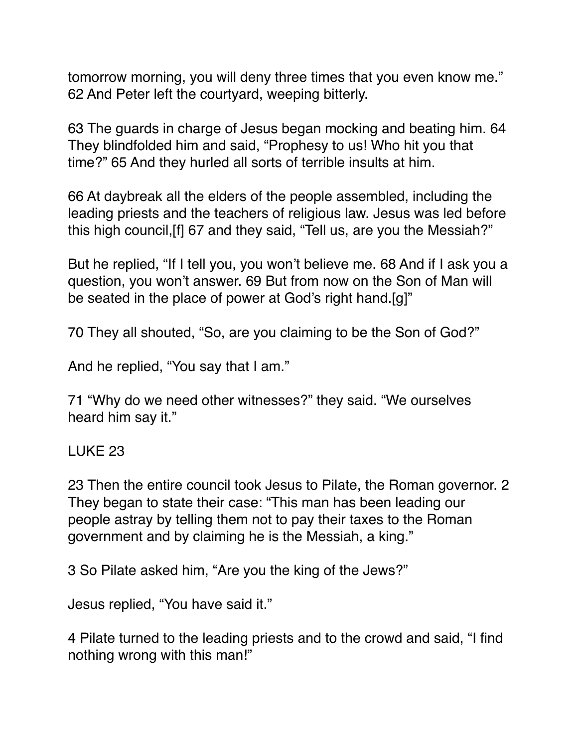tomorrow morning, you will deny three times that you even know me." 62 And Peter left the courtyard, weeping bitterly.

63 The guards in charge of Jesus began mocking and beating him. 64 They blindfolded him and said, "Prophesy to us! Who hit you that time?" 65 And they hurled all sorts of terrible insults at him.

66 At daybreak all the elders of the people assembled, including the leading priests and the teachers of religious law. Jesus was led before this high council,[f] 67 and they said, "Tell us, are you the Messiah?"

But he replied, "If I tell you, you won't believe me. 68 And if I ask you a question, you won't answer. 69 But from now on the Son of Man will be seated in the place of power at God's right hand.[g]"

70 They all shouted, "So, are you claiming to be the Son of God?"

And he replied, "You say that I am."

71 "Why do we need other witnesses?" they said. "We ourselves heard him say it."

LUKE 23

23 Then the entire council took Jesus to Pilate, the Roman governor. 2 They began to state their case: "This man has been leading our people astray by telling them not to pay their taxes to the Roman government and by claiming he is the Messiah, a king."

3 So Pilate asked him, "Are you the king of the Jews?"

Jesus replied, "You have said it."

4 Pilate turned to the leading priests and to the crowd and said, "I find nothing wrong with this man!"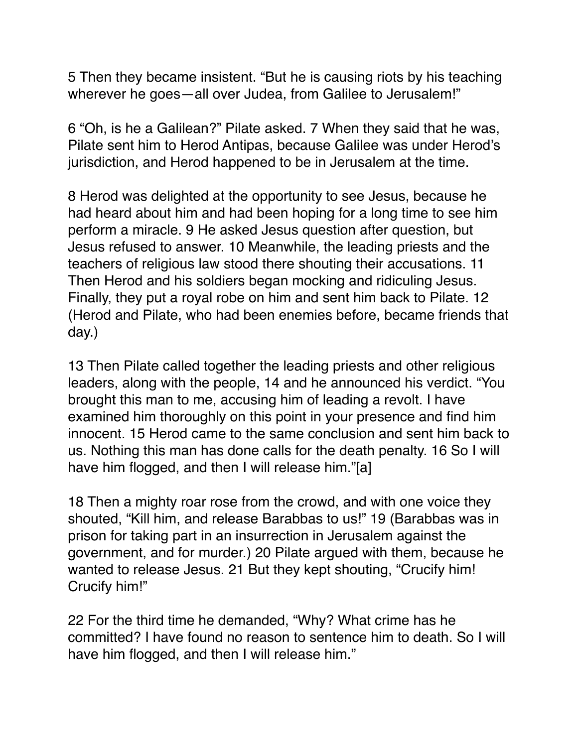5 Then they became insistent. “But he is causing riots by his teaching wherever he goes—all over Judea, from Galilee to Jerusalem!”

6 “Oh, is he a Galilean?” Pilate asked. 7 When they said that he was, Pilate sent him to Herod Antipas, because Galilee was under Herod’s jurisdiction, and Herod happened to be in Jerusalem at the time.

8 Herod was delighted at the opportunity to see Jesus, because he had heard about him and had been hoping for a long time to see him perform a miracle. 9 He asked Jesus question after question, but Jesus refused to answer. 10 Meanwhile, the leading priests and the teachers of religious law stood there shouting their accusations. 11 Then Herod and his soldiers began mocking and ridiculing Jesus. Finally, they put a royal robe on him and sent him back to Pilate. 12 (Herod and Pilate, who had been enemies before, became friends that day.)

13 Then Pilate called together the leading priests and other religious leaders, along with the people, 14 and he announced his verdict. “You brought this man to me, accusing him of leading a revolt. I have examined him thoroughly on this point in your presence and find him innocent. 15 Herod came to the same conclusion and sent him back to us. Nothing this man has done calls for the death penalty. 16 So I will have him flogged, and then I will release him.”[a]

18 Then a mighty roar rose from the crowd, and with one voice they shouted, “Kill him, and release Barabbas to us!” 19 (Barabbas was in prison for taking part in an insurrection in Jerusalem against the government, and for murder.) 20 Pilate argued with them, because he wanted to release Jesus. 21 But they kept shouting, “Crucify him! Crucify him!”

22 For the third time he demanded, “Why? What crime has he committed? I have found no reason to sentence him to death. So I will have him flogged, and then I will release him.”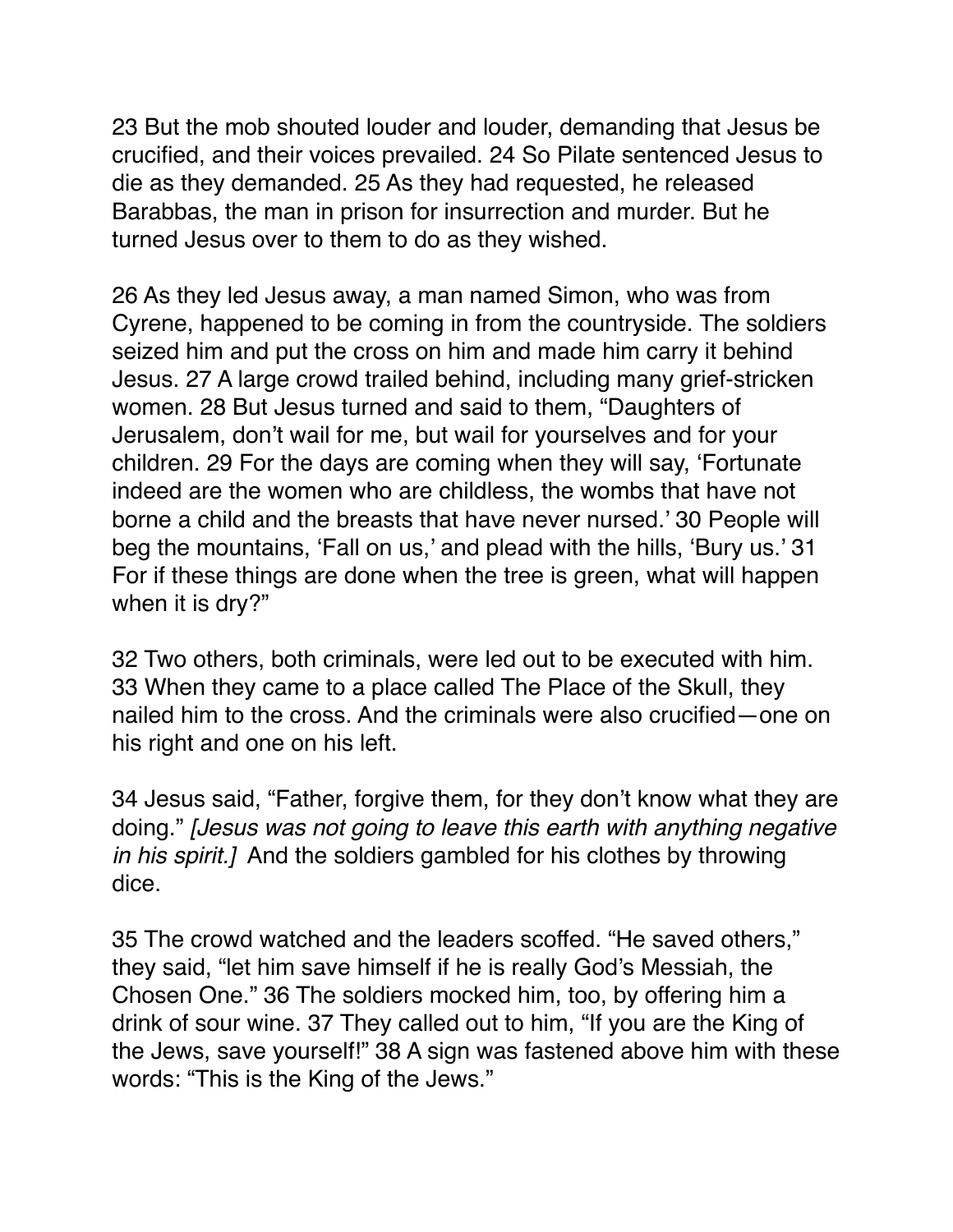23 But the mob shouted louder and louder, demanding that Jesus be crucified, and their voices prevailed. 24 So Pilate sentenced Jesus to die as they demanded. 25 As they had requested, he released Barabbas, the man in prison for insurrection and murder. But he turned Jesus over to them to do as they wished.

26 As they led Jesus away, a man named Simon, who was from Cyrene, happened to be coming in from the countryside. The soldiers seized him and put the cross on him and made him carry it behind Jesus. 27 A large crowd trailed behind, including many grief-stricken women. 28 But Jesus turned and said to them, "Daughters of Jerusalem, don't wail for me, but wail for yourselves and for your children. 29 For the days are coming when they will say, 'Fortunate indeed are the women who are childless, the wombs that have not borne a child and the breasts that have never nursed.' 30 People will beg the mountains, 'Fall on us,' and plead with the hills, 'Bury us.' 31 For if these things are done when the tree is green, what will happen when it is dry?"

32 Two others, both criminals, were led out to be executed with him. 33 When they came to a place called The Place of the Skull, they nailed him to the cross. And the criminals were also crucified—one on his right and one on his left.

34 Jesus said, "Father, forgive them, for they don't know what they are doing." *[Jesus was not going to leave this earth with anything negative in his spirit.]* And the soldiers gambled for his clothes by throwing dice.

35 The crowd watched and the leaders scoffed. "He saved others," they said, "let him save himself if he is really God's Messiah, the Chosen One." 36 The soldiers mocked him, too, by offering him a drink of sour wine. 37 They called out to him, "If you are the King of the Jews, save yourself!" 38 A sign was fastened above him with these words: "This is the King of the Jews."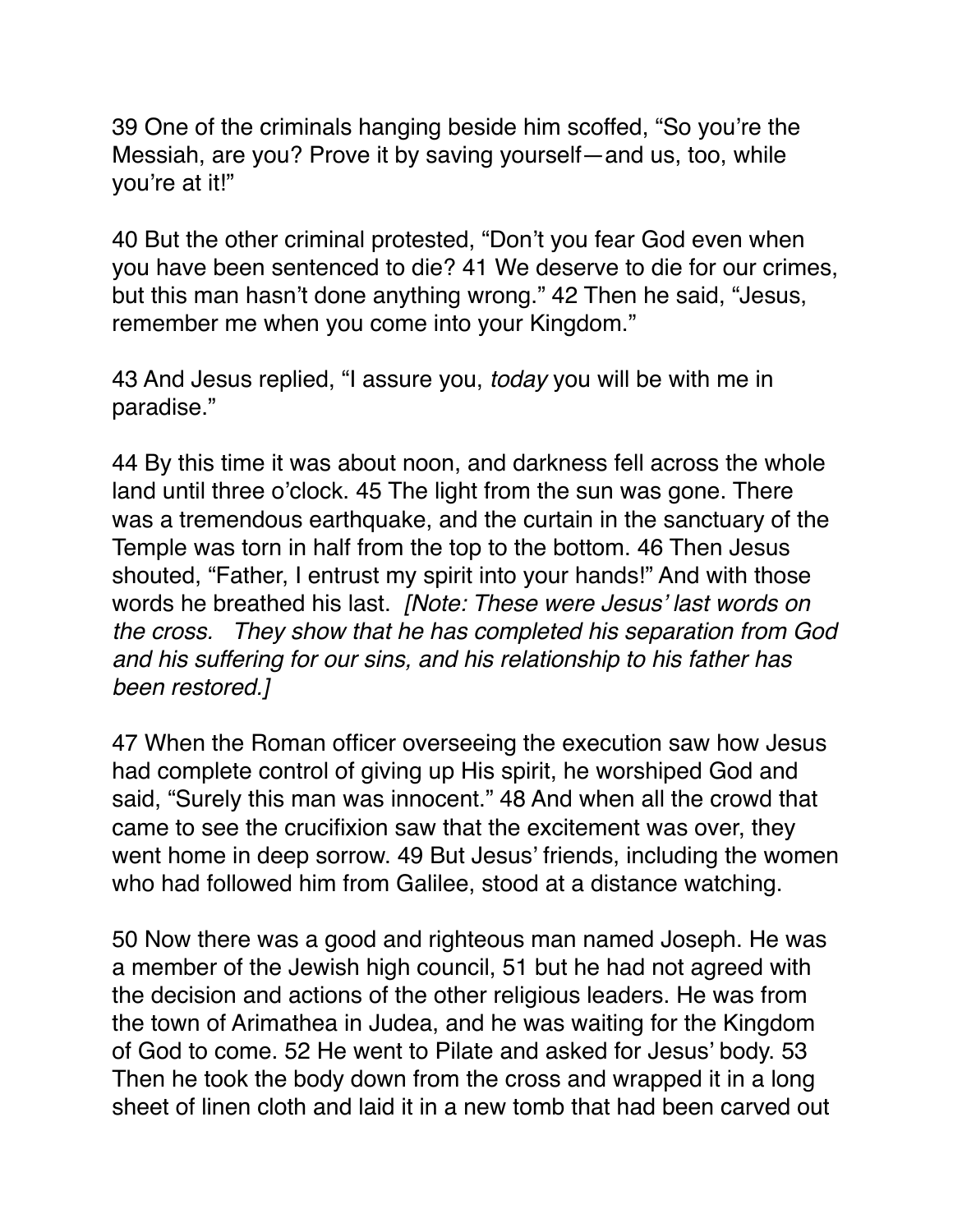39 One of the criminals hanging beside him scoffed, “So you’re the Messiah, are you? Prove it by saving yourself—and us, too, while you’re at it!”

40 But the other criminal protested, “Don’t you fear God even when you have been sentenced to die? 41 We deserve to die for our crimes, but this man hasn’t done anything wrong.” 42 Then he said, “Jesus, remember me when you come into your Kingdom.”

43 And Jesus replied, “I assure you, *today* you will be with me in paradise.”

44 By this time it was about noon, and darkness fell across the whole land until three o’clock. 45 The light from the sun was gone. There was a tremendous earthquake, and the curtain in the sanctuary of the Temple was torn in half from the top to the bottom. 46 Then Jesus shouted, “Father, I entrust my spirit into your hands!” And with those words he breathed his last. *[Note: These were Jesus’ last words on the cross. They show that he has completed his separation from God and his suffering for our sins, and his relationship to his father has been restored.]*

47 When the Roman officer overseeing the execution saw how Jesus had complete control of giving up His spirit, he worshiped God and said, “Surely this man was innocent.” 48 And when all the crowd that came to see the crucifixion saw that the excitement was over, they went home in deep sorrow. 49 But Jesus’ friends, including the women who had followed him from Galilee, stood at a distance watching.

50 Now there was a good and righteous man named Joseph. He was a member of the Jewish high council, 51 but he had not agreed with the decision and actions of the other religious leaders. He was from the town of Arimathea in Judea, and he was waiting for the Kingdom of God to come. 52 He went to Pilate and asked for Jesus’ body. 53 Then he took the body down from the cross and wrapped it in a long sheet of linen cloth and laid it in a new tomb that had been carved out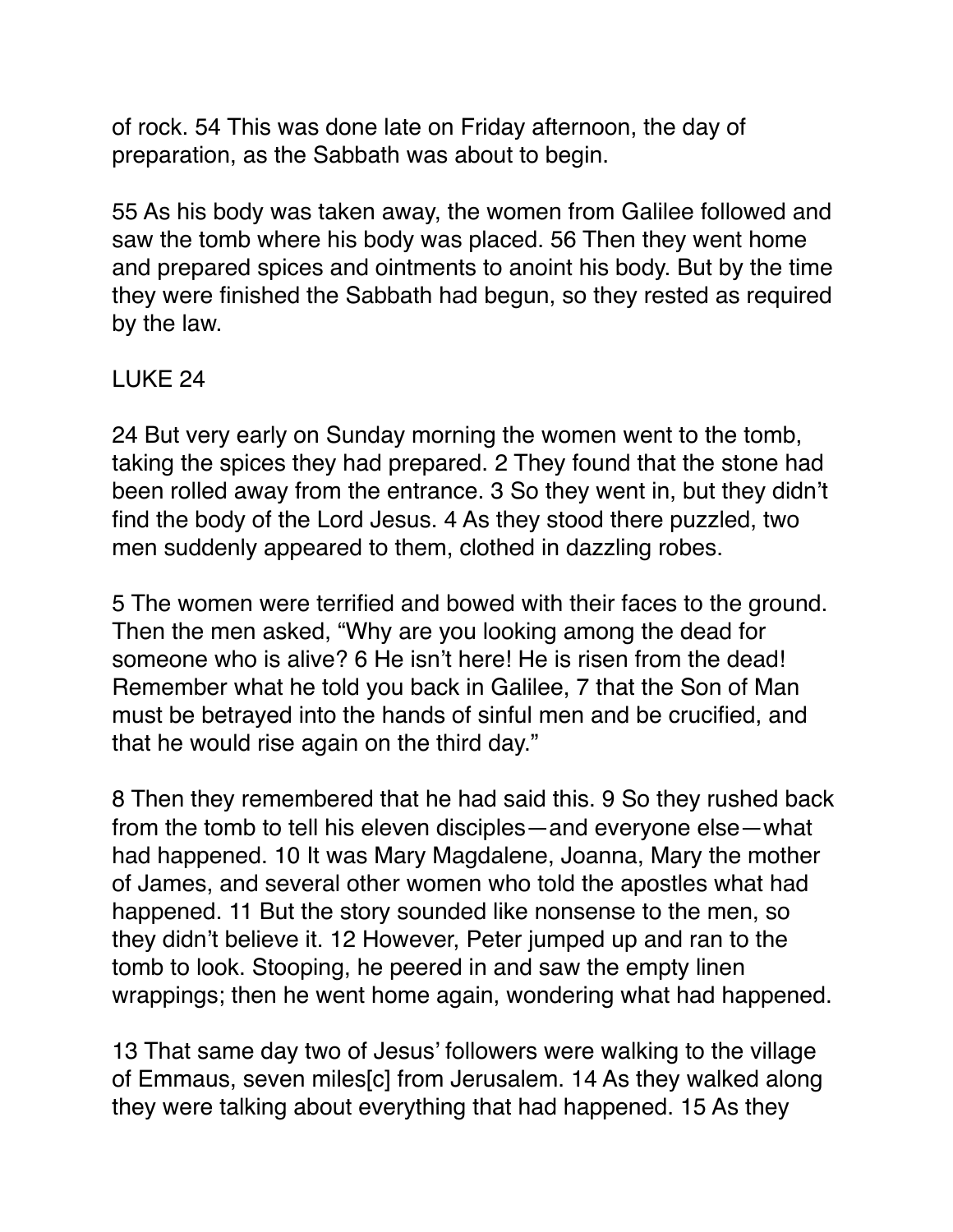of rock. 54 This was done late on Friday afternoon, the day of preparation, as the Sabbath was about to begin.

55 As his body was taken away, the women from Galilee followed and saw the tomb where his body was placed. 56 Then they went home and prepared spices and ointments to anoint his body. But by the time they were finished the Sabbath had begun, so they rested as required by the law.

## LUKE 24

24 But very early on Sunday morning the women went to the tomb, taking the spices they had prepared. 2 They found that the stone had been rolled away from the entrance. 3 So they went in, but they didn't find the body of the Lord Jesus. 4 As they stood there puzzled, two men suddenly appeared to them, clothed in dazzling robes.

5 The women were terrified and bowed with their faces to the ground. Then the men asked, "Why are you looking among the dead for someone who is alive? 6 He isn't here! He is risen from the dead! Remember what he told you back in Galilee, 7 that the Son of Man must be betrayed into the hands of sinful men and be crucified, and that he would rise again on the third day."

8 Then they remembered that he had said this. 9 So they rushed back from the tomb to tell his eleven disciples—and everyone else—what had happened. 10 It was Mary Magdalene, Joanna, Mary the mother of James, and several other women who told the apostles what had happened. 11 But the story sounded like nonsense to the men, so they didn't believe it. 12 However, Peter jumped up and ran to the tomb to look. Stooping, he peered in and saw the empty linen wrappings; then he went home again, wondering what had happened.

13 That same day two of Jesus' followers were walking to the village of Emmaus, seven miles[c] from Jerusalem. 14 As they walked along they were talking about everything that had happened. 15 As they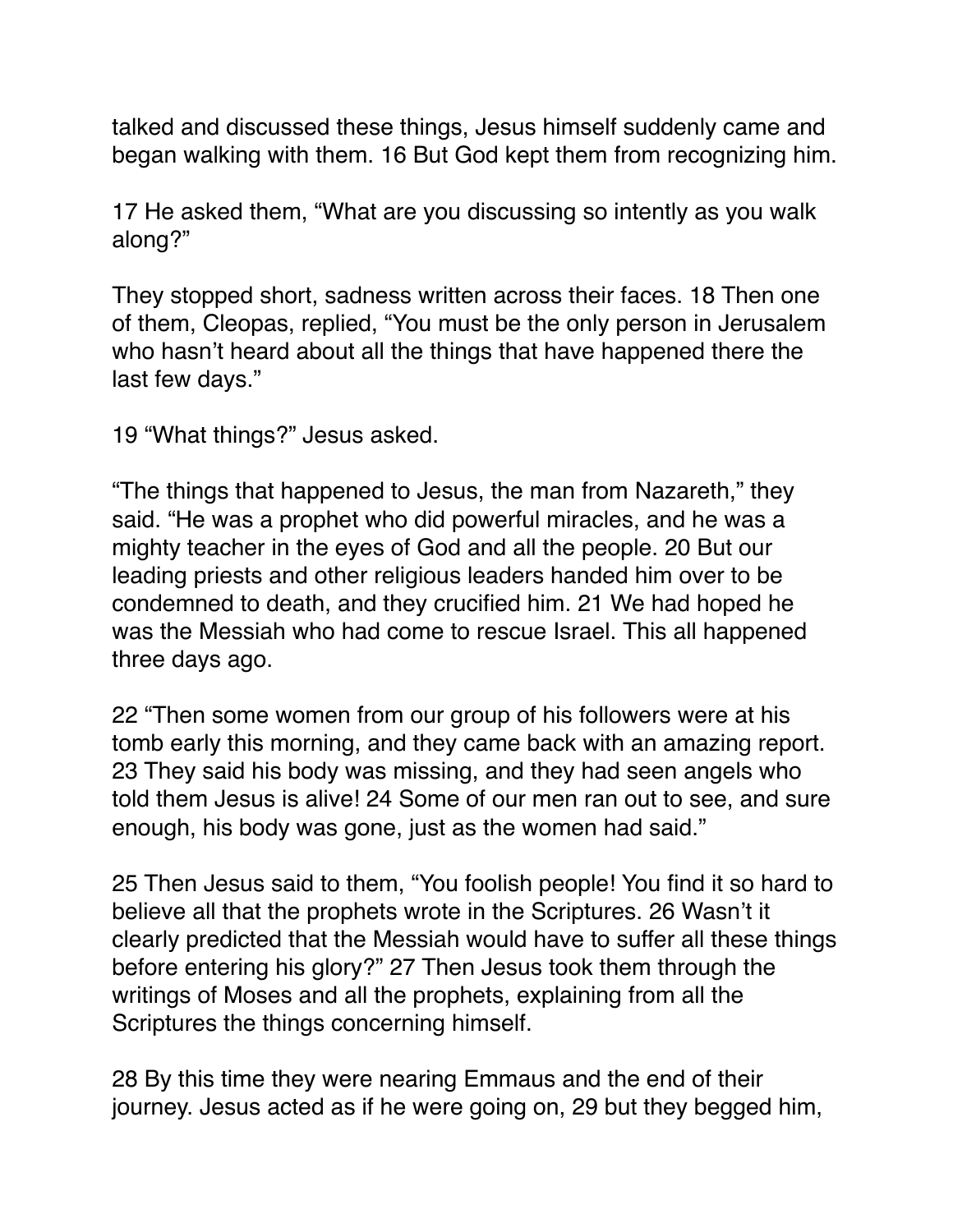talked and discussed these things, Jesus himself suddenly came and began walking with them. 16 But God kept them from recognizing him.

17 He asked them, "What are you discussing so intently as you walk along?"

They stopped short, sadness written across their faces. 18 Then one of them, Cleopas, replied, "You must be the only person in Jerusalem who hasn't heard about all the things that have happened there the last few days."

19 "What things?" Jesus asked.

"The things that happened to Jesus, the man from Nazareth," they said. "He was a prophet who did powerful miracles, and he was a mighty teacher in the eyes of God and all the people. 20 But our leading priests and other religious leaders handed him over to be condemned to death, and they crucified him. 21 We had hoped he was the Messiah who had come to rescue Israel. This all happened three days ago.

22 "Then some women from our group of his followers were at his tomb early this morning, and they came back with an amazing report. 23 They said his body was missing, and they had seen angels who told them Jesus is alive! 24 Some of our men ran out to see, and sure enough, his body was gone, just as the women had said."

25 Then Jesus said to them, "You foolish people! You find it so hard to believe all that the prophets wrote in the Scriptures. 26 Wasn't it clearly predicted that the Messiah would have to suffer all these things before entering his glory?" 27 Then Jesus took them through the writings of Moses and all the prophets, explaining from all the Scriptures the things concerning himself.

28 By this time they were nearing Emmaus and the end of their journey. Jesus acted as if he were going on, 29 but they begged him,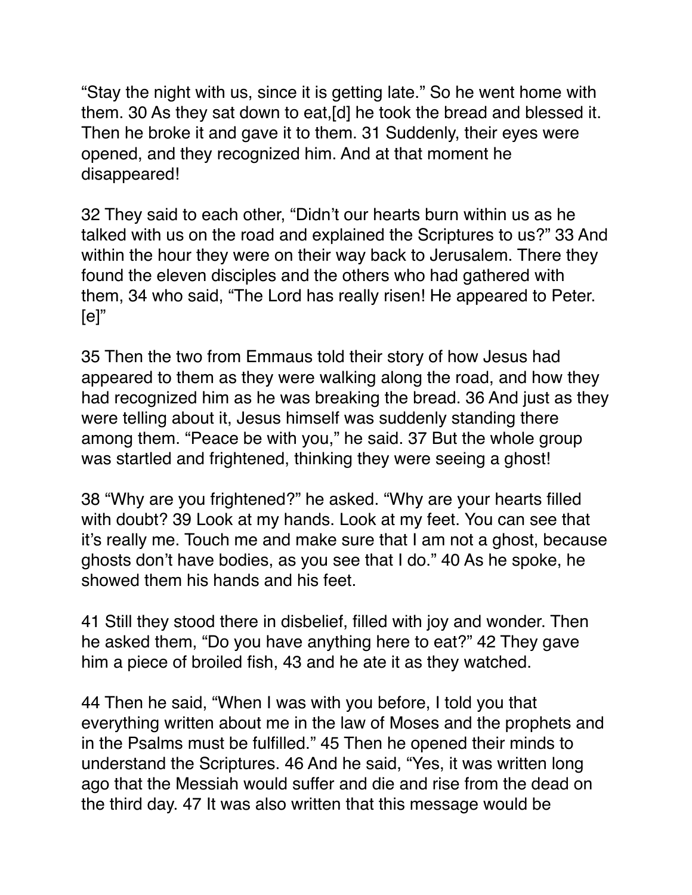“Stay the night with us, since it is getting late.” So he went home with them. 30 As they sat down to eat,[d] he took the bread and blessed it. Then he broke it and gave it to them. 31 Suddenly, their eyes were opened, and they recognized him. And at that moment he disappeared!

32 They said to each other, “Didn’t our hearts burn within us as he talked with us on the road and explained the Scriptures to us?” 33 And within the hour they were on their way back to Jerusalem. There they found the eleven disciples and the others who had gathered with them, 34 who said, “The Lord has really risen! He appeared to Peter.[e]”

35 Then the two from Emmaus told their story of how Jesus had appeared to them as they were walking along the road, and how they had recognized him as he was breaking the bread. 36 And just as they were telling about it, Jesus himself was suddenly standing there among them. “Peace be with you,” he said. 37 But the whole group was startled and frightened, thinking they were seeing a ghost!

38 “Why are you frightened?” he asked. “Why are your hearts filled with doubt? 39 Look at my hands. Look at my feet. You can see that it’s really me. Touch me and make sure that I am not a ghost, because ghosts don’t have bodies, as you see that I do.” 40 As he spoke, he showed them his hands and his feet.

41 Still they stood there in disbelief, filled with joy and wonder. Then he asked them, “Do you have anything here to eat?” 42 They gave him a piece of broiled fish, 43 and he ate it as they watched.

44 Then he said, “When I was with you before, I told you that everything written about me in the law of Moses and the prophets and in the Psalms must be fulfilled.” 45 Then he opened their minds to understand the Scriptures. 46 And he said, “Yes, it was written long ago that the Messiah would suffer and die and rise from the dead on the third day. 47 It was also written that this message would be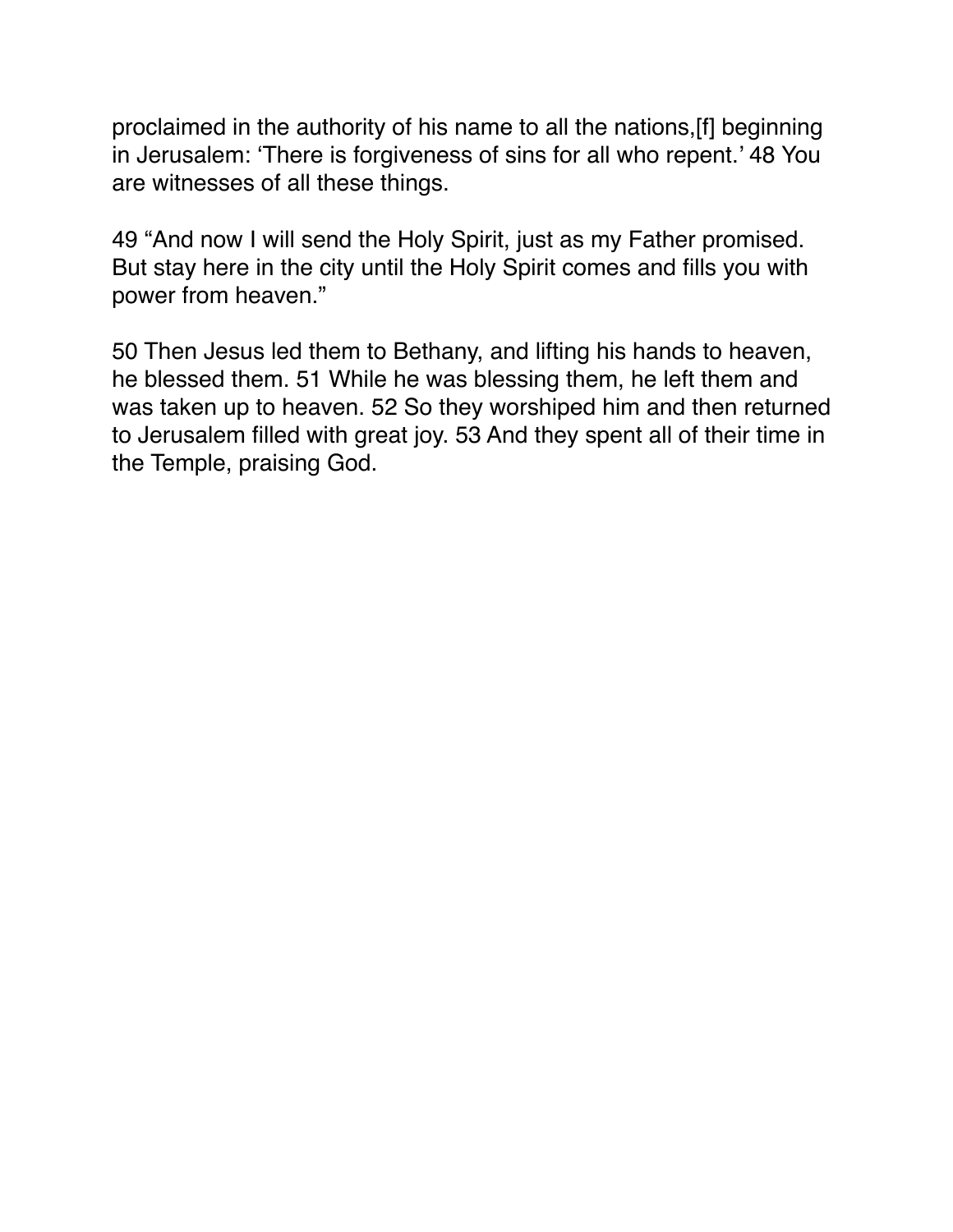proclaimed in the authority of his name to all the nations,[f] beginning in Jerusalem: 'There is forgiveness of sins for all who repent.' 48 You are witnesses of all these things.

49 "And now I will send the Holy Spirit, just as my Father promised. But stay here in the city until the Holy Spirit comes and fills you with power from heaven."

50 Then Jesus led them to Bethany, and lifting his hands to heaven, he blessed them. 51 While he was blessing them, he left them and was taken up to heaven. 52 So they worshiped him and then returned to Jerusalem filled with great joy. 53 And they spent all of their time in the Temple, praising God.